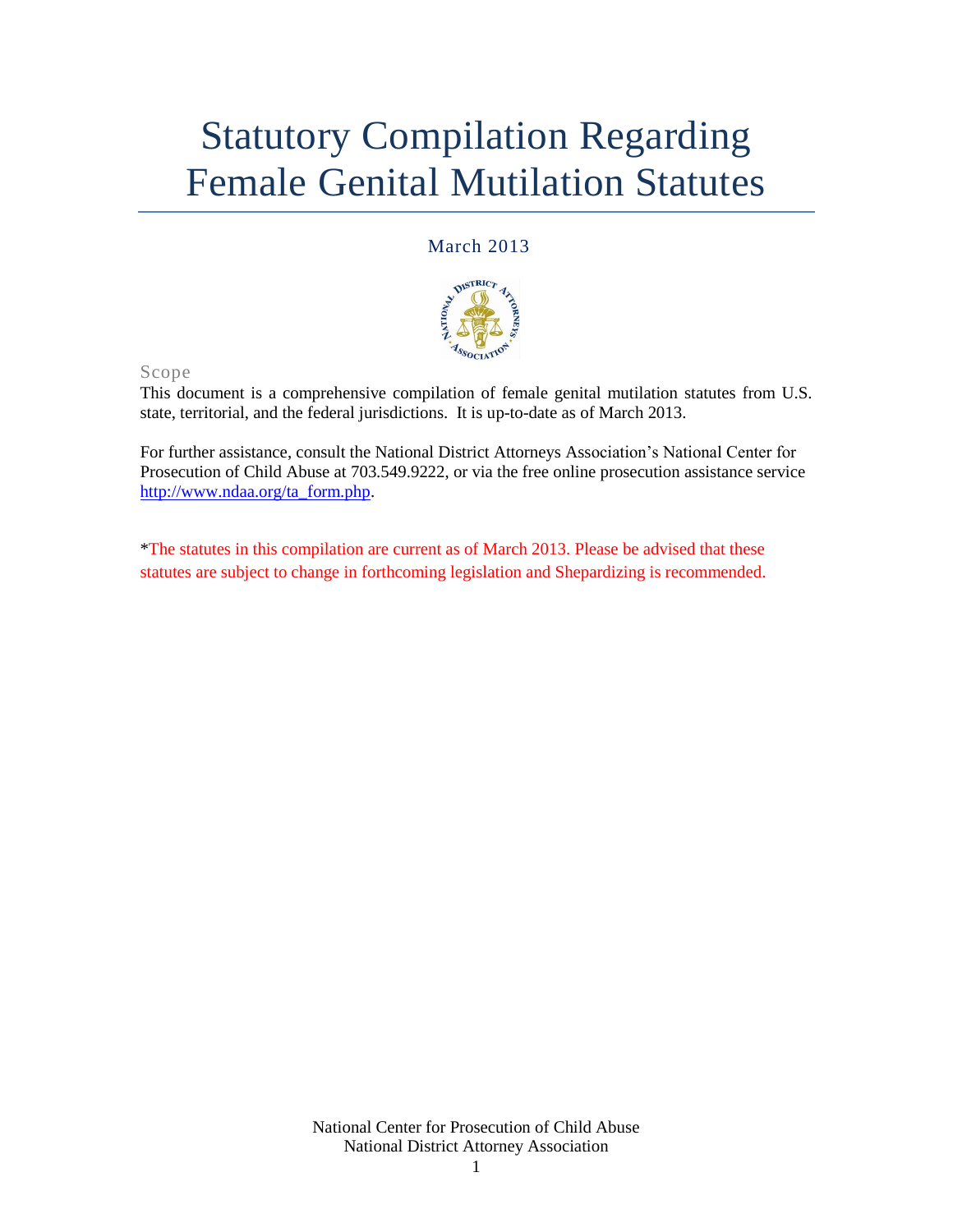# Statutory Compilation Regarding Female Genital Mutilation Statutes

March 2013

## Scope

This document is a comprehensive compilation of female genital mutilation statutes from U.S. state, territorial, and the federal jurisdictions. It is up-to-date as of March 2013.

For further assistance, consult the National District Attorneys Association's National Center for Prosecution of Child Abuse at 703.549.9222, or via the free online prosecution assistance service [http://www.ndaa.org/ta_form.php](http://www.ndaa.org/ta_form.php).

*The statutes in this compilation are current as of March 2013. Please be advised that these statutes are subject to change in forthcoming legislation and Shepardizing is recommended.

National Center for Prosecution of Child Abuse
National District Attorney Association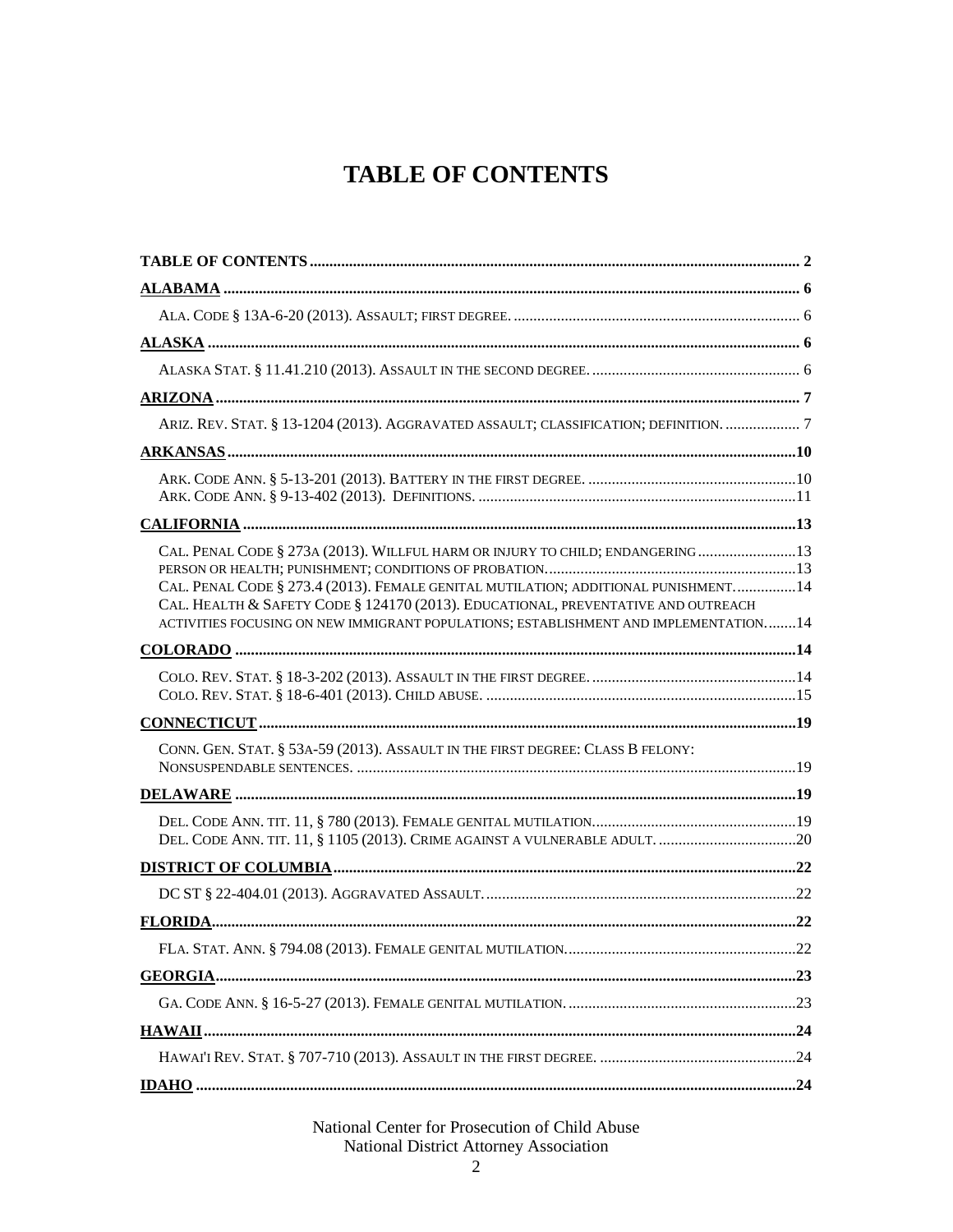# TABLE OF CONTENTS

| | |
|---|---|
| **TABLE OF CONTENTS** | **2** |
| **ALABAMA** | **6** |
| ALA. CODE § 13A-6-20 (2013). ASSAULT; FIRST DEGREE. | 6 |
| **ALASKA** | **6** |
| ALASKA STAT. § 11.41.210 (2013). ASSAULT IN THE SECOND DEGREE. | 6 |
| **ARIZONA** | **7** |
| ARIZ. REV. STAT. § 13-1204 (2013). AGGRAVATED ASSAULT; CLASSIFICATION; DEFINITION. | 7 |
| **ARKANSAS** | **10** |
| ARK. CODE ANN. § 5-13-201 (2013). BATTERY IN THE FIRST DEGREE. | 10 |
| ARK. CODE ANN. § 9-13-402 (2013). DEFINITIONS. | 11 |
| **CALIFORNIA** | **13** |
| CAL. PENAL CODE § 273A (2013). WILLFUL HARM OR INJURY TO CHILD; ENDANGERING | 13 |
| PERSON OR HEALTH; PUNISHMENT; CONDITIONS OF PROBATION. | 13 |
| CAL. PENAL CODE § 273.4 (2013). FEMALE GENITAL MUTILATION; ADDITIONAL PUNISHMENT. | 14 |
| CAL. HEALTH & SAFETY CODE § 124170 (2013). EDUCATIONAL, PREVENTATIVE AND OUTREACH ACTIVITIES FOCUSING ON NEW IMMIGRANT POPULATIONS; ESTABLISHMENT AND IMPLEMENTATION. | 14 |
| **COLORADO** | **14** |
| COLO. REV. STAT. § 18-3-202 (2013). ASSAULT IN THE FIRST DEGREE. | 14 |
| COLO. REV. STAT. § 18-6-401 (2013). CHILD ABUSE. | 15 |
| **CONNECTICUT** | **19** |
| CONN. GEN. STAT. § 53A-59 (2013). ASSAULT IN THE FIRST DEGREE: CLASS B FELONY: NONSUSPENDABLE SENTENCES. | 19 |
| **DELAWARE** | **19** |
| DEL. CODE ANN. TIT. 11, § 780 (2013). FEMALE GENITAL MUTILATION. | 19 |
| DEL. CODE ANN. TIT. 11, § 1105 (2013). CRIME AGAINST A VULNERABLE ADULT. | 20 |
| **DISTRICT OF COLUMBIA** | **22** |
| DC ST § 22-404.01 (2013). AGGRAVATED ASSAULT. | 22 |
| **FLORIDA** | **22** |
| FLA. STAT. ANN. § 794.08 (2013). FEMALE GENITAL MUTILATION. | 22 |
| **GEORGIA** | **23** |
| GA. CODE ANN. § 16-5-27 (2013). FEMALE GENITAL MUTILATION. | 23 |
| **HAWAII** | **24** |
| HAWAI'I REV. STAT. § 707-710 (2013). ASSAULT IN THE FIRST DEGREE. | 24 |
| **IDAHO** | **24** |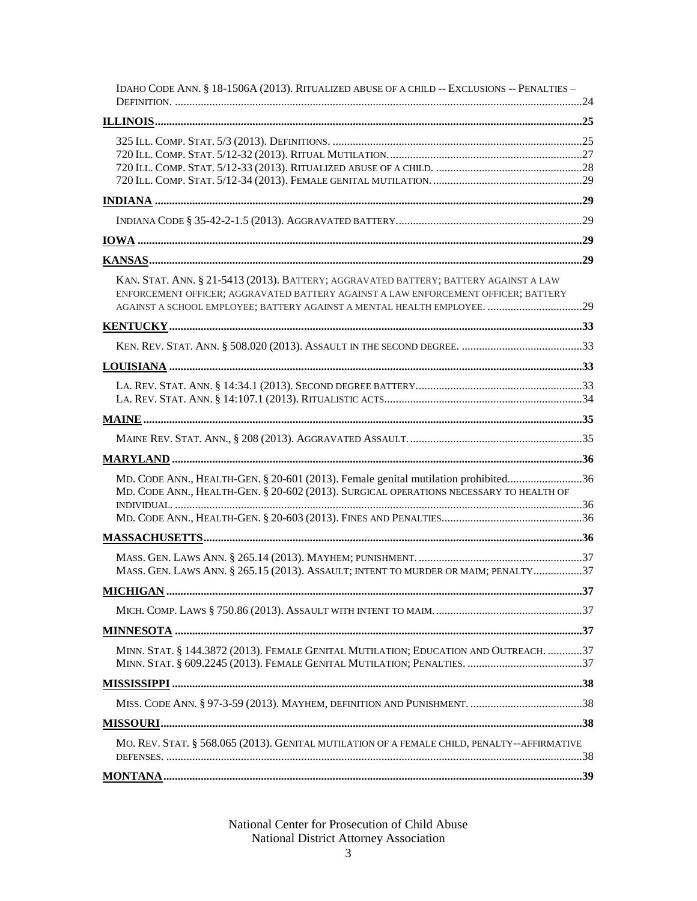IDAHO CODE ANN. § 18-1506A (2013). RITUALIZED ABUSE OF A CHILD -- EXCLUSIONS -- PENALTIES – DEFINITION. ....24

**ILLINOIS**....25

325 ILL. COMP. STAT. 5/3 (2013). DEFINITIONS. ....25
720 ILL. COMP. STAT. 5/12-32 (2013). RITUAL MUTILATION. ....27
720 ILL. COMP. STAT. 5/12-33 (2013). RITUALIZED ABUSE OF A CHILD. ....28
720 ILL. COMP. STAT. 5/12-34 (2013). FEMALE GENITAL MUTILATION. ....29

**INDIANA**....29

INDIANA CODE § 35-42-2-1.5 (2013). AGGRAVATED BATTERY....29

**IOWA**....29

**KANSAS**....29

KAN. STAT. ANN. § 21-5413 (2013). BATTERY; AGGRAVATED BATTERY; BATTERY AGAINST A LAW ENFORCEMENT OFFICER; AGGRAVATED BATTERY AGAINST A LAW ENFORCEMENT OFFICER; BATTERY AGAINST A SCHOOL EMPLOYEE; BATTERY AGAINST A MENTAL HEALTH EMPLOYEE. ....29

**KENTUCKY**....33

KEN. REV. STAT. ANN. § 508.020 (2013). ASSAULT IN THE SECOND DEGREE. ....33

**LOUISIANA**....33

LA. REV. STAT. ANN. § 14:34.1 (2013). SECOND DEGREE BATTERY....33
LA. REV. STAT. ANN. § 14:107.1 (2013). RITUALISTIC ACTS....34

**MAINE**....35

MAINE REV. STAT. ANN., § 208 (2013). AGGRAVATED ASSAULT. ....35

**MARYLAND**....36

MD. CODE ANN., HEALTH-GEN. § 20-601 (2013). Female genital mutilation prohibited....36
MD. CODE ANN., HEALTH-GEN. § 20-602 (2013). SURGICAL OPERATIONS NECESSARY TO HEALTH OF INDIVIDUAL. ....36
MD. CODE ANN., HEALTH-GEN. § 20-603 (2013). FINES AND PENALTIES....36

**MASSACHUSETTS**....36

MASS. GEN. LAWS ANN. § 265.14 (2013). MAYHEM; PUNISHMENT. ....37
MASS. GEN. LAWS ANN. § 265.15 (2013). ASSAULT; INTENT TO MURDER OR MAIM; PENALTY....37

**MICHIGAN**....37

MICH. COMP. LAWS § 750.86 (2013). ASSAULT WITH INTENT TO MAIM. ....37

**MINNESOTA**....37

MINN. STAT. § 144.3872 (2013). FEMALE GENITAL MUTILATION; EDUCATION AND OUTREACH. ....37
MINN. STAT. § 609.2245 (2013). FEMALE GENITAL MUTILATION; PENALTIES. ....37

**MISSISSIPPI**....38

MISS. CODE ANN. § 97-3-59 (2013). MAYHEM, DEFINITION AND PUNISHMENT. ....38

**MISSOURI**....38

MO. REV. STAT. § 568.065 (2013). GENITAL MUTILATION OF A FEMALE CHILD, PENALTY--AFFIRMATIVE DEFENSES. ....38

**MONTANA**....39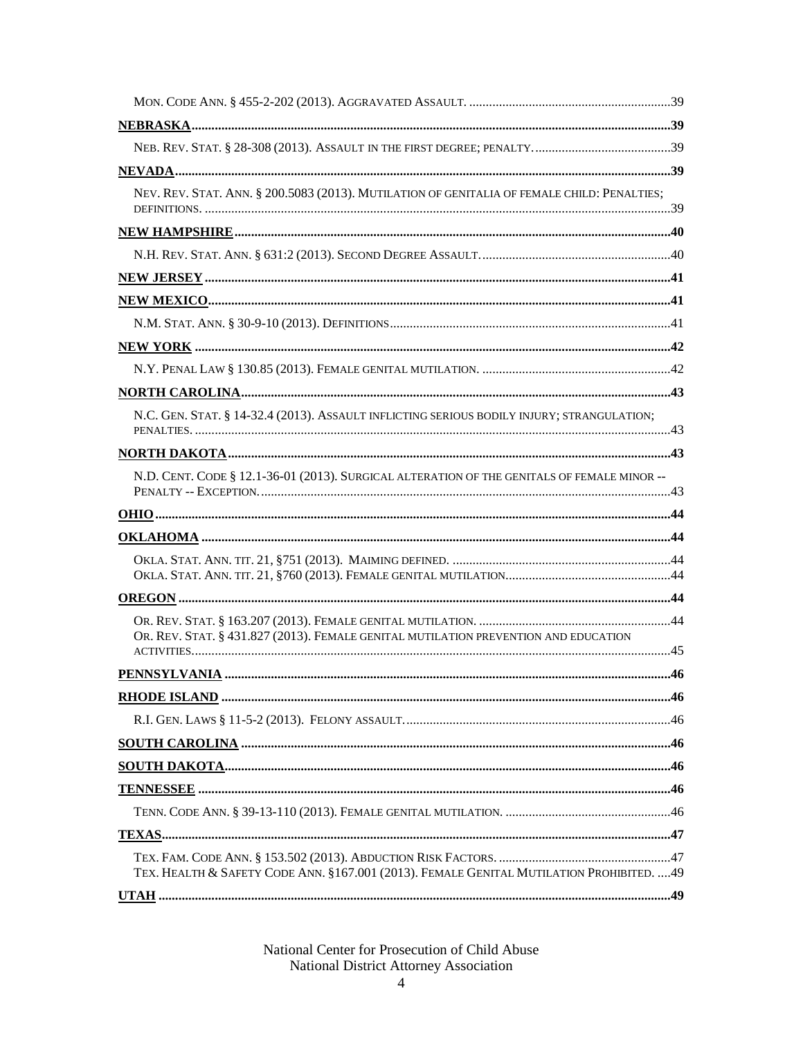MON. CODE ANN. § 455-2-202 (2013). AGGRAVATED ASSAULT. ....39

**NEBRASKA**....39

NEB. REV. STAT. § 28-308 (2013). ASSAULT IN THE FIRST DEGREE; PENALTY. ....39

**NEVADA**....39

NEV. REV. STAT. ANN. § 200.5083 (2013). MUTILATION OF GENITALIA OF FEMALE CHILD: PENALTIES; DEFINITIONS. ....39

**NEW HAMPSHIRE**....40

N.H. REV. STAT. ANN. § 631:2 (2013). SECOND DEGREE ASSAULT. ....40

**NEW JERSEY**....41

**NEW MEXICO**....41

N.M. STAT. ANN. § 30-9-10 (2013). DEFINITIONS....41

**NEW YORK**....42

N.Y. PENAL LAW § 130.85 (2013). FEMALE GENITAL MUTILATION. ....42

**NORTH CAROLINA**....43

N.C. GEN. STAT. § 14-32.4 (2013). ASSAULT INFLICTING SERIOUS BODILY INJURY; STRANGULATION; PENALTIES. ....43

**NORTH DAKOTA**....43

N.D. CENT. CODE § 12.1-36-01 (2013). SURGICAL ALTERATION OF THE GENITALS OF FEMALE MINOR -- PENALTY -- EXCEPTION. ....43

**OHIO**....44

**OKLAHOMA**....44

OKLA. STAT. ANN. TIT. 21, §751 (2013). MAIMING DEFINED. ....44

OKLA. STAT. ANN. TIT. 21, §760 (2013). FEMALE GENITAL MUTILATION....44

**OREGON**....44

OR. REV. STAT. § 163.207 (2013). FEMALE GENITAL MUTILATION. ....44

OR. REV. STAT. § 431.827 (2013). FEMALE GENITAL MUTILATION PREVENTION AND EDUCATION ACTIVITIES....45

**PENNSYLVANIA**....46

**RHODE ISLAND**....46

R.I. GEN. LAWS § 11-5-2 (2013). FELONY ASSAULT....46

**SOUTH CAROLINA**....46

**SOUTH DAKOTA**....46

**TENNESSEE**....46

TENN. CODE ANN. § 39-13-110 (2013). FEMALE GENITAL MUTILATION. ....46

**TEXAS**....47

TEX. FAM. CODE ANN. § 153.502 (2013). ABDUCTION RISK FACTORS. ....47

TEX. HEALTH & SAFETY CODE ANN. §167.001 (2013). FEMALE GENITAL MUTILATION PROHIBITED. ....49

**UTAH**....49

National Center for Prosecution of Child Abuse
National District Attorney Association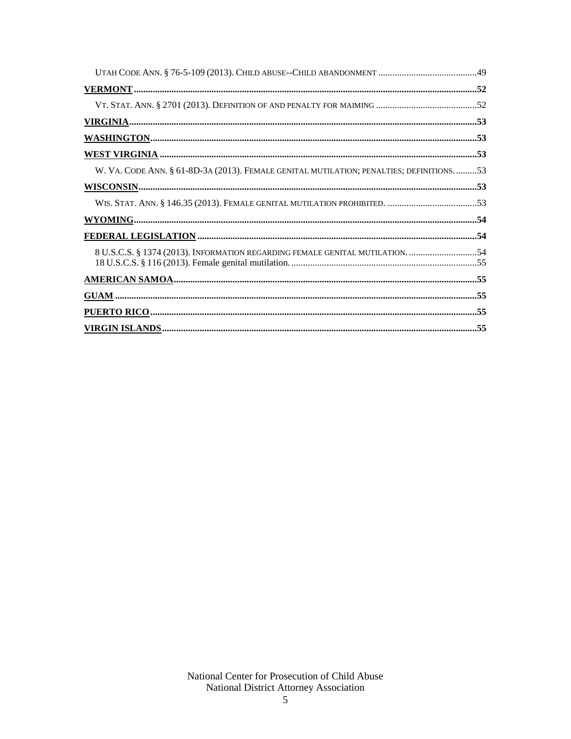UTAH CODE ANN. § 76-5-109 (2013). CHILD ABUSE--CHILD ABANDONMENT ..........................................49

**VERMONT**..........................................................................................................................................52

VT. STAT. ANN. § 2701 (2013). DEFINITION OF AND PENALTY FOR MAIMING ...........................................52

**VIRGINIA**..........................................................................................................................................53

**WASHINGTON**..................................................................................................................................53

**WEST VIRGINIA** ..............................................................................................................................53

W. VA. CODE ANN. § 61-8D-3A (2013). FEMALE GENITAL MUTILATION; PENALTIES; DEFINITIONS. .........53

**WISCONSIN**......................................................................................................................................53

WIS. STAT. ANN. § 146.35 (2013). FEMALE GENITAL MUTILATION PROHIBITED. ......................................53

**WYOMING**.........................................................................................................................................54

**FEDERAL LEGISLATION** ..............................................................................................................54

8 U.S.C.S. § 1374 (2013). INFORMATION REGARDING FEMALE GENITAL MUTILATION. .............................54
18 U.S.C.S. § 116 (2013). Female genital mutilation. ..............................................................................55

**AMERICAN SAMOA**........................................................................................................................55

**GUAM** ................................................................................................................................................55

**PUERTO RICO**..................................................................................................................................55

**VIRGIN ISLANDS**.............................................................................................................................55

National Center for Prosecution of Child Abuse
National District Attorney Association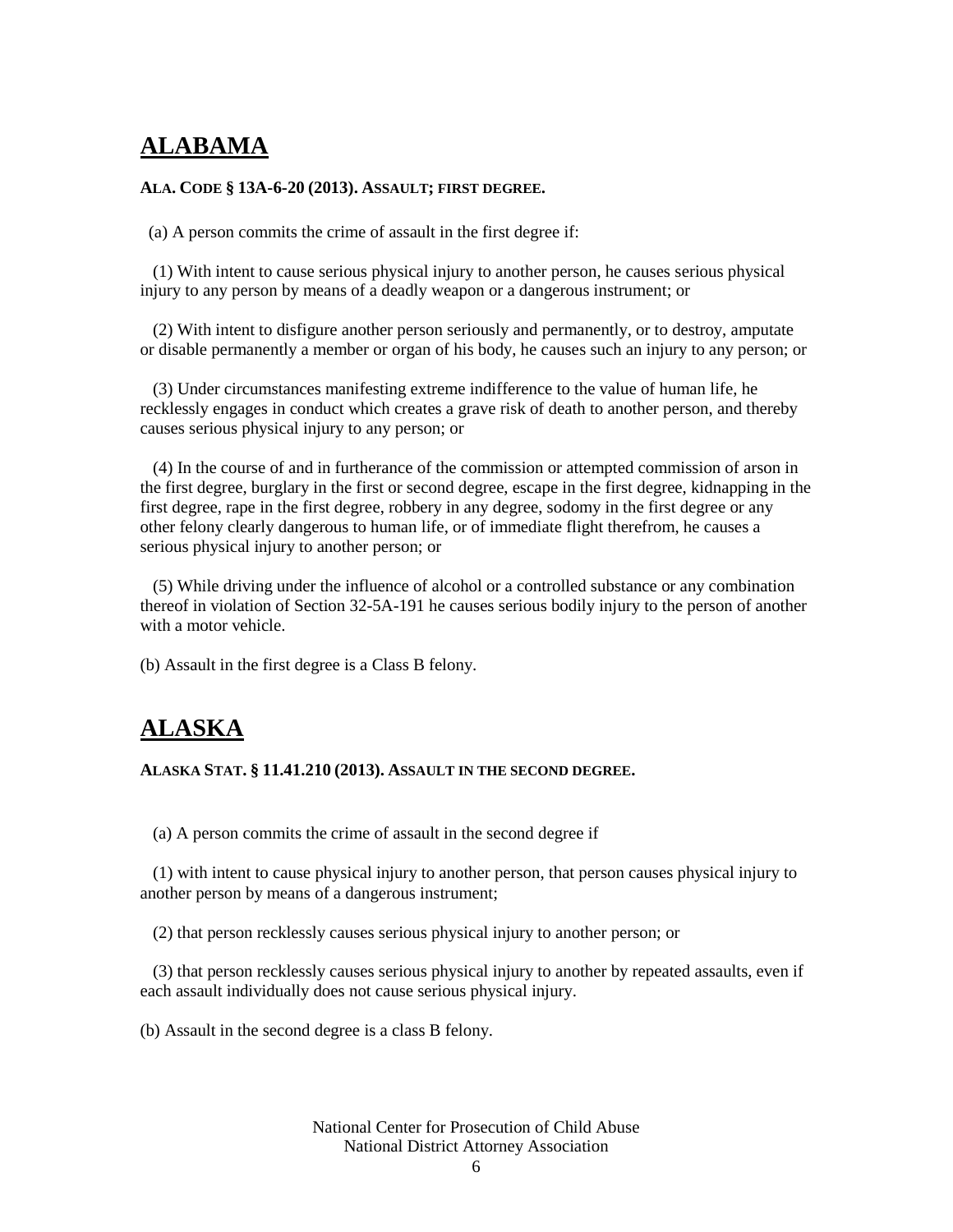## ALABAMA

**ALA. CODE § 13A-6-20 (2013). ASSAULT; FIRST DEGREE.**

(a) A person commits the crime of assault in the first degree if:

(1) With intent to cause serious physical injury to another person, he causes serious physical injury to any person by means of a deadly weapon or a dangerous instrument; or

(2) With intent to disfigure another person seriously and permanently, or to destroy, amputate or disable permanently a member or organ of his body, he causes such an injury to any person; or

(3) Under circumstances manifesting extreme indifference to the value of human life, he recklessly engages in conduct which creates a grave risk of death to another person, and thereby causes serious physical injury to any person; or

(4) In the course of and in furtherance of the commission or attempted commission of arson in the first degree, burglary in the first or second degree, escape in the first degree, kidnapping in the first degree, rape in the first degree, robbery in any degree, sodomy in the first degree or any other felony clearly dangerous to human life, or of immediate flight therefrom, he causes a serious physical injury to another person; or

(5) While driving under the influence of alcohol or a controlled substance or any combination thereof in violation of Section 32-5A-191 he causes serious bodily injury to the person of another with a motor vehicle.

(b) Assault in the first degree is a Class B felony.

## ALASKA

**ALASKA STAT. § 11.41.210 (2013). ASSAULT IN THE SECOND DEGREE.**

(a) A person commits the crime of assault in the second degree if

(1) with intent to cause physical injury to another person, that person causes physical injury to another person by means of a dangerous instrument;

(2) that person recklessly causes serious physical injury to another person; or

(3) that person recklessly causes serious physical injury to another by repeated assaults, even if each assault individually does not cause serious physical injury.

(b) Assault in the second degree is a class B felony.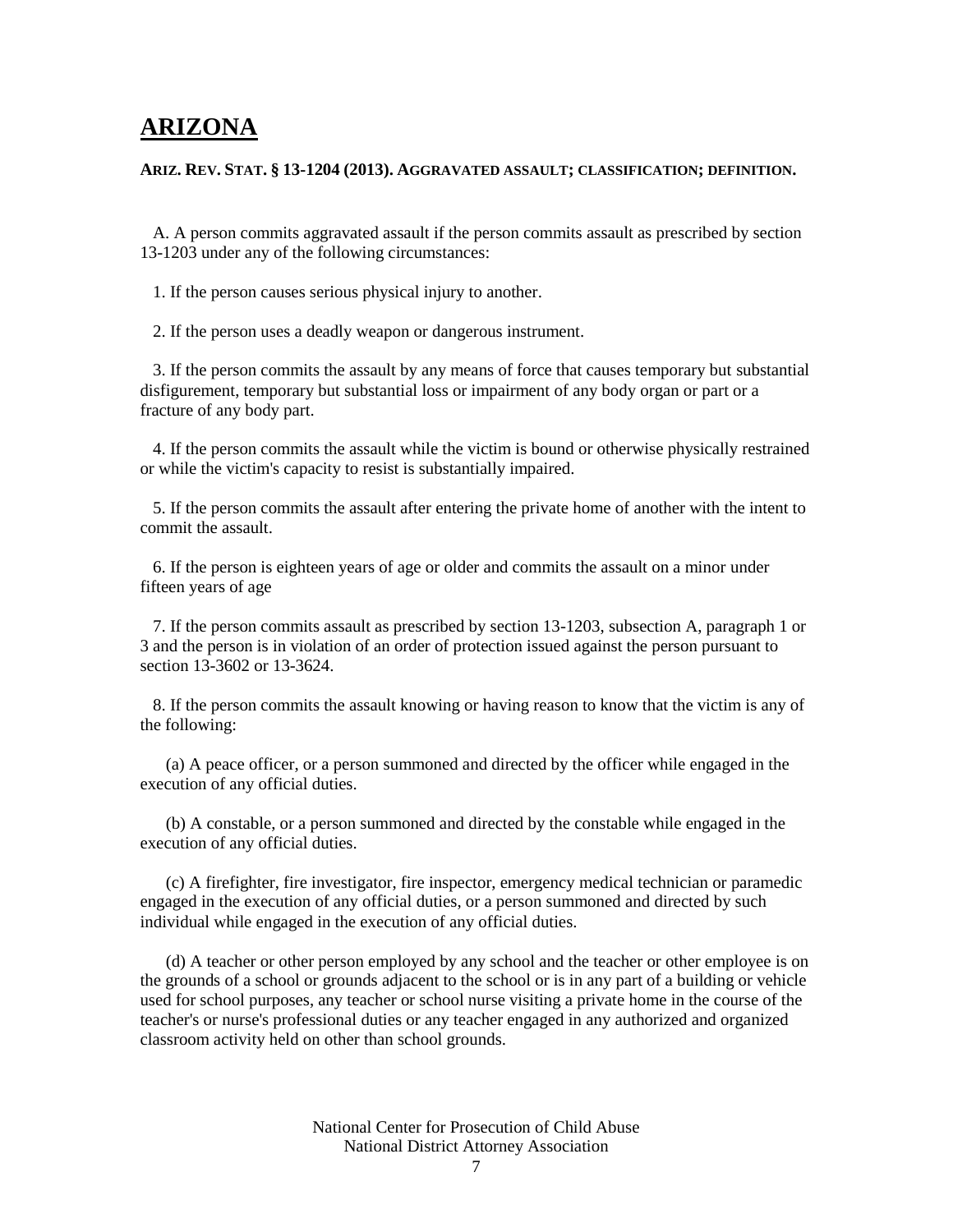# ARIZONA

**ARIZ. REV. STAT. § 13-1204 (2013). AGGRAVATED ASSAULT; CLASSIFICATION; DEFINITION.**

A. A person commits aggravated assault if the person commits assault as prescribed by section 13-1203 under any of the following circumstances:

1. If the person causes serious physical injury to another.

2. If the person uses a deadly weapon or dangerous instrument.

3. If the person commits the assault by any means of force that causes temporary but substantial disfigurement, temporary but substantial loss or impairment of any body organ or part or a fracture of any body part.

4. If the person commits the assault while the victim is bound or otherwise physically restrained or while the victim's capacity to resist is substantially impaired.

5. If the person commits the assault after entering the private home of another with the intent to commit the assault.

6. If the person is eighteen years of age or older and commits the assault on a minor under fifteen years of age

7. If the person commits assault as prescribed by section 13-1203, subsection A, paragraph 1 or 3 and the person is in violation of an order of protection issued against the person pursuant to section 13-3602 or 13-3624.

8. If the person commits the assault knowing or having reason to know that the victim is any of the following:

(a) A peace officer, or a person summoned and directed by the officer while engaged in the execution of any official duties.

(b) A constable, or a person summoned and directed by the constable while engaged in the execution of any official duties.

(c) A firefighter, fire investigator, fire inspector, emergency medical technician or paramedic engaged in the execution of any official duties, or a person summoned and directed by such individual while engaged in the execution of any official duties.

(d) A teacher or other person employed by any school and the teacher or other employee is on the grounds of a school or grounds adjacent to the school or is in any part of a building or vehicle used for school purposes, any teacher or school nurse visiting a private home in the course of the teacher's or nurse's professional duties or any teacher engaged in any authorized and organized classroom activity held on other than school grounds.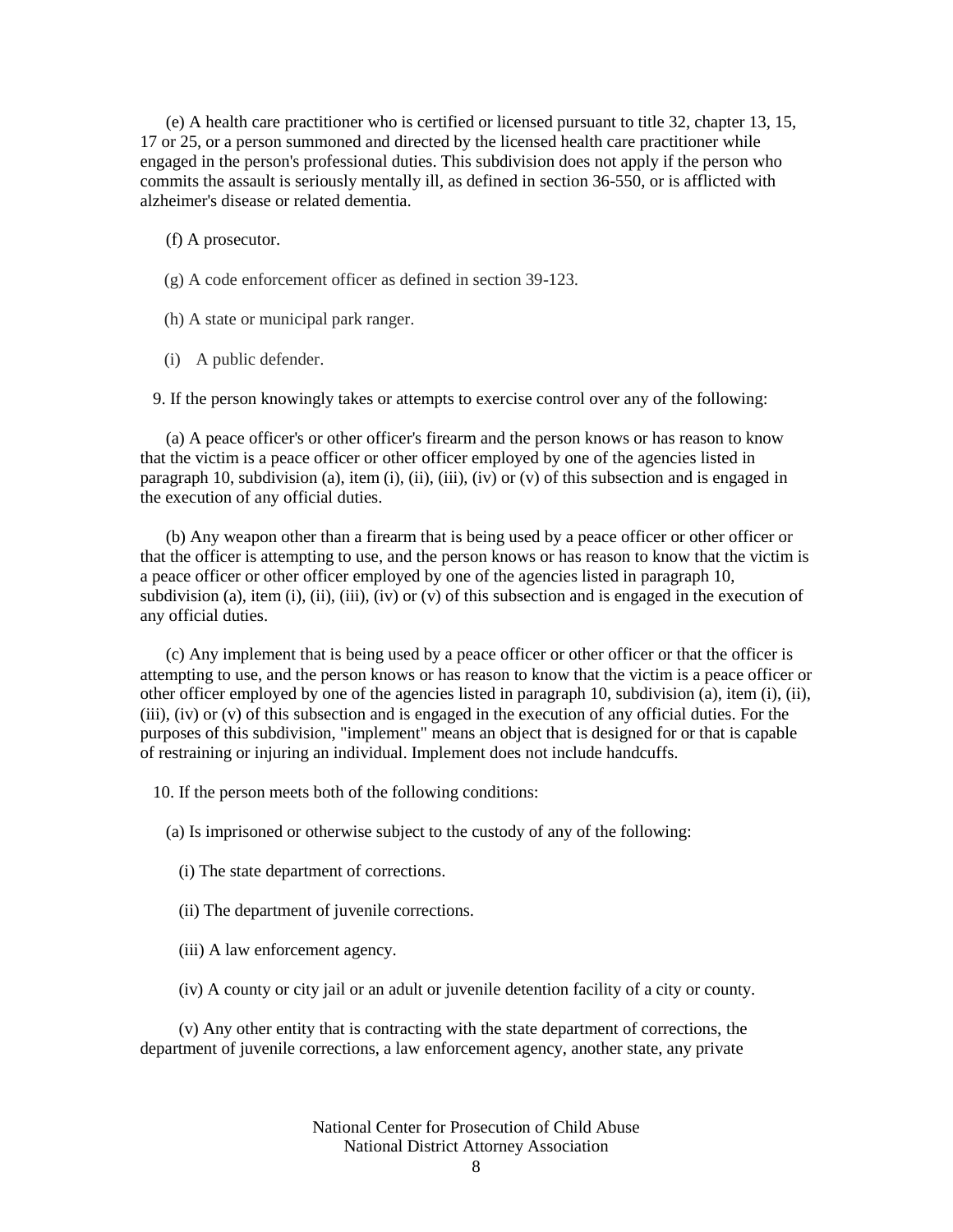(e) A health care practitioner who is certified or licensed pursuant to title 32, chapter 13, 15, 17 or 25, or a person summoned and directed by the licensed health care practitioner while engaged in the person's professional duties. This subdivision does not apply if the person who commits the assault is seriously mentally ill, as defined in section 36-550, or is afflicted with alzheimer's disease or related dementia.

(f) A prosecutor.

(g) A code enforcement officer as defined in section 39-123.

(h) A state or municipal park ranger.

(i) A public defender.

9. If the person knowingly takes or attempts to exercise control over any of the following:

(a) A peace officer's or other officer's firearm and the person knows or has reason to know that the victim is a peace officer or other officer employed by one of the agencies listed in paragraph 10, subdivision (a), item (i), (ii), (iii), (iv) or (v) of this subsection and is engaged in the execution of any official duties.

(b) Any weapon other than a firearm that is being used by a peace officer or other officer or that the officer is attempting to use, and the person knows or has reason to know that the victim is a peace officer or other officer employed by one of the agencies listed in paragraph 10, subdivision (a), item (i), (ii), (iii), (iv) or (v) of this subsection and is engaged in the execution of any official duties.

(c) Any implement that is being used by a peace officer or other officer or that the officer is attempting to use, and the person knows or has reason to know that the victim is a peace officer or other officer employed by one of the agencies listed in paragraph 10, subdivision (a), item (i), (ii), (iii), (iv) or (v) of this subsection and is engaged in the execution of any official duties. For the purposes of this subdivision, "implement" means an object that is designed for or that is capable of restraining or injuring an individual. Implement does not include handcuffs.

10. If the person meets both of the following conditions:

(a) Is imprisoned or otherwise subject to the custody of any of the following:

(i) The state department of corrections.

(ii) The department of juvenile corrections.

(iii) A law enforcement agency.

(iv) A county or city jail or an adult or juvenile detention facility of a city or county.

(v) Any other entity that is contracting with the state department of corrections, the department of juvenile corrections, a law enforcement agency, another state, any private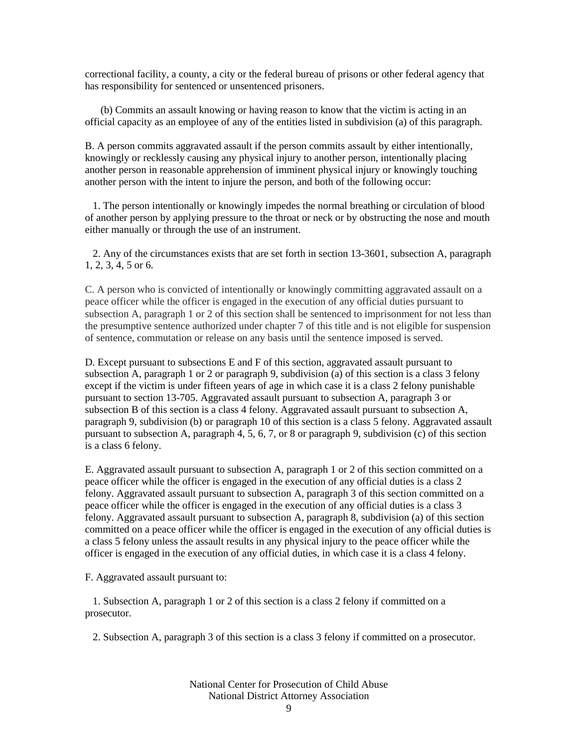correctional facility, a county, a city or the federal bureau of prisons or other federal agency that has responsibility for sentenced or unsentenced prisoners.

(b) Commits an assault knowing or having reason to know that the victim is acting in an official capacity as an employee of any of the entities listed in subdivision (a) of this paragraph.

B. A person commits aggravated assault if the person commits assault by either intentionally, knowingly or recklessly causing any physical injury to another person, intentionally placing another person in reasonable apprehension of imminent physical injury or knowingly touching another person with the intent to injure the person, and both of the following occur:

1. The person intentionally or knowingly impedes the normal breathing or circulation of blood of another person by applying pressure to the throat or neck or by obstructing the nose and mouth either manually or through the use of an instrument.

2. Any of the circumstances exists that are set forth in section 13-3601, subsection A, paragraph 1, 2, 3, 4, 5 or 6.

C. A person who is convicted of intentionally or knowingly committing aggravated assault on a peace officer while the officer is engaged in the execution of any official duties pursuant to subsection A, paragraph 1 or 2 of this section shall be sentenced to imprisonment for not less than the presumptive sentence authorized under chapter 7 of this title and is not eligible for suspension of sentence, commutation or release on any basis until the sentence imposed is served.

D. Except pursuant to subsections E and F of this section, aggravated assault pursuant to subsection A, paragraph 1 or 2 or paragraph 9, subdivision (a) of this section is a class 3 felony except if the victim is under fifteen years of age in which case it is a class 2 felony punishable pursuant to section 13-705. Aggravated assault pursuant to subsection A, paragraph 3 or subsection B of this section is a class 4 felony. Aggravated assault pursuant to subsection A, paragraph 9, subdivision (b) or paragraph 10 of this section is a class 5 felony. Aggravated assault pursuant to subsection A, paragraph 4, 5, 6, 7, or 8 or paragraph 9, subdivision (c) of this section is a class 6 felony.

E. Aggravated assault pursuant to subsection A, paragraph 1 or 2 of this section committed on a peace officer while the officer is engaged in the execution of any official duties is a class 2 felony. Aggravated assault pursuant to subsection A, paragraph 3 of this section committed on a peace officer while the officer is engaged in the execution of any official duties is a class 3 felony. Aggravated assault pursuant to subsection A, paragraph 8, subdivision (a) of this section committed on a peace officer while the officer is engaged in the execution of any official duties is a class 5 felony unless the assault results in any physical injury to the peace officer while the officer is engaged in the execution of any official duties, in which case it is a class 4 felony.

F. Aggravated assault pursuant to:

1. Subsection A, paragraph 1 or 2 of this section is a class 2 felony if committed on a prosecutor.

2. Subsection A, paragraph 3 of this section is a class 3 felony if committed on a prosecutor.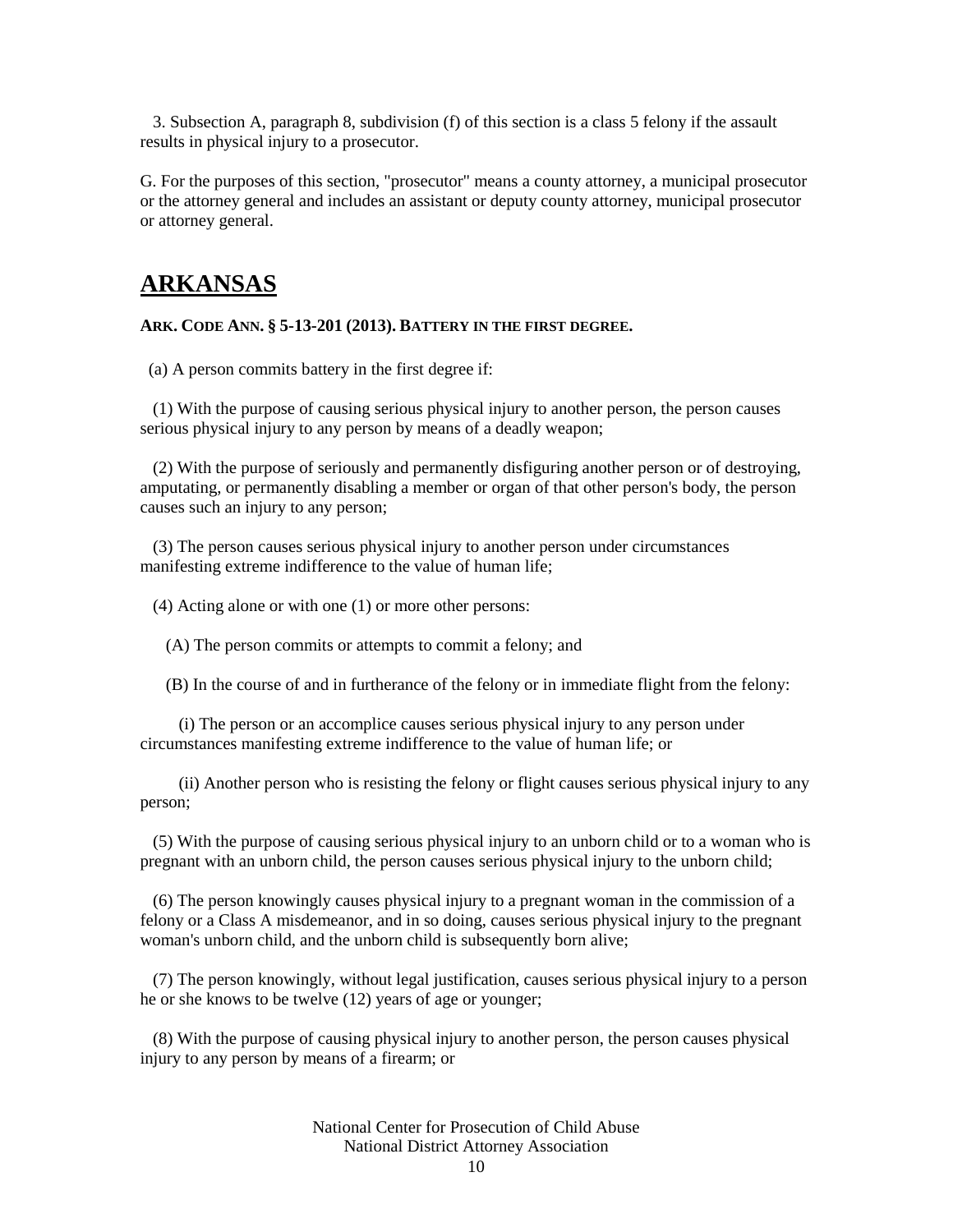3. Subsection A, paragraph 8, subdivision (f) of this section is a class 5 felony if the assault results in physical injury to a prosecutor.

G. For the purposes of this section, "prosecutor" means a county attorney, a municipal prosecutor or the attorney general and includes an assistant or deputy county attorney, municipal prosecutor or attorney general.

## ARKANSAS

**ARK. CODE ANN. § 5-13-201 (2013). BATTERY IN THE FIRST DEGREE.**

(a) A person commits battery in the first degree if:

(1) With the purpose of causing serious physical injury to another person, the person causes serious physical injury to any person by means of a deadly weapon;

(2) With the purpose of seriously and permanently disfiguring another person or of destroying, amputating, or permanently disabling a member or organ of that other person's body, the person causes such an injury to any person;

(3) The person causes serious physical injury to another person under circumstances manifesting extreme indifference to the value of human life;

(4) Acting alone or with one (1) or more other persons:

(A) The person commits or attempts to commit a felony; and

(B) In the course of and in furtherance of the felony or in immediate flight from the felony:

(i) The person or an accomplice causes serious physical injury to any person under circumstances manifesting extreme indifference to the value of human life; or

(ii) Another person who is resisting the felony or flight causes serious physical injury to any person;

(5) With the purpose of causing serious physical injury to an unborn child or to a woman who is pregnant with an unborn child, the person causes serious physical injury to the unborn child;

(6) The person knowingly causes physical injury to a pregnant woman in the commission of a felony or a Class A misdemeanor, and in so doing, causes serious physical injury to the pregnant woman's unborn child, and the unborn child is subsequently born alive;

(7) The person knowingly, without legal justification, causes serious physical injury to a person he or she knows to be twelve (12) years of age or younger;

(8) With the purpose of causing physical injury to another person, the person causes physical injury to any person by means of a firearm; or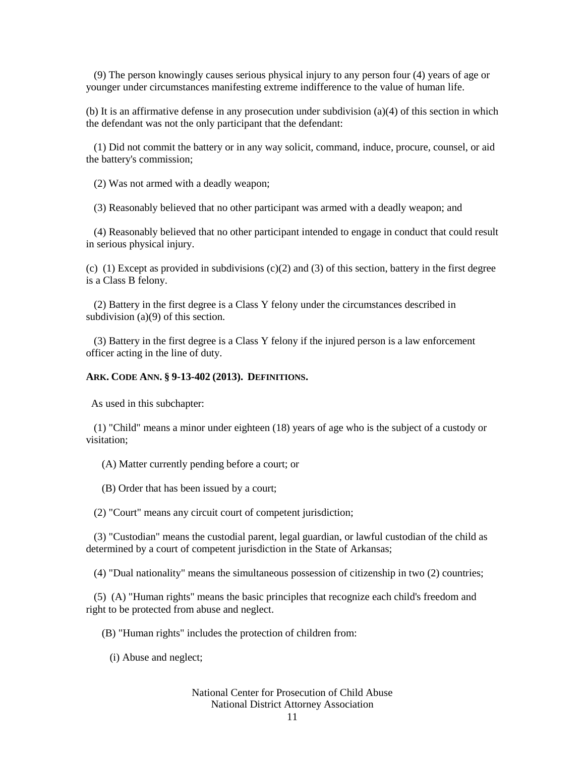(9) The person knowingly causes serious physical injury to any person four (4) years of age or younger under circumstances manifesting extreme indifference to the value of human life.

(b) It is an affirmative defense in any prosecution under subdivision (a)(4) of this section in which the defendant was not the only participant that the defendant:

(1) Did not commit the battery or in any way solicit, command, induce, procure, counsel, or aid the battery's commission;

(2) Was not armed with a deadly weapon;

(3) Reasonably believed that no other participant was armed with a deadly weapon; and

(4) Reasonably believed that no other participant intended to engage in conduct that could result in serious physical injury.

(c) (1) Except as provided in subdivisions (c)(2) and (3) of this section, battery in the first degree is a Class B felony.

(2) Battery in the first degree is a Class Y felony under the circumstances described in subdivision (a)(9) of this section.

(3) Battery in the first degree is a Class Y felony if the injured person is a law enforcement officer acting in the line of duty.

**ARK. CODE ANN. § 9-13-402 (2013). DEFINITIONS.**

As used in this subchapter:

(1) "Child" means a minor under eighteen (18) years of age who is the subject of a custody or visitation;

(A) Matter currently pending before a court; or

(B) Order that has been issued by a court;

(2) "Court" means any circuit court of competent jurisdiction;

(3) "Custodian" means the custodial parent, legal guardian, or lawful custodian of the child as determined by a court of competent jurisdiction in the State of Arkansas;

(4) "Dual nationality" means the simultaneous possession of citizenship in two (2) countries;

(5) (A) "Human rights" means the basic principles that recognize each child's freedom and right to be protected from abuse and neglect.

(B) "Human rights" includes the protection of children from:

(i) Abuse and neglect;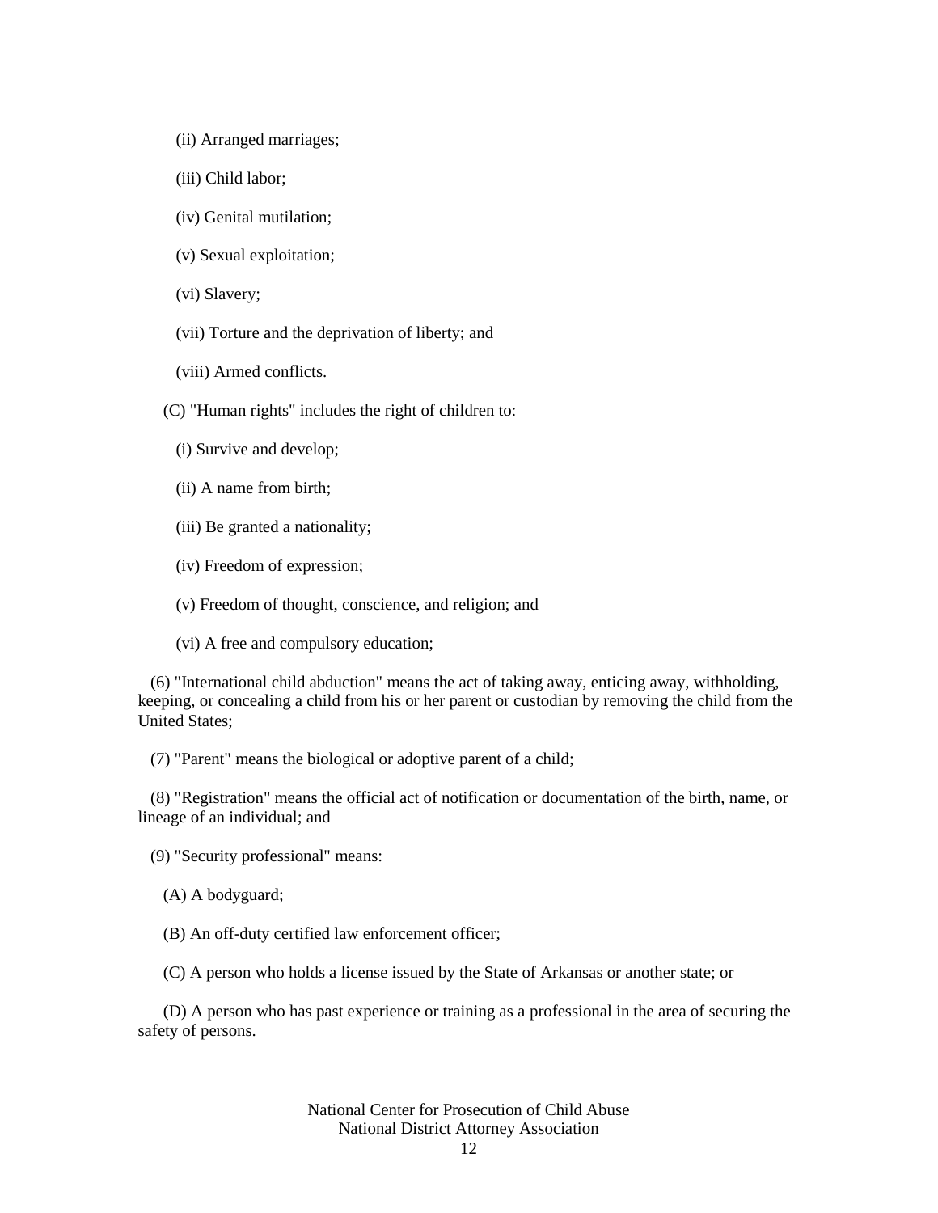(ii) Arranged marriages;

(iii) Child labor;

(iv) Genital mutilation;

(v) Sexual exploitation;

(vi) Slavery;

(vii) Torture and the deprivation of liberty; and

(viii) Armed conflicts.

(C) "Human rights" includes the right of children to:

(i) Survive and develop;

(ii) A name from birth;

(iii) Be granted a nationality;

(iv) Freedom of expression;

(v) Freedom of thought, conscience, and religion; and

(vi) A free and compulsory education;

(6) "International child abduction" means the act of taking away, enticing away, withholding, keeping, or concealing a child from his or her parent or custodian by removing the child from the United States;

(7) "Parent" means the biological or adoptive parent of a child;

(8) "Registration" means the official act of notification or documentation of the birth, name, or lineage of an individual; and

(9) "Security professional" means:

(A) A bodyguard;

(B) An off-duty certified law enforcement officer;

(C) A person who holds a license issued by the State of Arkansas or another state; or

(D) A person who has past experience or training as a professional in the area of securing the safety of persons.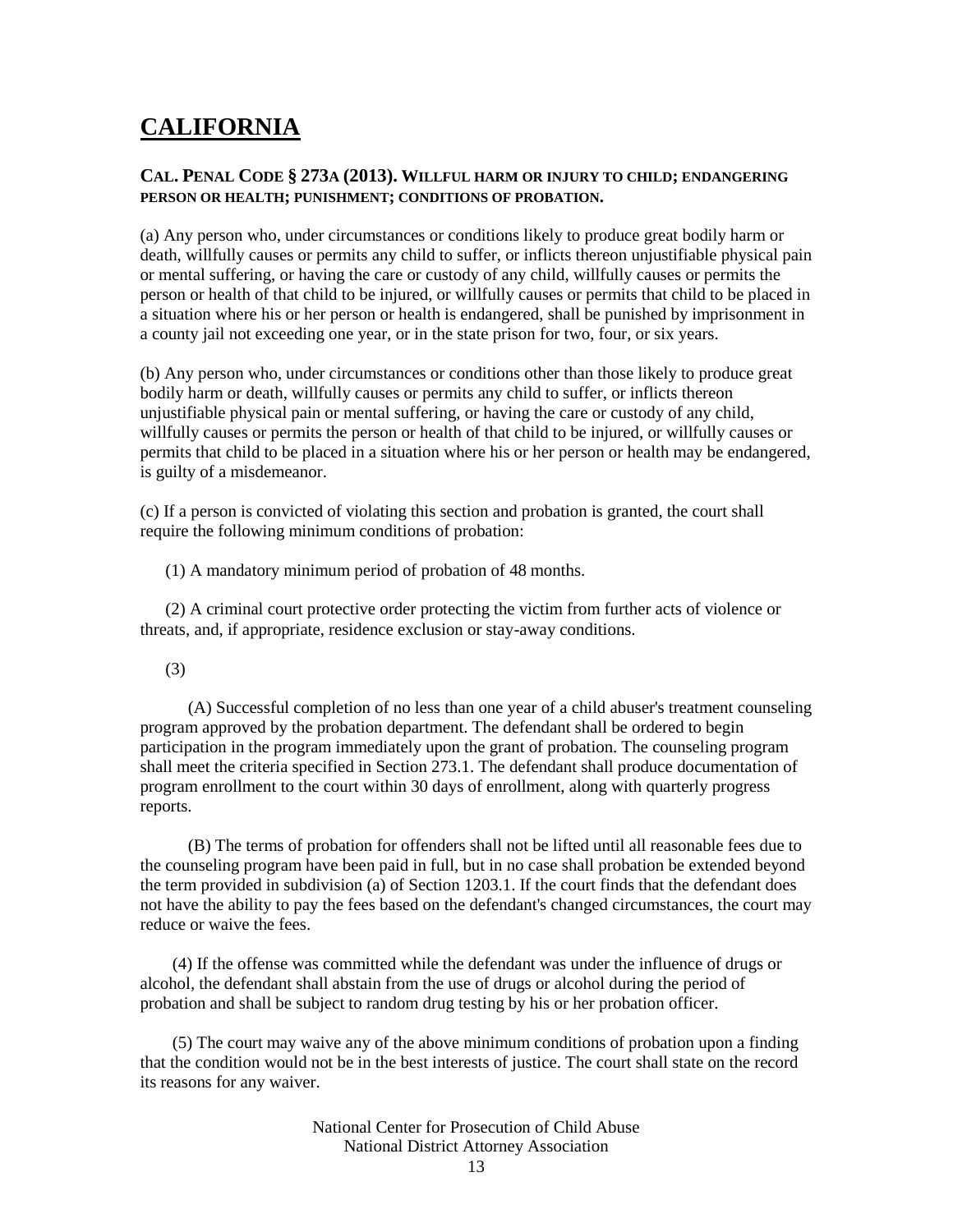# CALIFORNIA

### CAL. PENAL CODE § 273A (2013). WILLFUL HARM OR INJURY TO CHILD; ENDANGERING PERSON OR HEALTH; PUNISHMENT; CONDITIONS OF PROBATION.

(a) Any person who, under circumstances or conditions likely to produce great bodily harm or death, willfully causes or permits any child to suffer, or inflicts thereon unjustifiable physical pain or mental suffering, or having the care or custody of any child, willfully causes or permits the person or health of that child to be injured, or willfully causes or permits that child to be placed in a situation where his or her person or health is endangered, shall be punished by imprisonment in a county jail not exceeding one year, or in the state prison for two, four, or six years.

(b) Any person who, under circumstances or conditions other than those likely to produce great bodily harm or death, willfully causes or permits any child to suffer, or inflicts thereon unjustifiable physical pain or mental suffering, or having the care or custody of any child, willfully causes or permits the person or health of that child to be injured, or willfully causes or permits that child to be placed in a situation where his or her person or health may be endangered, is guilty of a misdemeanor.

(c) If a person is convicted of violating this section and probation is granted, the court shall require the following minimum conditions of probation:

(1) A mandatory minimum period of probation of 48 months.

(2) A criminal court protective order protecting the victim from further acts of violence or threats, and, if appropriate, residence exclusion or stay-away conditions.

(3)

(A) Successful completion of no less than one year of a child abuser's treatment counseling program approved by the probation department. The defendant shall be ordered to begin participation in the program immediately upon the grant of probation. The counseling program shall meet the criteria specified in Section 273.1. The defendant shall produce documentation of program enrollment to the court within 30 days of enrollment, along with quarterly progress reports.

(B) The terms of probation for offenders shall not be lifted until all reasonable fees due to the counseling program have been paid in full, but in no case shall probation be extended beyond the term provided in subdivision (a) of Section 1203.1. If the court finds that the defendant does not have the ability to pay the fees based on the defendant's changed circumstances, the court may reduce or waive the fees.

(4) If the offense was committed while the defendant was under the influence of drugs or alcohol, the defendant shall abstain from the use of drugs or alcohol during the period of probation and shall be subject to random drug testing by his or her probation officer.

(5) The court may waive any of the above minimum conditions of probation upon a finding that the condition would not be in the best interests of justice. The court shall state on the record its reasons for any waiver.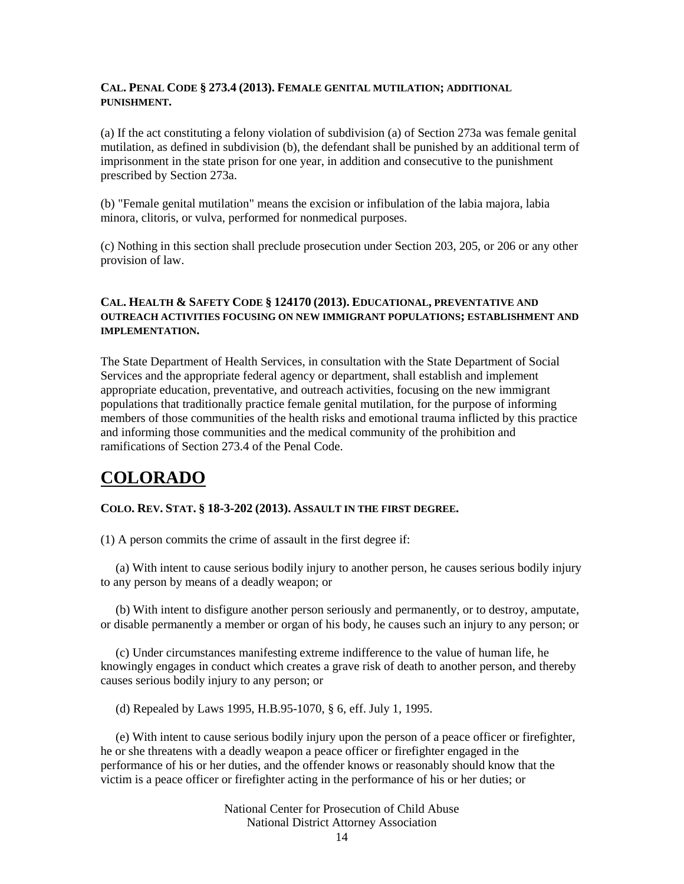**CAL. PENAL CODE § 273.4 (2013). FEMALE GENITAL MUTILATION; ADDITIONAL PUNISHMENT.**

(a) If the act constituting a felony violation of subdivision (a) of Section 273a was female genital mutilation, as defined in subdivision (b), the defendant shall be punished by an additional term of imprisonment in the state prison for one year, in addition and consecutive to the punishment prescribed by Section 273a.

(b) "Female genital mutilation" means the excision or infibulation of the labia majora, labia minora, clitoris, or vulva, performed for nonmedical purposes.

(c) Nothing in this section shall preclude prosecution under Section 203, 205, or 206 or any other provision of law.

**CAL. HEALTH & SAFETY CODE § 124170 (2013). EDUCATIONAL, PREVENTATIVE AND OUTREACH ACTIVITIES FOCUSING ON NEW IMMIGRANT POPULATIONS; ESTABLISHMENT AND IMPLEMENTATION.**

The State Department of Health Services, in consultation with the State Department of Social Services and the appropriate federal agency or department, shall establish and implement appropriate education, preventative, and outreach activities, focusing on the new immigrant populations that traditionally practice female genital mutilation, for the purpose of informing members of those communities of the health risks and emotional trauma inflicted by this practice and informing those communities and the medical community of the prohibition and ramifications of Section 273.4 of the Penal Code.

# COLORADO

**COLO. REV. STAT. § 18-3-202 (2013). ASSAULT IN THE FIRST DEGREE.**

(1) A person commits the crime of assault in the first degree if:

(a) With intent to cause serious bodily injury to another person, he causes serious bodily injury to any person by means of a deadly weapon; or

(b) With intent to disfigure another person seriously and permanently, or to destroy, amputate, or disable permanently a member or organ of his body, he causes such an injury to any person; or

(c) Under circumstances manifesting extreme indifference to the value of human life, he knowingly engages in conduct which creates a grave risk of death to another person, and thereby causes serious bodily injury to any person; or

(d) Repealed by Laws 1995, H.B.95-1070, § 6, eff. July 1, 1995.

(e) With intent to cause serious bodily injury upon the person of a peace officer or firefighter, he or she threatens with a deadly weapon a peace officer or firefighter engaged in the performance of his or her duties, and the offender knows or reasonably should know that the victim is a peace officer or firefighter acting in the performance of his or her duties; or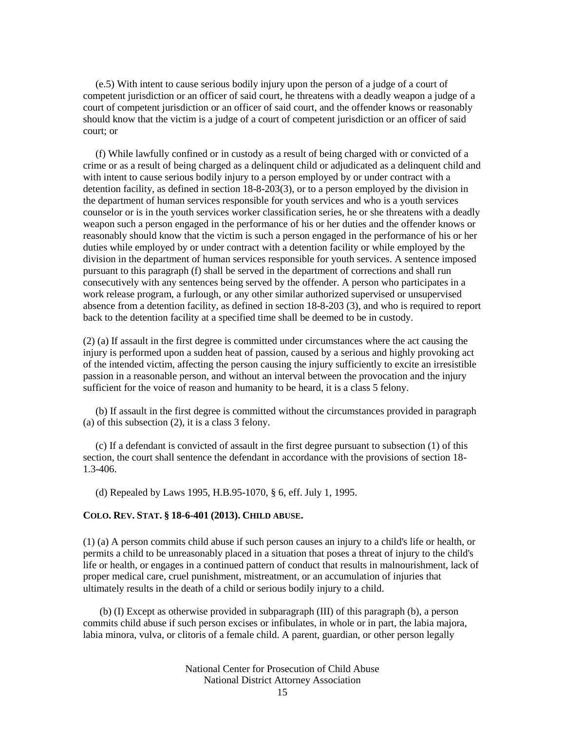(e.5) With intent to cause serious bodily injury upon the person of a judge of a court of competent jurisdiction or an officer of said court, he threatens with a deadly weapon a judge of a court of competent jurisdiction or an officer of said court, and the offender knows or reasonably should know that the victim is a judge of a court of competent jurisdiction or an officer of said court; or

(f) While lawfully confined or in custody as a result of being charged with or convicted of a crime or as a result of being charged as a delinquent child or adjudicated as a delinquent child and with intent to cause serious bodily injury to a person employed by or under contract with a detention facility, as defined in section 18-8-203(3), or to a person employed by the division in the department of human services responsible for youth services and who is a youth services counselor or is in the youth services worker classification series, he or she threatens with a deadly weapon such a person engaged in the performance of his or her duties and the offender knows or reasonably should know that the victim is such a person engaged in the performance of his or her duties while employed by or under contract with a detention facility or while employed by the division in the department of human services responsible for youth services. A sentence imposed pursuant to this paragraph (f) shall be served in the department of corrections and shall run consecutively with any sentences being served by the offender. A person who participates in a work release program, a furlough, or any other similar authorized supervised or unsupervised absence from a detention facility, as defined in section 18-8-203 (3), and who is required to report back to the detention facility at a specified time shall be deemed to be in custody.

(2) (a) If assault in the first degree is committed under circumstances where the act causing the injury is performed upon a sudden heat of passion, caused by a serious and highly provoking act of the intended victim, affecting the person causing the injury sufficiently to excite an irresistible passion in a reasonable person, and without an interval between the provocation and the injury sufficient for the voice of reason and humanity to be heard, it is a class 5 felony.

(b) If assault in the first degree is committed without the circumstances provided in paragraph (a) of this subsection (2), it is a class 3 felony.

(c) If a defendant is convicted of assault in the first degree pursuant to subsection (1) of this section, the court shall sentence the defendant in accordance with the provisions of section 18-1.3-406.

(d) Repealed by Laws 1995, H.B.95-1070, § 6, eff. July 1, 1995.

**COLO. REV. STAT. § 18-6-401 (2013). CHILD ABUSE.**

(1) (a) A person commits child abuse if such person causes an injury to a child's life or health, or permits a child to be unreasonably placed in a situation that poses a threat of injury to the child's life or health, or engages in a continued pattern of conduct that results in malnourishment, lack of proper medical care, cruel punishment, mistreatment, or an accumulation of injuries that ultimately results in the death of a child or serious bodily injury to a child.

(b) (I) Except as otherwise provided in subparagraph (III) of this paragraph (b), a person commits child abuse if such person excises or infibulates, in whole or in part, the labia majora, labia minora, vulva, or clitoris of a female child. A parent, guardian, or other person legally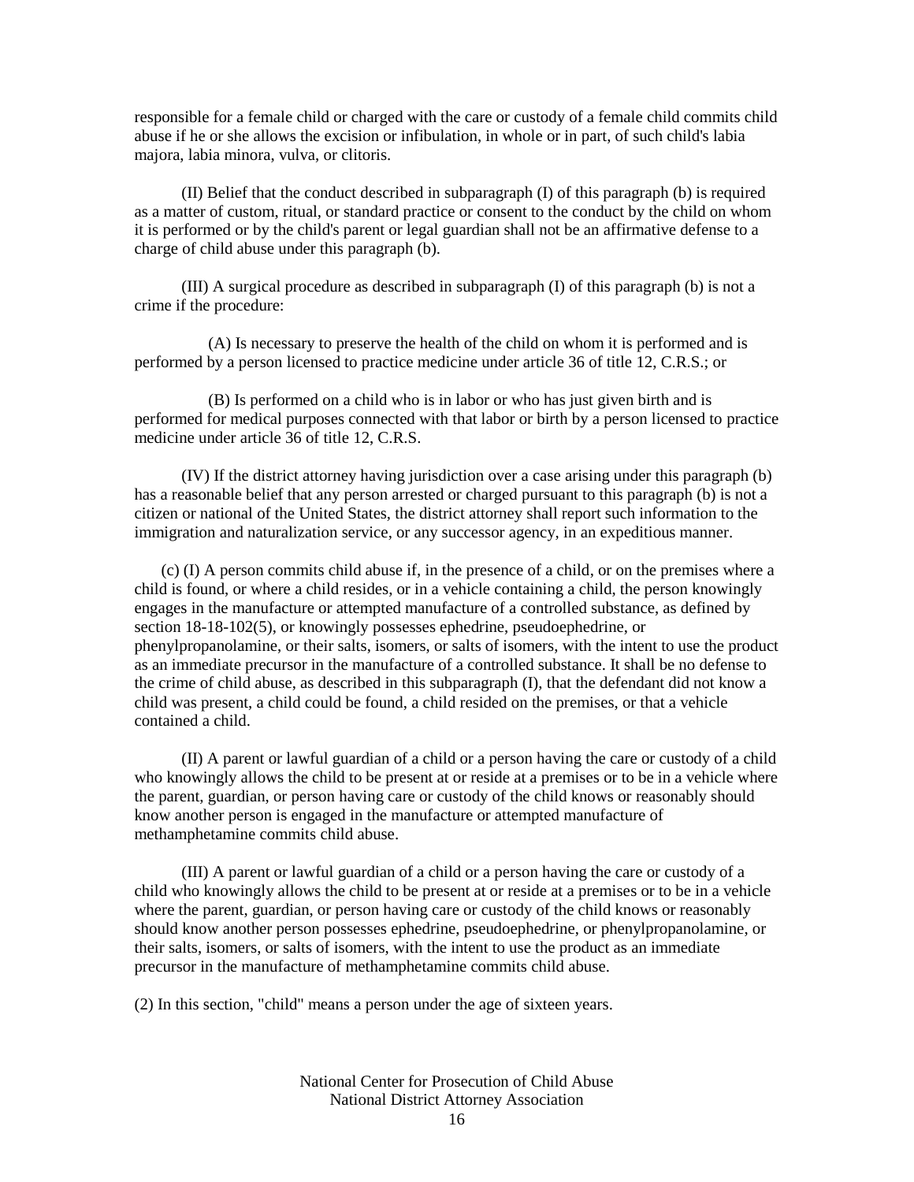responsible for a female child or charged with the care or custody of a female child commits child abuse if he or she allows the excision or infibulation, in whole or in part, of such child's labia majora, labia minora, vulva, or clitoris.

(II) Belief that the conduct described in subparagraph (I) of this paragraph (b) is required as a matter of custom, ritual, or standard practice or consent to the conduct by the child on whom it is performed or by the child's parent or legal guardian shall not be an affirmative defense to a charge of child abuse under this paragraph (b).

(III) A surgical procedure as described in subparagraph (I) of this paragraph (b) is not a crime if the procedure:

(A) Is necessary to preserve the health of the child on whom it is performed and is performed by a person licensed to practice medicine under article 36 of title 12, C.R.S.; or

(B) Is performed on a child who is in labor or who has just given birth and is performed for medical purposes connected with that labor or birth by a person licensed to practice medicine under article 36 of title 12, C.R.S.

(IV) If the district attorney having jurisdiction over a case arising under this paragraph (b) has a reasonable belief that any person arrested or charged pursuant to this paragraph (b) is not a citizen or national of the United States, the district attorney shall report such information to the immigration and naturalization service, or any successor agency, in an expeditious manner.

(c) (I) A person commits child abuse if, in the presence of a child, or on the premises where a child is found, or where a child resides, or in a vehicle containing a child, the person knowingly engages in the manufacture or attempted manufacture of a controlled substance, as defined by section 18-18-102(5), or knowingly possesses ephedrine, pseudoephedrine, or phenylpropanolamine, or their salts, isomers, or salts of isomers, with the intent to use the product as an immediate precursor in the manufacture of a controlled substance. It shall be no defense to the crime of child abuse, as described in this subparagraph (I), that the defendant did not know a child was present, a child could be found, a child resided on the premises, or that a vehicle contained a child.

(II) A parent or lawful guardian of a child or a person having the care or custody of a child who knowingly allows the child to be present at or reside at a premises or to be in a vehicle where the parent, guardian, or person having care or custody of the child knows or reasonably should know another person is engaged in the manufacture or attempted manufacture of methamphetamine commits child abuse.

(III) A parent or lawful guardian of a child or a person having the care or custody of a child who knowingly allows the child to be present at or reside at a premises or to be in a vehicle where the parent, guardian, or person having care or custody of the child knows or reasonably should know another person possesses ephedrine, pseudoephedrine, or phenylpropanolamine, or their salts, isomers, or salts of isomers, with the intent to use the product as an immediate precursor in the manufacture of methamphetamine commits child abuse.

(2) In this section, "child" means a person under the age of sixteen years.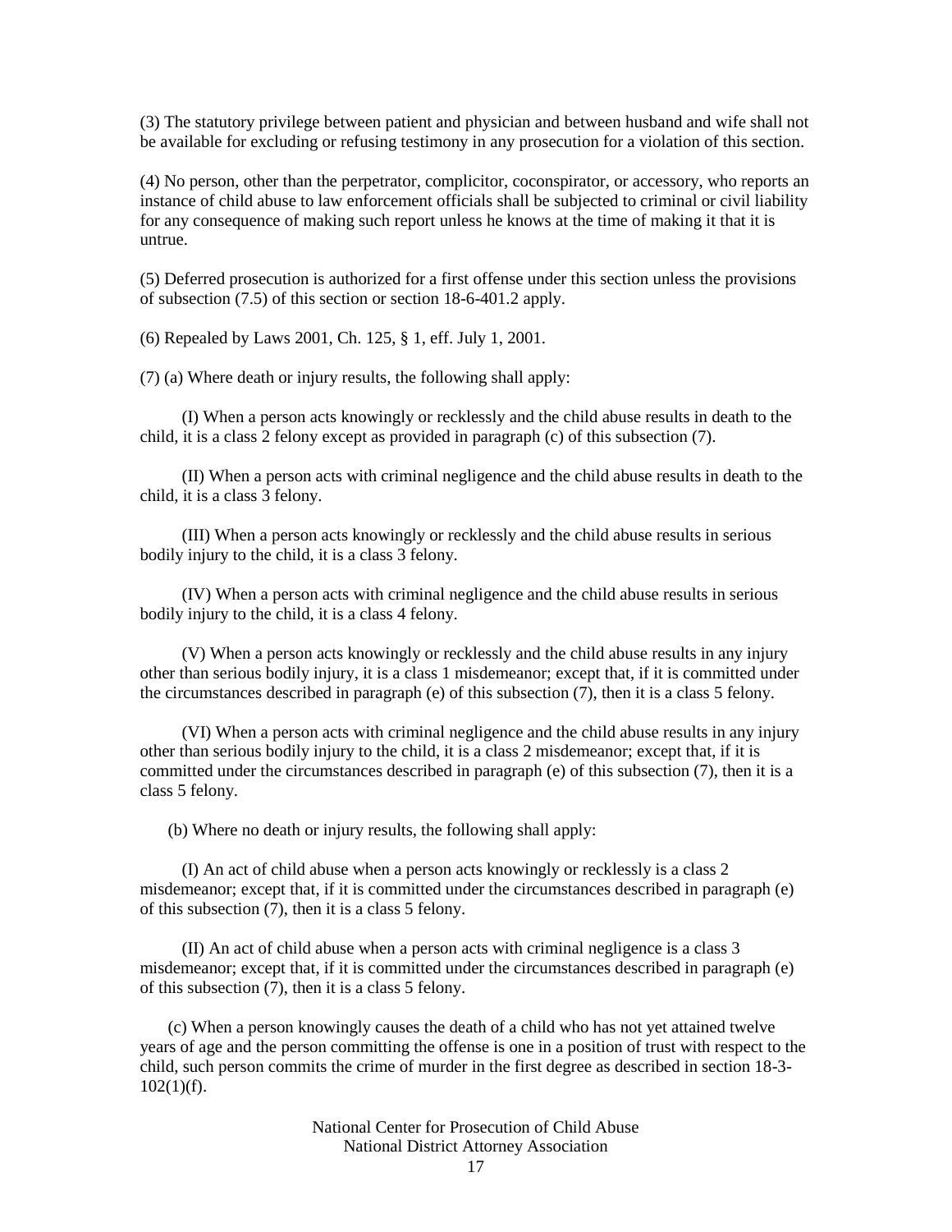(3) The statutory privilege between patient and physician and between husband and wife shall not be available for excluding or refusing testimony in any prosecution for a violation of this section.

(4) No person, other than the perpetrator, complicitor, coconspirator, or accessory, who reports an instance of child abuse to law enforcement officials shall be subjected to criminal or civil liability for any consequence of making such report unless he knows at the time of making it that it is untrue.

(5) Deferred prosecution is authorized for a first offense under this section unless the provisions of subsection (7.5) of this section or section 18-6-401.2 apply.

(6) Repealed by Laws 2001, Ch. 125, § 1, eff. July 1, 2001.

(7) (a) Where death or injury results, the following shall apply:

(I) When a person acts knowingly or recklessly and the child abuse results in death to the child, it is a class 2 felony except as provided in paragraph (c) of this subsection (7).

(II) When a person acts with criminal negligence and the child abuse results in death to the child, it is a class 3 felony.

(III) When a person acts knowingly or recklessly and the child abuse results in serious bodily injury to the child, it is a class 3 felony.

(IV) When a person acts with criminal negligence and the child abuse results in serious bodily injury to the child, it is a class 4 felony.

(V) When a person acts knowingly or recklessly and the child abuse results in any injury other than serious bodily injury, it is a class 1 misdemeanor; except that, if it is committed under the circumstances described in paragraph (e) of this subsection (7), then it is a class 5 felony.

(VI) When a person acts with criminal negligence and the child abuse results in any injury other than serious bodily injury to the child, it is a class 2 misdemeanor; except that, if it is committed under the circumstances described in paragraph (e) of this subsection (7), then it is a class 5 felony.

(b) Where no death or injury results, the following shall apply:

(I) An act of child abuse when a person acts knowingly or recklessly is a class 2 misdemeanor; except that, if it is committed under the circumstances described in paragraph (e) of this subsection (7), then it is a class 5 felony.

(II) An act of child abuse when a person acts with criminal negligence is a class 3 misdemeanor; except that, if it is committed under the circumstances described in paragraph (e) of this subsection (7), then it is a class 5 felony.

(c) When a person knowingly causes the death of a child who has not yet attained twelve years of age and the person committing the offense is one in a position of trust with respect to the child, such person commits the crime of murder in the first degree as described in section 18-3-102(1)(f).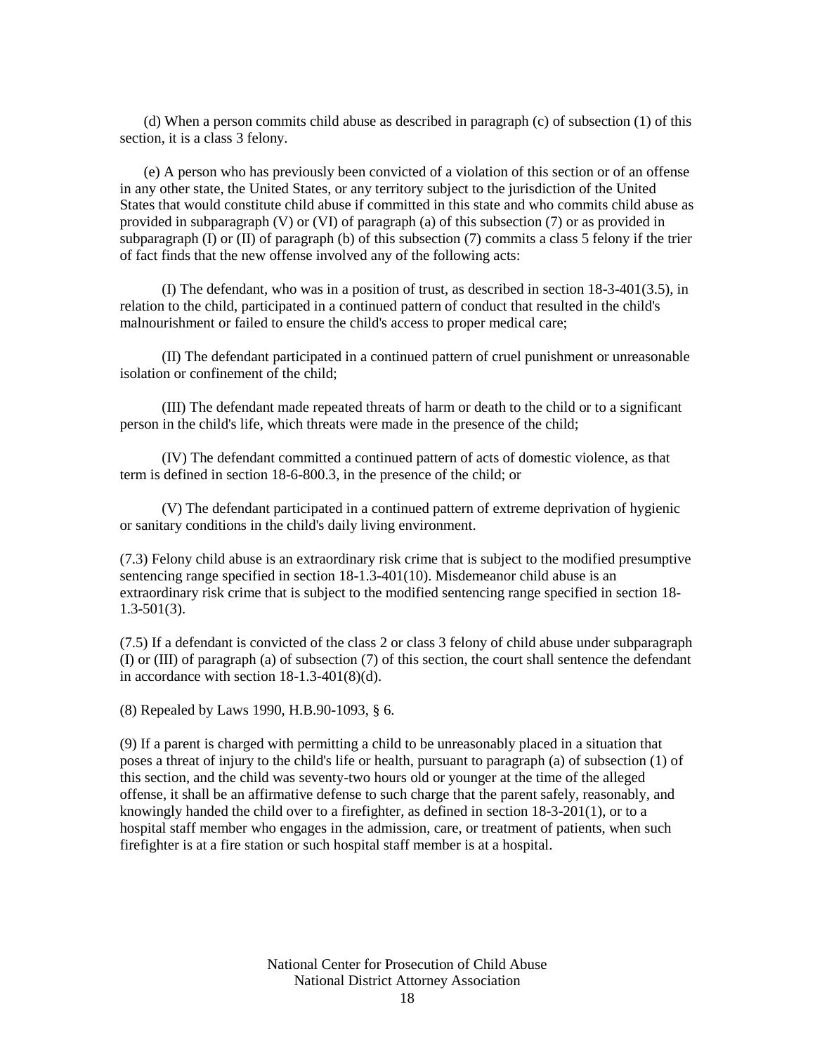(d) When a person commits child abuse as described in paragraph (c) of subsection (1) of this section, it is a class 3 felony.

(e) A person who has previously been convicted of a violation of this section or of an offense in any other state, the United States, or any territory subject to the jurisdiction of the United States that would constitute child abuse if committed in this state and who commits child abuse as provided in subparagraph (V) or (VI) of paragraph (a) of this subsection (7) or as provided in subparagraph (I) or (II) of paragraph (b) of this subsection (7) commits a class 5 felony if the trier of fact finds that the new offense involved any of the following acts:

(I) The defendant, who was in a position of trust, as described in section 18-3-401(3.5), in relation to the child, participated in a continued pattern of conduct that resulted in the child's malnourishment or failed to ensure the child's access to proper medical care;

(II) The defendant participated in a continued pattern of cruel punishment or unreasonable isolation or confinement of the child;

(III) The defendant made repeated threats of harm or death to the child or to a significant person in the child's life, which threats were made in the presence of the child;

(IV) The defendant committed a continued pattern of acts of domestic violence, as that term is defined in section 18-6-800.3, in the presence of the child; or

(V) The defendant participated in a continued pattern of extreme deprivation of hygienic or sanitary conditions in the child's daily living environment.

(7.3) Felony child abuse is an extraordinary risk crime that is subject to the modified presumptive sentencing range specified in section 18-1.3-401(10). Misdemeanor child abuse is an extraordinary risk crime that is subject to the modified sentencing range specified in section 18-1.3-501(3).

(7.5) If a defendant is convicted of the class 2 or class 3 felony of child abuse under subparagraph (I) or (III) of paragraph (a) of subsection (7) of this section, the court shall sentence the defendant in accordance with section 18-1.3-401(8)(d).

(8) Repealed by Laws 1990, H.B.90-1093, § 6.

(9) If a parent is charged with permitting a child to be unreasonably placed in a situation that poses a threat of injury to the child's life or health, pursuant to paragraph (a) of subsection (1) of this section, and the child was seventy-two hours old or younger at the time of the alleged offense, it shall be an affirmative defense to such charge that the parent safely, reasonably, and knowingly handed the child over to a firefighter, as defined in section 18-3-201(1), or to a hospital staff member who engages in the admission, care, or treatment of patients, when such firefighter is at a fire station or such hospital staff member is at a hospital.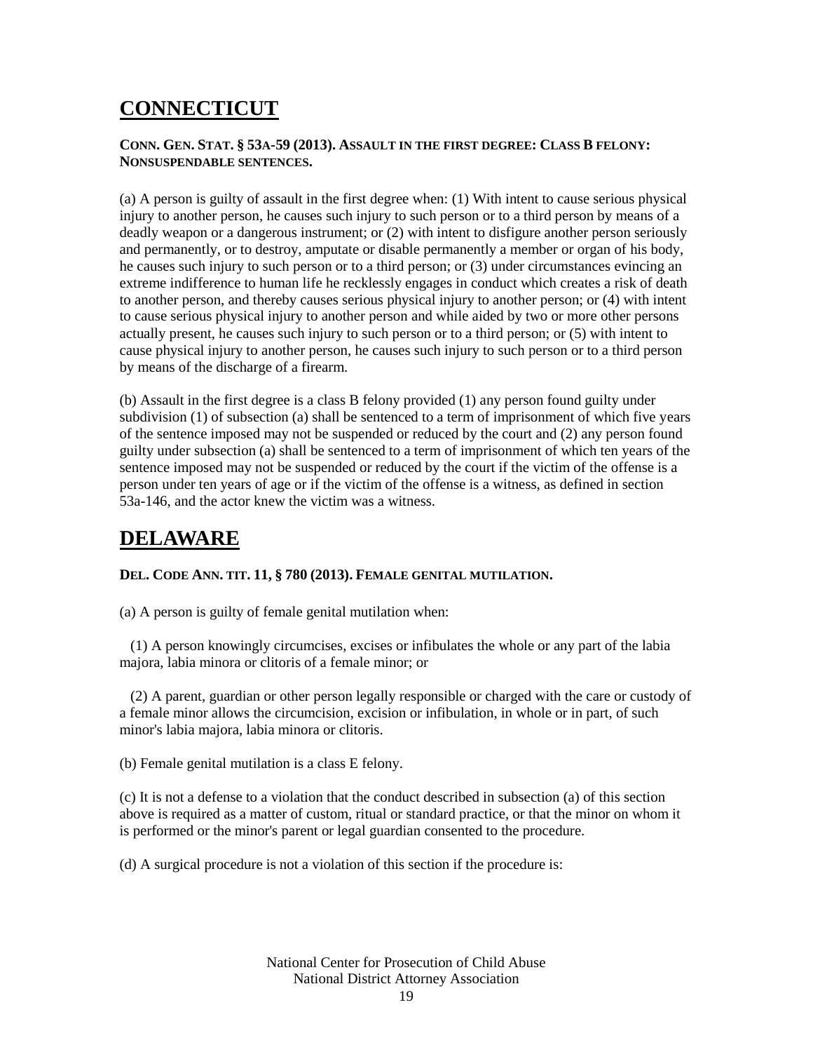# CONNECTICUT

**CONN. GEN. STAT. § 53A-59 (2013). ASSAULT IN THE FIRST DEGREE: CLASS B FELONY: NONSUSPENDABLE SENTENCES.**

(a) A person is guilty of assault in the first degree when: (1) With intent to cause serious physical injury to another person, he causes such injury to such person or to a third person by means of a deadly weapon or a dangerous instrument; or (2) with intent to disfigure another person seriously and permanently, or to destroy, amputate or disable permanently a member or organ of his body, he causes such injury to such person or to a third person; or (3) under circumstances evincing an extreme indifference to human life he recklessly engages in conduct which creates a risk of death to another person, and thereby causes serious physical injury to another person; or (4) with intent to cause serious physical injury to another person and while aided by two or more other persons actually present, he causes such injury to such person or to a third person; or (5) with intent to cause physical injury to another person, he causes such injury to such person or to a third person by means of the discharge of a firearm.

(b) Assault in the first degree is a class B felony provided (1) any person found guilty under subdivision (1) of subsection (a) shall be sentenced to a term of imprisonment of which five years of the sentence imposed may not be suspended or reduced by the court and (2) any person found guilty under subsection (a) shall be sentenced to a term of imprisonment of which ten years of the sentence imposed may not be suspended or reduced by the court if the victim of the offense is a person under ten years of age or if the victim of the offense is a witness, as defined in section 53a-146, and the actor knew the victim was a witness.

# DELAWARE

**DEL. CODE ANN. TIT. 11, § 780 (2013). FEMALE GENITAL MUTILATION.**

(a) A person is guilty of female genital mutilation when:

(1) A person knowingly circumcises, excises or infibulates the whole or any part of the labia majora, labia minora or clitoris of a female minor; or

(2) A parent, guardian or other person legally responsible or charged with the care or custody of a female minor allows the circumcision, excision or infibulation, in whole or in part, of such minor's labia majora, labia minora or clitoris.

(b) Female genital mutilation is a class E felony.

(c) It is not a defense to a violation that the conduct described in subsection (a) of this section above is required as a matter of custom, ritual or standard practice, or that the minor on whom it is performed or the minor's parent or legal guardian consented to the procedure.

(d) A surgical procedure is not a violation of this section if the procedure is: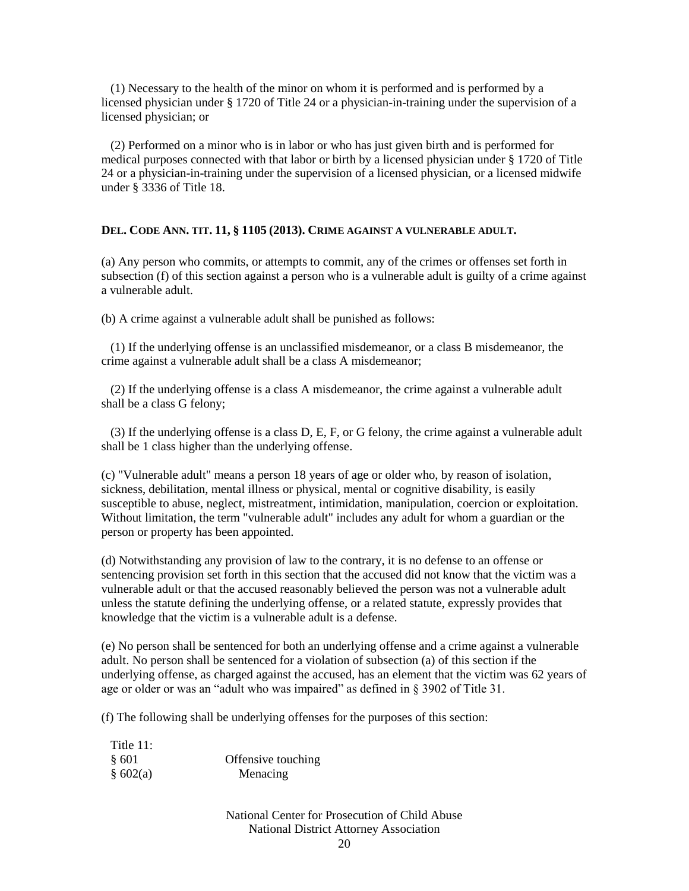(1) Necessary to the health of the minor on whom it is performed and is performed by a licensed physician under § 1720 of Title 24 or a physician-in-training under the supervision of a licensed physician; or

(2) Performed on a minor who is in labor or who has just given birth and is performed for medical purposes connected with that labor or birth by a licensed physician under § 1720 of Title 24 or a physician-in-training under the supervision of a licensed physician, or a licensed midwife under § 3336 of Title 18.

### DEL. CODE ANN. TIT. 11, § 1105 (2013). CRIME AGAINST A VULNERABLE ADULT.

(a) Any person who commits, or attempts to commit, any of the crimes or offenses set forth in subsection (f) of this section against a person who is a vulnerable adult is guilty of a crime against a vulnerable adult.

(b) A crime against a vulnerable adult shall be punished as follows:

(1) If the underlying offense is an unclassified misdemeanor, or a class B misdemeanor, the crime against a vulnerable adult shall be a class A misdemeanor;

(2) If the underlying offense is a class A misdemeanor, the crime against a vulnerable adult shall be a class G felony;

(3) If the underlying offense is a class D, E, F, or G felony, the crime against a vulnerable adult shall be 1 class higher than the underlying offense.

(c) "Vulnerable adult" means a person 18 years of age or older who, by reason of isolation, sickness, debilitation, mental illness or physical, mental or cognitive disability, is easily susceptible to abuse, neglect, mistreatment, intimidation, manipulation, coercion or exploitation. Without limitation, the term "vulnerable adult" includes any adult for whom a guardian or the person or property has been appointed.

(d) Notwithstanding any provision of law to the contrary, it is no defense to an offense or sentencing provision set forth in this section that the accused did not know that the victim was a vulnerable adult or that the accused reasonably believed the person was not a vulnerable adult unless the statute defining the underlying offense, or a related statute, expressly provides that knowledge that the victim is a vulnerable adult is a defense.

(e) No person shall be sentenced for both an underlying offense and a crime against a vulnerable adult. No person shall be sentenced for a violation of subsection (a) of this section if the underlying offense, as charged against the accused, has an element that the victim was 62 years of age or older or was an "adult who was impaired" as defined in § 3902 of Title 31.

(f) The following shall be underlying offenses for the purposes of this section:

Title 11:

| | |
|---|---|
| § 601 | Offensive touching |
| § 602(a) | Menacing |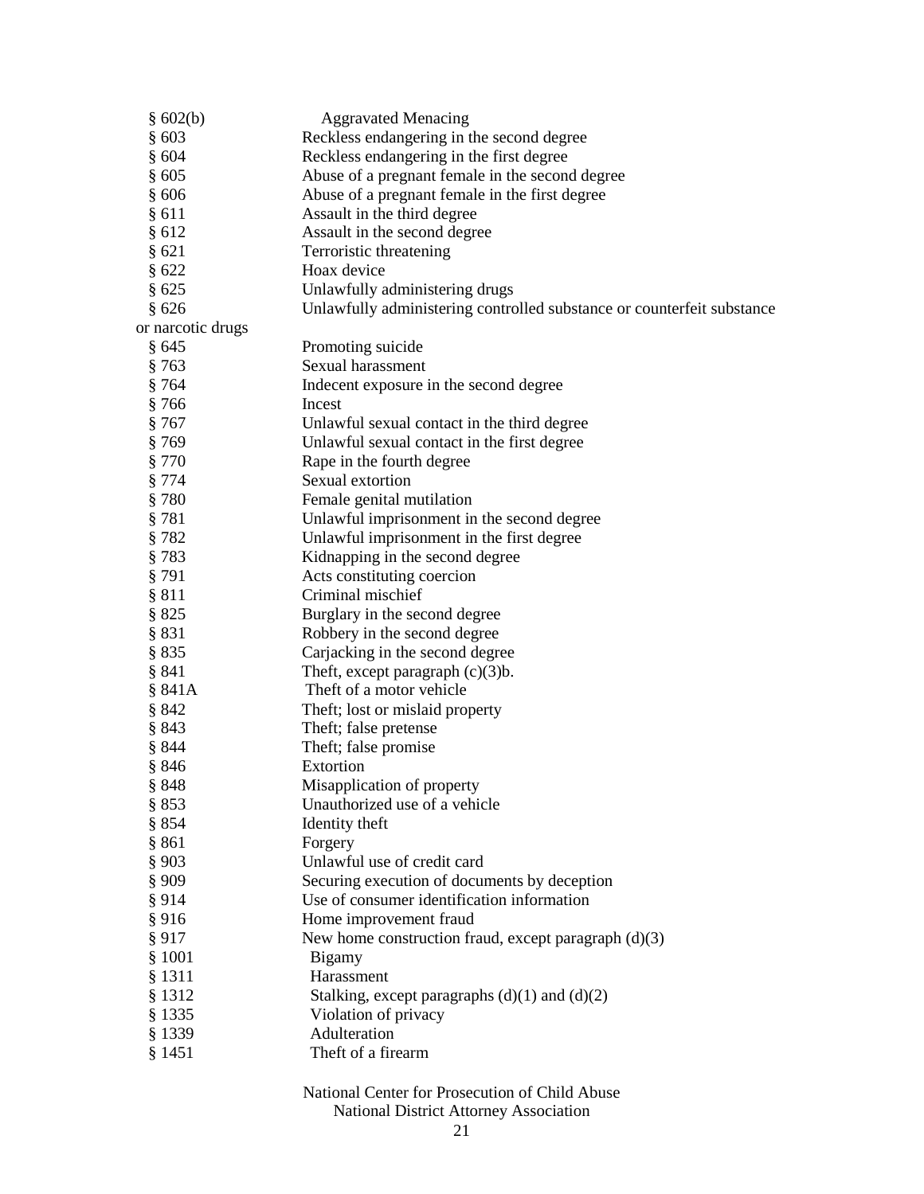| | |
|---|---|
| § 602(b) | Aggravated Menacing |
| § 603 | Reckless endangering in the second degree |
| § 604 | Reckless endangering in the first degree |
| § 605 | Abuse of a pregnant female in the second degree |
| § 606 | Abuse of a pregnant female in the first degree |
| § 611 | Assault in the third degree |
| § 612 | Assault in the second degree |
| § 621 | Terroristic threatening |
| § 622 | Hoax device |
| § 625 | Unlawfully administering drugs |
| § 626 | Unlawfully administering controlled substance or counterfeit substance or narcotic drugs |
| § 645 | Promoting suicide |
| § 763 | Sexual harassment |
| § 764 | Indecent exposure in the second degree |
| § 766 | Incest |
| § 767 | Unlawful sexual contact in the third degree |
| § 769 | Unlawful sexual contact in the first degree |
| § 770 | Rape in the fourth degree |
| § 774 | Sexual extortion |
| § 780 | Female genital mutilation |
| § 781 | Unlawful imprisonment in the second degree |
| § 782 | Unlawful imprisonment in the first degree |
| § 783 | Kidnapping in the second degree |
| § 791 | Acts constituting coercion |
| § 811 | Criminal mischief |
| § 825 | Burglary in the second degree |
| § 831 | Robbery in the second degree |
| § 835 | Carjacking in the second degree |
| § 841 | Theft, except paragraph (c)(3)b. |
| § 841A | Theft of a motor vehicle |
| § 842 | Theft; lost or mislaid property |
| § 843 | Theft; false pretense |
| § 844 | Theft; false promise |
| § 846 | Extortion |
| § 848 | Misapplication of property |
| § 853 | Unauthorized use of a vehicle |
| § 854 | Identity theft |
| § 861 | Forgery |
| § 903 | Unlawful use of credit card |
| § 909 | Securing execution of documents by deception |
| § 914 | Use of consumer identification information |
| § 916 | Home improvement fraud |
| § 917 | New home construction fraud, except paragraph (d)(3) |
| § 1001 | Bigamy |
| § 1311 | Harassment |
| § 1312 | Stalking, except paragraphs (d)(1) and (d)(2) |
| § 1335 | Violation of privacy |
| § 1339 | Adulteration |
| § 1451 | Theft of a firearm |

National Center for Prosecution of Child Abuse
National District Attorney Association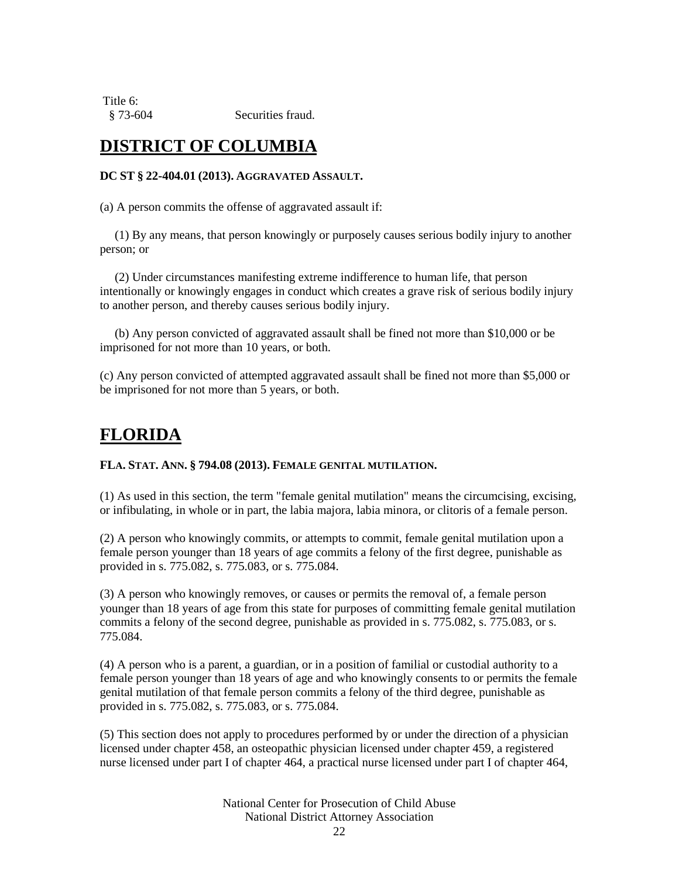Title 6:
§ 73-604 Securities fraud.

## DISTRICT OF COLUMBIA

**DC ST § 22-404.01 (2013). AGGRAVATED ASSAULT.**

(a) A person commits the offense of aggravated assault if:

(1) By any means, that person knowingly or purposely causes serious bodily injury to another person; or

(2) Under circumstances manifesting extreme indifference to human life, that person intentionally or knowingly engages in conduct which creates a grave risk of serious bodily injury to another person, and thereby causes serious bodily injury.

(b) Any person convicted of aggravated assault shall be fined not more than $10,000 or be imprisoned for not more than 10 years, or both.

(c) Any person convicted of attempted aggravated assault shall be fined not more than $5,000 or be imprisoned for not more than 5 years, or both.

## FLORIDA

**FLA. STAT. ANN. § 794.08 (2013). FEMALE GENITAL MUTILATION.**

(1) As used in this section, the term "female genital mutilation" means the circumcising, excising, or infibulating, in whole or in part, the labia majora, labia minora, or clitoris of a female person.

(2) A person who knowingly commits, or attempts to commit, female genital mutilation upon a female person younger than 18 years of age commits a felony of the first degree, punishable as provided in s. 775.082, s. 775.083, or s. 775.084.

(3) A person who knowingly removes, or causes or permits the removal of, a female person younger than 18 years of age from this state for purposes of committing female genital mutilation commits a felony of the second degree, punishable as provided in s. 775.082, s. 775.083, or s. 775.084.

(4) A person who is a parent, a guardian, or in a position of familial or custodial authority to a female person younger than 18 years of age and who knowingly consents to or permits the female genital mutilation of that female person commits a felony of the third degree, punishable as provided in s. 775.082, s. 775.083, or s. 775.084.

(5) This section does not apply to procedures performed by or under the direction of a physician licensed under chapter 458, an osteopathic physician licensed under chapter 459, a registered nurse licensed under part I of chapter 464, a practical nurse licensed under part I of chapter 464,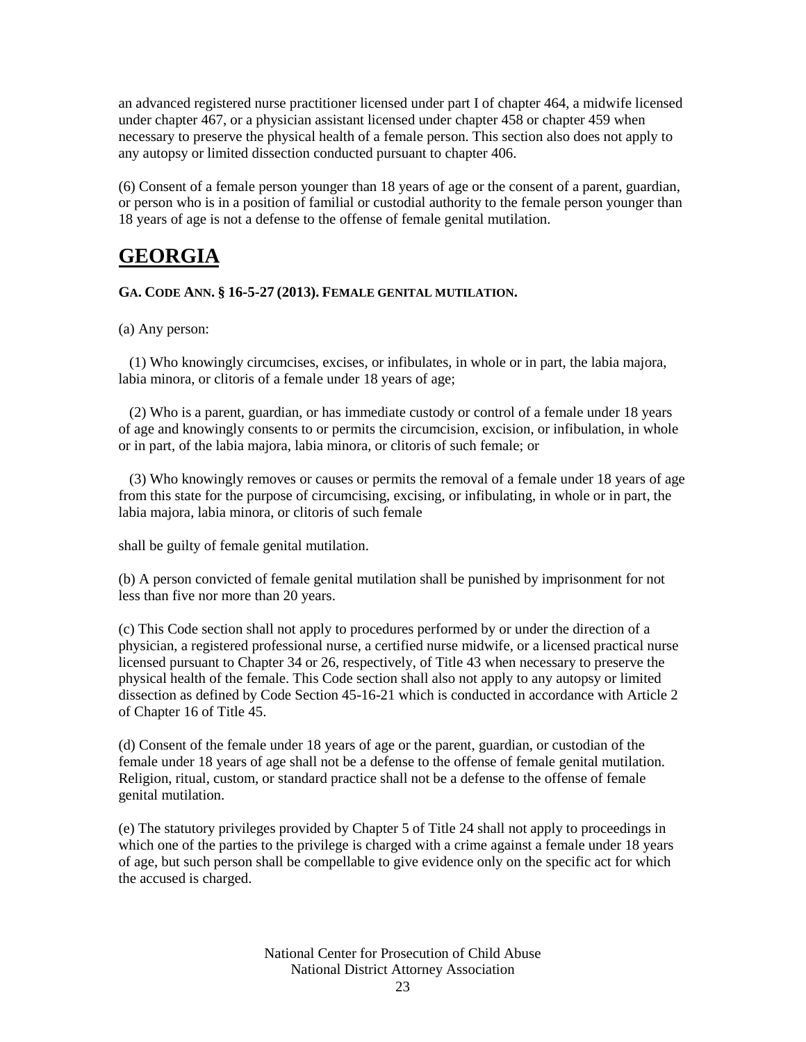an advanced registered nurse practitioner licensed under part I of chapter 464, a midwife licensed under chapter 467, or a physician assistant licensed under chapter 458 or chapter 459 when necessary to preserve the physical health of a female person. This section also does not apply to any autopsy or limited dissection conducted pursuant to chapter 406.

(6) Consent of a female person younger than 18 years of age or the consent of a parent, guardian, or person who is in a position of familial or custodial authority to the female person younger than 18 years of age is not a defense to the offense of female genital mutilation.

# GEORGIA

**GA. CODE ANN. § 16-5-27 (2013). FEMALE GENITAL MUTILATION.**

(a) Any person:

(1) Who knowingly circumcises, excises, or infibulates, in whole or in part, the labia majora, labia minora, or clitoris of a female under 18 years of age;

(2) Who is a parent, guardian, or has immediate custody or control of a female under 18 years of age and knowingly consents to or permits the circumcision, excision, or infibulation, in whole or in part, of the labia majora, labia minora, or clitoris of such female; or

(3) Who knowingly removes or causes or permits the removal of a female under 18 years of age from this state for the purpose of circumcising, excising, or infibulating, in whole or in part, the labia majora, labia minora, or clitoris of such female

shall be guilty of female genital mutilation.

(b) A person convicted of female genital mutilation shall be punished by imprisonment for not less than five nor more than 20 years.

(c) This Code section shall not apply to procedures performed by or under the direction of a physician, a registered professional nurse, a certified nurse midwife, or a licensed practical nurse licensed pursuant to Chapter 34 or 26, respectively, of Title 43 when necessary to preserve the physical health of the female. This Code section shall also not apply to any autopsy or limited dissection as defined by Code Section 45-16-21 which is conducted in accordance with Article 2 of Chapter 16 of Title 45.

(d) Consent of the female under 18 years of age or the parent, guardian, or custodian of the female under 18 years of age shall not be a defense to the offense of female genital mutilation. Religion, ritual, custom, or standard practice shall not be a defense to the offense of female genital mutilation.

(e) The statutory privileges provided by Chapter 5 of Title 24 shall not apply to proceedings in which one of the parties to the privilege is charged with a crime against a female under 18 years of age, but such person shall be compellable to give evidence only on the specific act for which the accused is charged.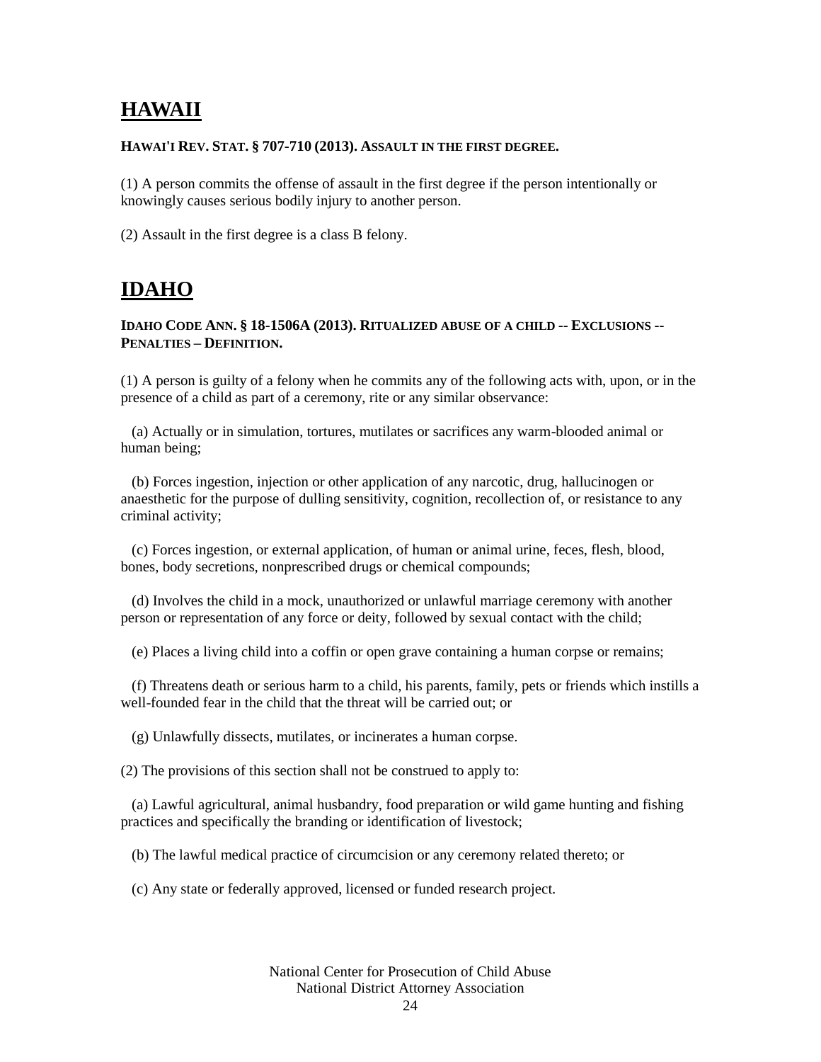# HAWAII

**HAWAI'I REV. STAT. § 707-710 (2013). ASSAULT IN THE FIRST DEGREE.**

(1) A person commits the offense of assault in the first degree if the person intentionally or knowingly causes serious bodily injury to another person.

(2) Assault in the first degree is a class B felony.

# IDAHO

**IDAHO CODE ANN. § 18-1506A (2013). RITUALIZED ABUSE OF A CHILD -- EXCLUSIONS -- PENALTIES – DEFINITION.**

(1) A person is guilty of a felony when he commits any of the following acts with, upon, or in the presence of a child as part of a ceremony, rite or any similar observance:

(a) Actually or in simulation, tortures, mutilates or sacrifices any warm-blooded animal or human being;

(b) Forces ingestion, injection or other application of any narcotic, drug, hallucinogen or anaesthetic for the purpose of dulling sensitivity, cognition, recollection of, or resistance to any criminal activity;

(c) Forces ingestion, or external application, of human or animal urine, feces, flesh, blood, bones, body secretions, nonprescribed drugs or chemical compounds;

(d) Involves the child in a mock, unauthorized or unlawful marriage ceremony with another person or representation of any force or deity, followed by sexual contact with the child;

(e) Places a living child into a coffin or open grave containing a human corpse or remains;

(f) Threatens death or serious harm to a child, his parents, family, pets or friends which instills a well-founded fear in the child that the threat will be carried out; or

(g) Unlawfully dissects, mutilates, or incinerates a human corpse.

(2) The provisions of this section shall not be construed to apply to:

(a) Lawful agricultural, animal husbandry, food preparation or wild game hunting and fishing practices and specifically the branding or identification of livestock;

(b) The lawful medical practice of circumcision or any ceremony related thereto; or

(c) Any state or federally approved, licensed or funded research project.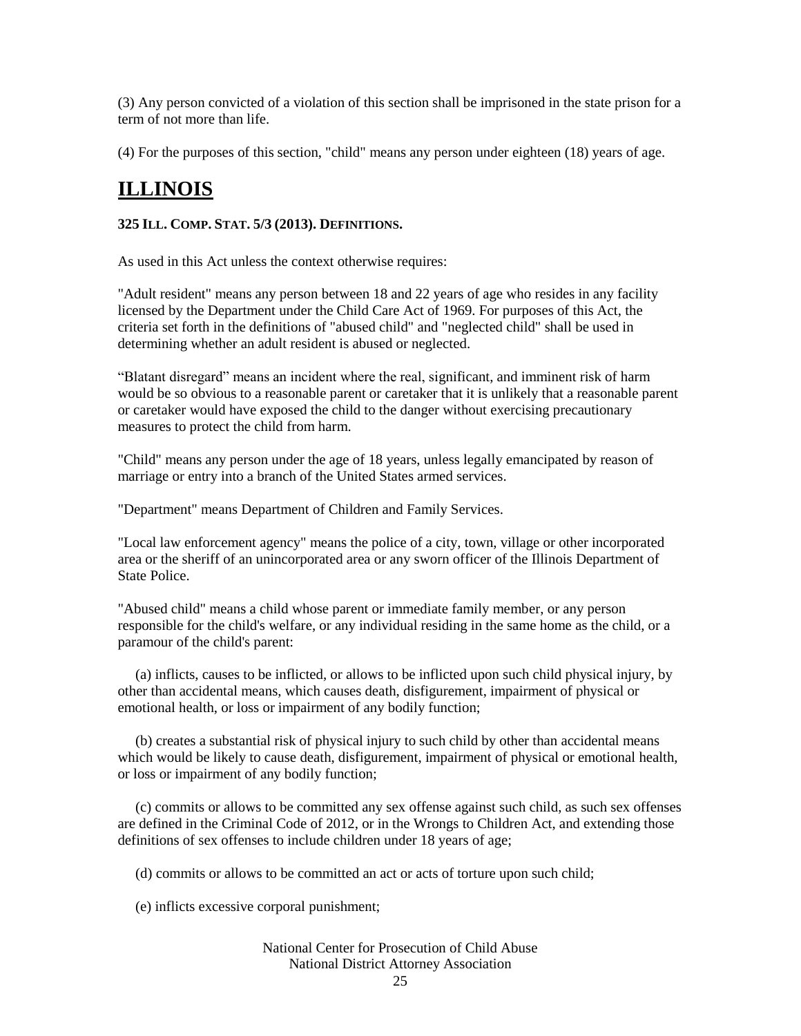(3) Any person convicted of a violation of this section shall be imprisoned in the state prison for a term of not more than life.

(4) For the purposes of this section, "child" means any person under eighteen (18) years of age.

# ILLINOIS

**325 ILL. COMP. STAT. 5/3 (2013). DEFINITIONS.**

As used in this Act unless the context otherwise requires:

"Adult resident" means any person between 18 and 22 years of age who resides in any facility licensed by the Department under the Child Care Act of 1969. For purposes of this Act, the criteria set forth in the definitions of "abused child" and "neglected child" shall be used in determining whether an adult resident is abused or neglected.

"Blatant disregard" means an incident where the real, significant, and imminent risk of harm would be so obvious to a reasonable parent or caretaker that it is unlikely that a reasonable parent or caretaker would have exposed the child to the danger without exercising precautionary measures to protect the child from harm.

"Child" means any person under the age of 18 years, unless legally emancipated by reason of marriage or entry into a branch of the United States armed services.

"Department" means Department of Children and Family Services.

"Local law enforcement agency" means the police of a city, town, village or other incorporated area or the sheriff of an unincorporated area or any sworn officer of the Illinois Department of State Police.

"Abused child" means a child whose parent or immediate family member, or any person responsible for the child's welfare, or any individual residing in the same home as the child, or a paramour of the child's parent:

(a) inflicts, causes to be inflicted, or allows to be inflicted upon such child physical injury, by other than accidental means, which causes death, disfigurement, impairment of physical or emotional health, or loss or impairment of any bodily function;

(b) creates a substantial risk of physical injury to such child by other than accidental means which would be likely to cause death, disfigurement, impairment of physical or emotional health, or loss or impairment of any bodily function;

(c) commits or allows to be committed any sex offense against such child, as such sex offenses are defined in the Criminal Code of 2012, or in the Wrongs to Children Act, and extending those definitions of sex offenses to include children under 18 years of age;

(d) commits or allows to be committed an act or acts of torture upon such child;

(e) inflicts excessive corporal punishment;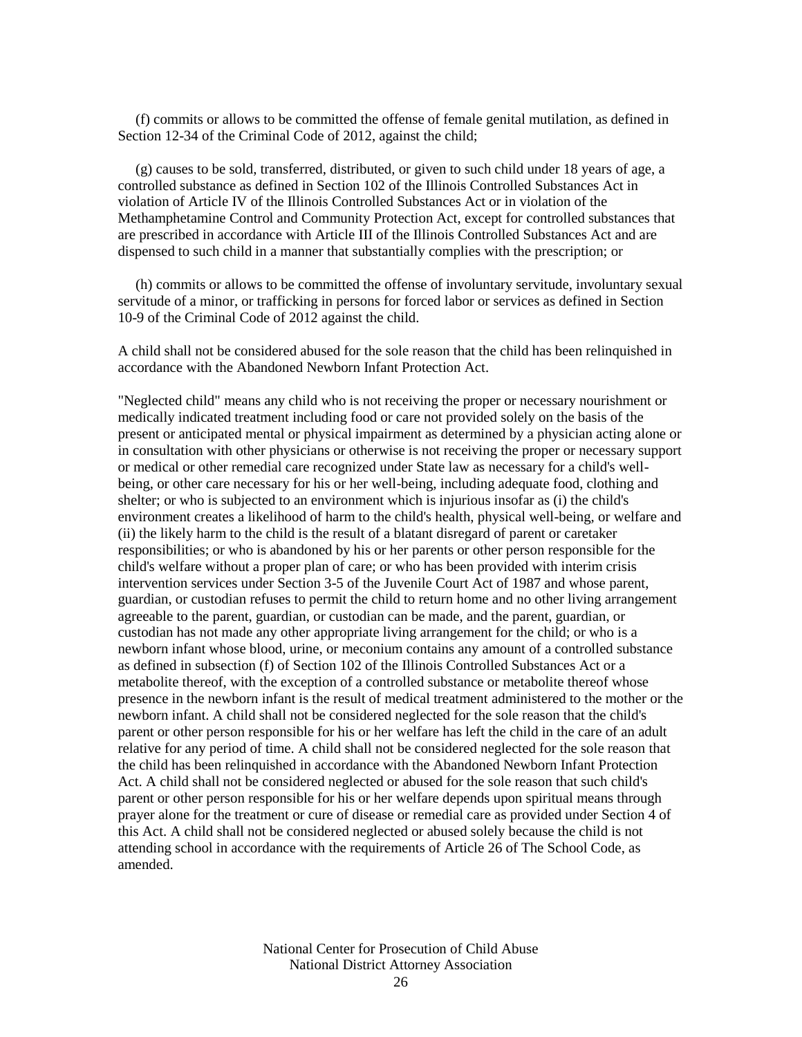(f) commits or allows to be committed the offense of female genital mutilation, as defined in Section 12-34 of the Criminal Code of 2012, against the child;

(g) causes to be sold, transferred, distributed, or given to such child under 18 years of age, a controlled substance as defined in Section 102 of the Illinois Controlled Substances Act in violation of Article IV of the Illinois Controlled Substances Act or in violation of the Methamphetamine Control and Community Protection Act, except for controlled substances that are prescribed in accordance with Article III of the Illinois Controlled Substances Act and are dispensed to such child in a manner that substantially complies with the prescription; or

(h) commits or allows to be committed the offense of involuntary servitude, involuntary sexual servitude of a minor, or trafficking in persons for forced labor or services as defined in Section 10-9 of the Criminal Code of 2012 against the child.

A child shall not be considered abused for the sole reason that the child has been relinquished in accordance with the Abandoned Newborn Infant Protection Act.

"Neglected child" means any child who is not receiving the proper or necessary nourishment or medically indicated treatment including food or care not provided solely on the basis of the present or anticipated mental or physical impairment as determined by a physician acting alone or in consultation with other physicians or otherwise is not receiving the proper or necessary support or medical or other remedial care recognized under State law as necessary for a child's well-being, or other care necessary for his or her well-being, including adequate food, clothing and shelter; or who is subjected to an environment which is injurious insofar as (i) the child's environment creates a likelihood of harm to the child's health, physical well-being, or welfare and (ii) the likely harm to the child is the result of a blatant disregard of parent or caretaker responsibilities; or who is abandoned by his or her parents or other person responsible for the child's welfare without a proper plan of care; or who has been provided with interim crisis intervention services under Section 3-5 of the Juvenile Court Act of 1987 and whose parent, guardian, or custodian refuses to permit the child to return home and no other living arrangement agreeable to the parent, guardian, or custodian can be made, and the parent, guardian, or custodian has not made any other appropriate living arrangement for the child; or who is a newborn infant whose blood, urine, or meconium contains any amount of a controlled substance as defined in subsection (f) of Section 102 of the Illinois Controlled Substances Act or a metabolite thereof, with the exception of a controlled substance or metabolite thereof whose presence in the newborn infant is the result of medical treatment administered to the mother or the newborn infant. A child shall not be considered neglected for the sole reason that the child's parent or other person responsible for his or her welfare has left the child in the care of an adult relative for any period of time. A child shall not be considered neglected for the sole reason that the child has been relinquished in accordance with the Abandoned Newborn Infant Protection Act. A child shall not be considered neglected or abused for the sole reason that such child's parent or other person responsible for his or her welfare depends upon spiritual means through prayer alone for the treatment or cure of disease or remedial care as provided under Section 4 of this Act. A child shall not be considered neglected or abused solely because the child is not attending school in accordance with the requirements of Article 26 of The School Code, as amended.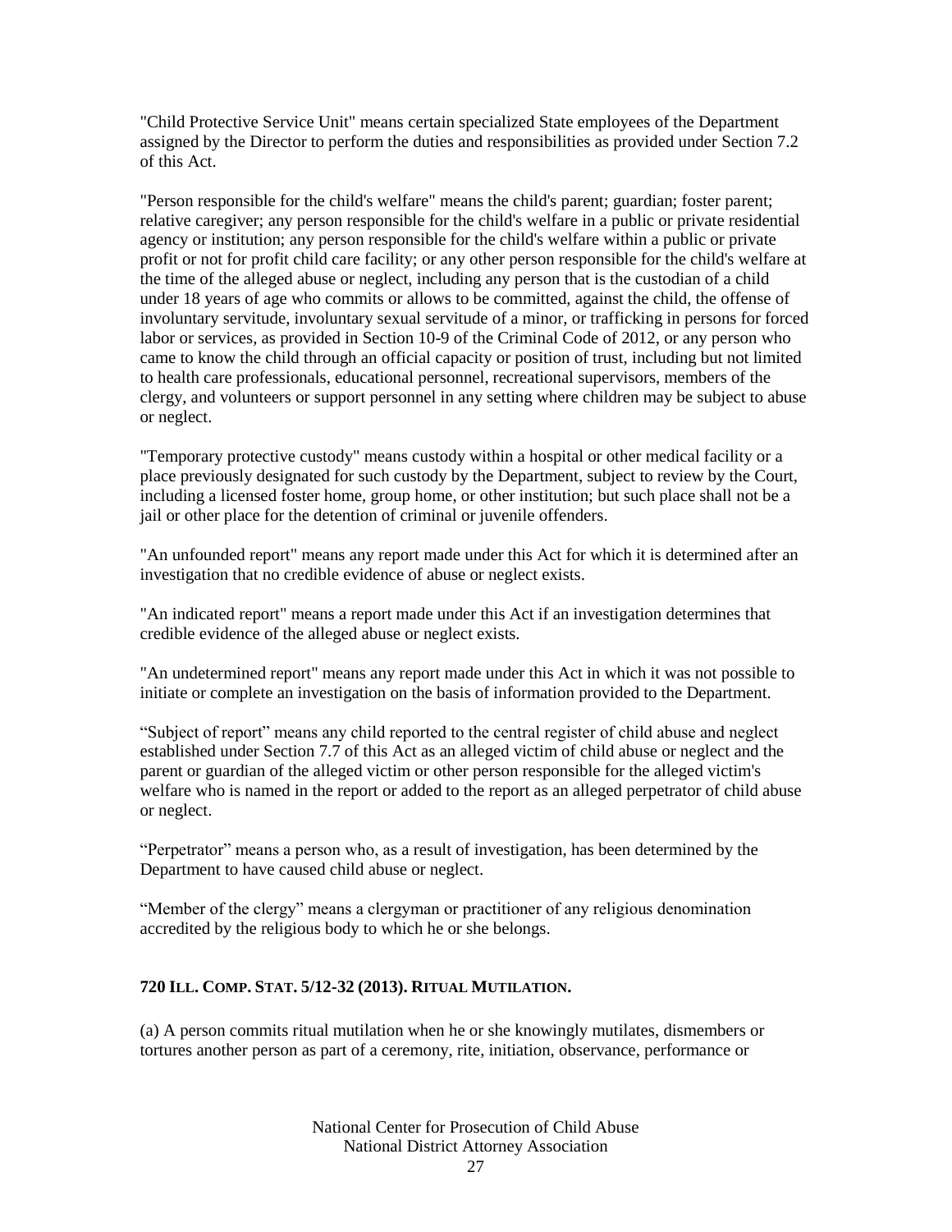"Child Protective Service Unit" means certain specialized State employees of the Department assigned by the Director to perform the duties and responsibilities as provided under Section 7.2 of this Act.

"Person responsible for the child's welfare" means the child's parent; guardian; foster parent; relative caregiver; any person responsible for the child's welfare in a public or private residential agency or institution; any person responsible for the child's welfare within a public or private profit or not for profit child care facility; or any other person responsible for the child's welfare at the time of the alleged abuse or neglect, including any person that is the custodian of a child under 18 years of age who commits or allows to be committed, against the child, the offense of involuntary servitude, involuntary sexual servitude of a minor, or trafficking in persons for forced labor or services, as provided in Section 10-9 of the Criminal Code of 2012, or any person who came to know the child through an official capacity or position of trust, including but not limited to health care professionals, educational personnel, recreational supervisors, members of the clergy, and volunteers or support personnel in any setting where children may be subject to abuse or neglect.

"Temporary protective custody" means custody within a hospital or other medical facility or a place previously designated for such custody by the Department, subject to review by the Court, including a licensed foster home, group home, or other institution; but such place shall not be a jail or other place for the detention of criminal or juvenile offenders.

"An unfounded report" means any report made under this Act for which it is determined after an investigation that no credible evidence of abuse or neglect exists.

"An indicated report" means a report made under this Act if an investigation determines that credible evidence of the alleged abuse or neglect exists.

"An undetermined report" means any report made under this Act in which it was not possible to initiate or complete an investigation on the basis of information provided to the Department.

"Subject of report" means any child reported to the central register of child abuse and neglect established under Section 7.7 of this Act as an alleged victim of child abuse or neglect and the parent or guardian of the alleged victim or other person responsible for the alleged victim's welfare who is named in the report or added to the report as an alleged perpetrator of child abuse or neglect.

"Perpetrator" means a person who, as a result of investigation, has been determined by the Department to have caused child abuse or neglect.

"Member of the clergy" means a clergyman or practitioner of any religious denomination accredited by the religious body to which he or she belongs.

**720 ILL. COMP. STAT. 5/12-32 (2013). RITUAL MUTILATION.**

(a) A person commits ritual mutilation when he or she knowingly mutilates, dismembers or tortures another person as part of a ceremony, rite, initiation, observance, performance or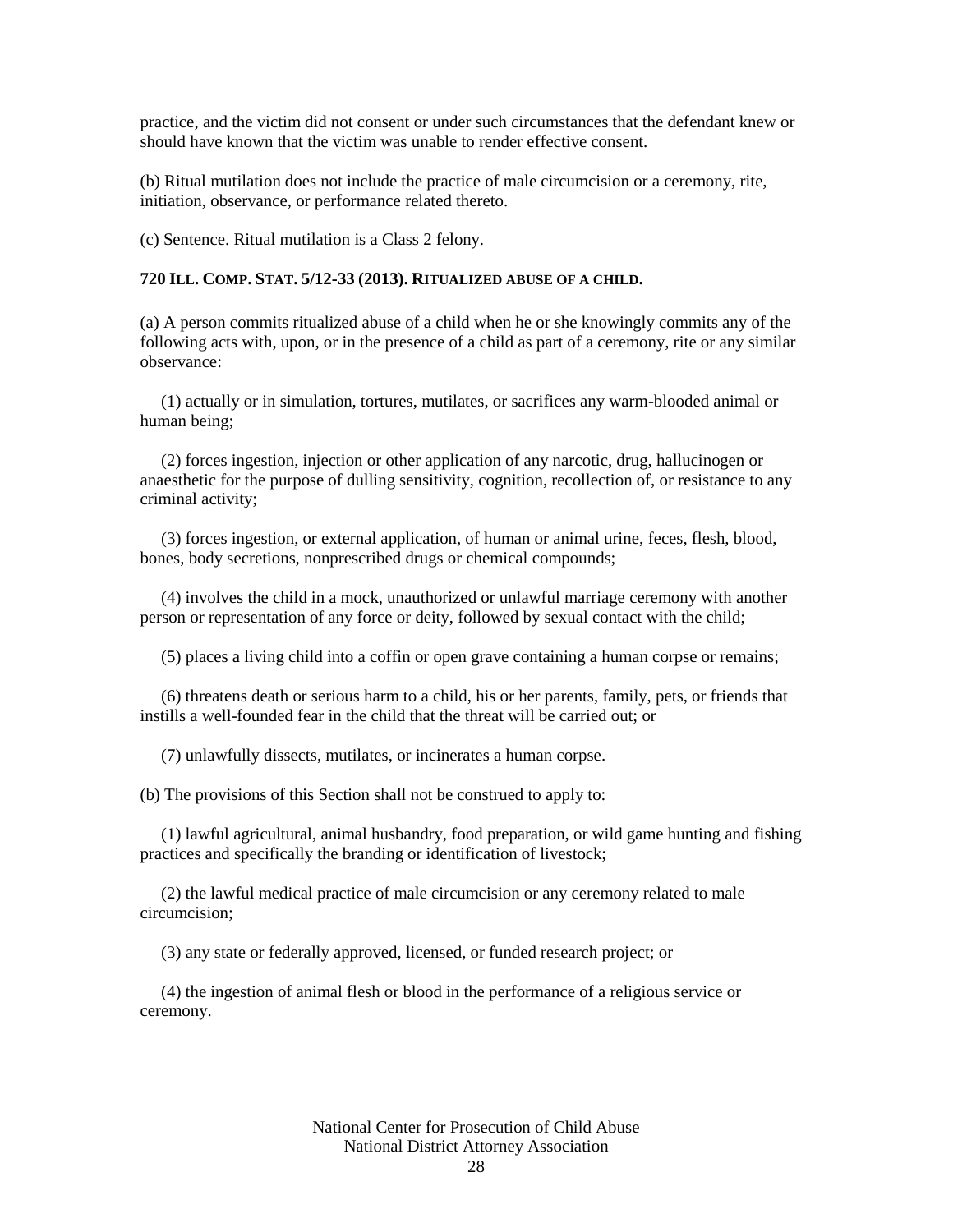practice, and the victim did not consent or under such circumstances that the defendant knew or should have known that the victim was unable to render effective consent.

(b) Ritual mutilation does not include the practice of male circumcision or a ceremony, rite, initiation, observance, or performance related thereto.

(c) Sentence. Ritual mutilation is a Class 2 felony.

**720 ILL. COMP. STAT. 5/12-33 (2013). RITUALIZED ABUSE OF A CHILD.**

(a) A person commits ritualized abuse of a child when he or she knowingly commits any of the following acts with, upon, or in the presence of a child as part of a ceremony, rite or any similar observance:

(1) actually or in simulation, tortures, mutilates, or sacrifices any warm-blooded animal or human being;

(2) forces ingestion, injection or other application of any narcotic, drug, hallucinogen or anaesthetic for the purpose of dulling sensitivity, cognition, recollection of, or resistance to any criminal activity;

(3) forces ingestion, or external application, of human or animal urine, feces, flesh, blood, bones, body secretions, nonprescribed drugs or chemical compounds;

(4) involves the child in a mock, unauthorized or unlawful marriage ceremony with another person or representation of any force or deity, followed by sexual contact with the child;

(5) places a living child into a coffin or open grave containing a human corpse or remains;

(6) threatens death or serious harm to a child, his or her parents, family, pets, or friends that instills a well-founded fear in the child that the threat will be carried out; or

(7) unlawfully dissects, mutilates, or incinerates a human corpse.

(b) The provisions of this Section shall not be construed to apply to:

(1) lawful agricultural, animal husbandry, food preparation, or wild game hunting and fishing practices and specifically the branding or identification of livestock;

(2) the lawful medical practice of male circumcision or any ceremony related to male circumcision;

(3) any state or federally approved, licensed, or funded research project; or

(4) the ingestion of animal flesh or blood in the performance of a religious service or ceremony.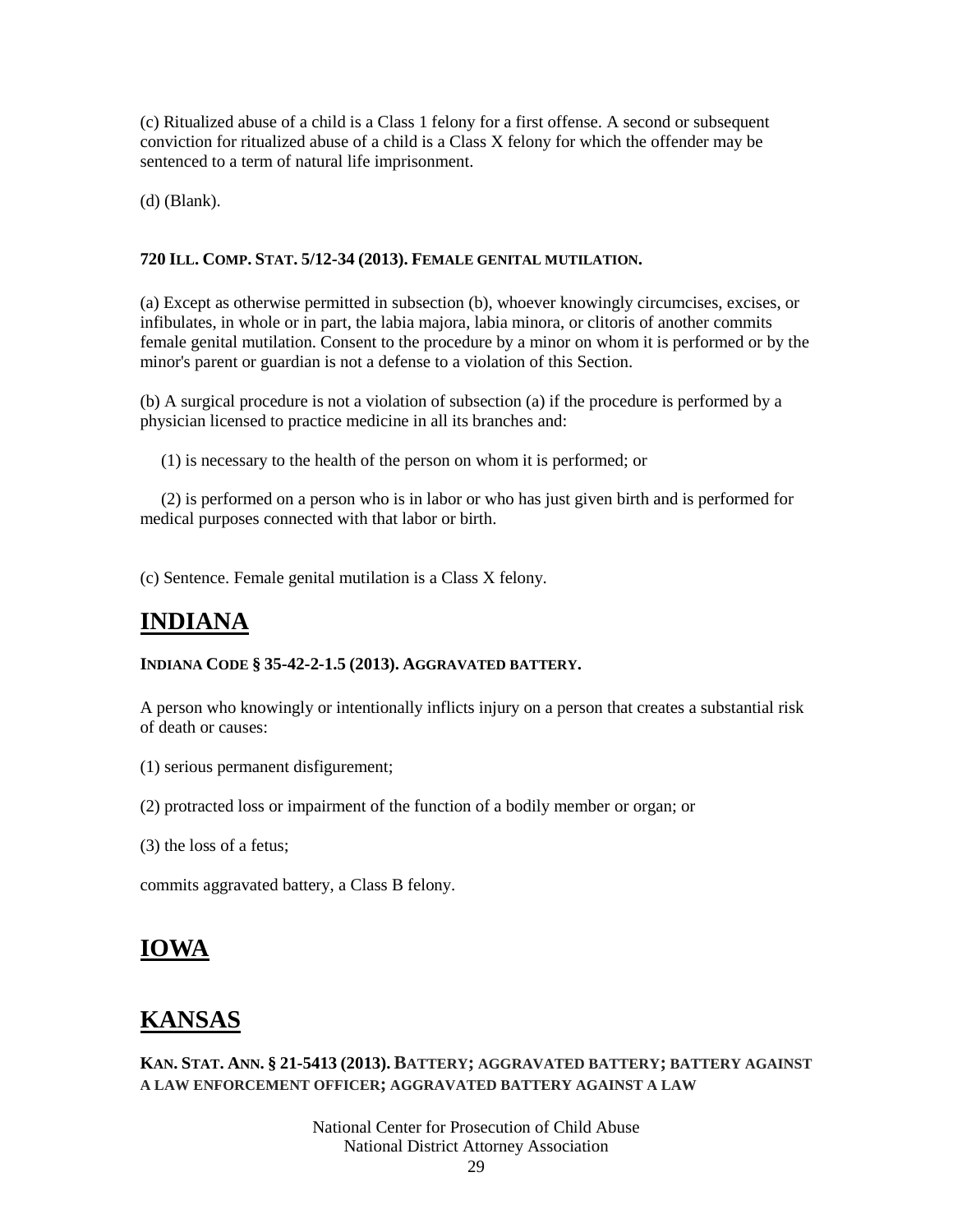(c) Ritualized abuse of a child is a Class 1 felony for a first offense. A second or subsequent conviction for ritualized abuse of a child is a Class X felony for which the offender may be sentenced to a term of natural life imprisonment.

(d) (Blank).

**720 ILL. COMP. STAT. 5/12-34 (2013). FEMALE GENITAL MUTILATION.**

(a) Except as otherwise permitted in subsection (b), whoever knowingly circumcises, excises, or infibulates, in whole or in part, the labia majora, labia minora, or clitoris of another commits female genital mutilation. Consent to the procedure by a minor on whom it is performed or by the minor's parent or guardian is not a defense to a violation of this Section.

(b) A surgical procedure is not a violation of subsection (a) if the procedure is performed by a physician licensed to practice medicine in all its branches and:

(1) is necessary to the health of the person on whom it is performed; or

(2) is performed on a person who is in labor or who has just given birth and is performed for medical purposes connected with that labor or birth.

(c) Sentence. Female genital mutilation is a Class X felony.

# INDIANA

**INDIANA CODE § 35-42-2-1.5 (2013). AGGRAVATED BATTERY.**

A person who knowingly or intentionally inflicts injury on a person that creates a substantial risk of death or causes:

(1) serious permanent disfigurement;

(2) protracted loss or impairment of the function of a bodily member or organ; or

(3) the loss of a fetus;

commits aggravated battery, a Class B felony.

# IOWA

# KANSAS

**KAN. STAT. ANN. § 21-5413 (2013). BATTERY; AGGRAVATED BATTERY; BATTERY AGAINST A LAW ENFORCEMENT OFFICER; AGGRAVATED BATTERY AGAINST A LAW**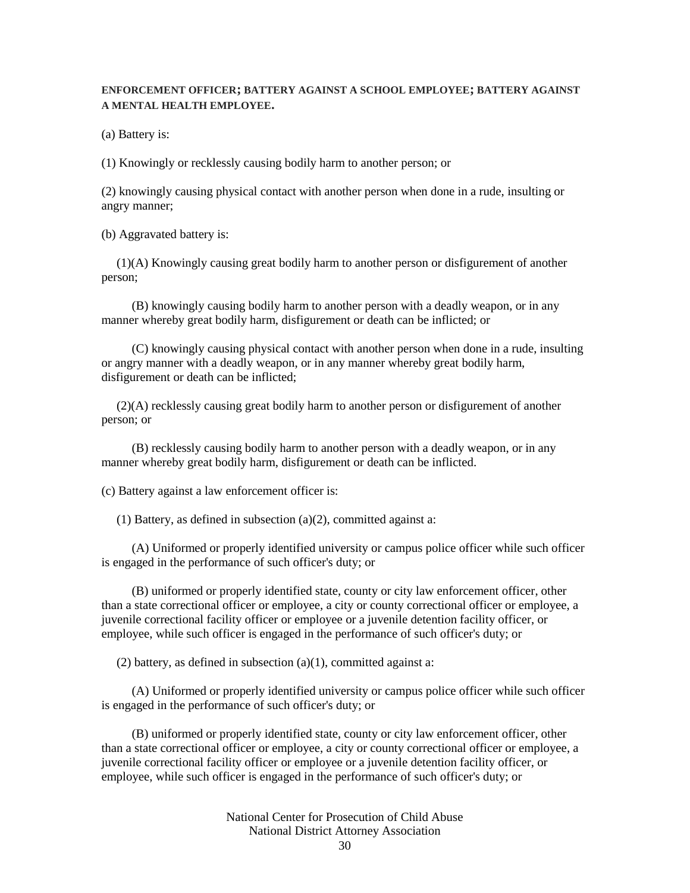**ENFORCEMENT OFFICER; BATTERY AGAINST A SCHOOL EMPLOYEE; BATTERY AGAINST A MENTAL HEALTH EMPLOYEE.**

(a) Battery is:

(1) Knowingly or recklessly causing bodily harm to another person; or

(2) knowingly causing physical contact with another person when done in a rude, insulting or angry manner;

(b) Aggravated battery is:

(1)(A) Knowingly causing great bodily harm to another person or disfigurement of another person;

(B) knowingly causing bodily harm to another person with a deadly weapon, or in any manner whereby great bodily harm, disfigurement or death can be inflicted; or

(C) knowingly causing physical contact with another person when done in a rude, insulting or angry manner with a deadly weapon, or in any manner whereby great bodily harm, disfigurement or death can be inflicted;

(2)(A) recklessly causing great bodily harm to another person or disfigurement of another person; or

(B) recklessly causing bodily harm to another person with a deadly weapon, or in any manner whereby great bodily harm, disfigurement or death can be inflicted.

(c) Battery against a law enforcement officer is:

(1) Battery, as defined in subsection (a)(2), committed against a:

(A) Uniformed or properly identified university or campus police officer while such officer is engaged in the performance of such officer's duty; or

(B) uniformed or properly identified state, county or city law enforcement officer, other than a state correctional officer or employee, a city or county correctional officer or employee, a juvenile correctional facility officer or employee or a juvenile detention facility officer, or employee, while such officer is engaged in the performance of such officer's duty; or

(2) battery, as defined in subsection (a)(1), committed against a:

(A) Uniformed or properly identified university or campus police officer while such officer is engaged in the performance of such officer's duty; or

(B) uniformed or properly identified state, county or city law enforcement officer, other than a state correctional officer or employee, a city or county correctional officer or employee, a juvenile correctional facility officer or employee or a juvenile detention facility officer, or employee, while such officer is engaged in the performance of such officer's duty; or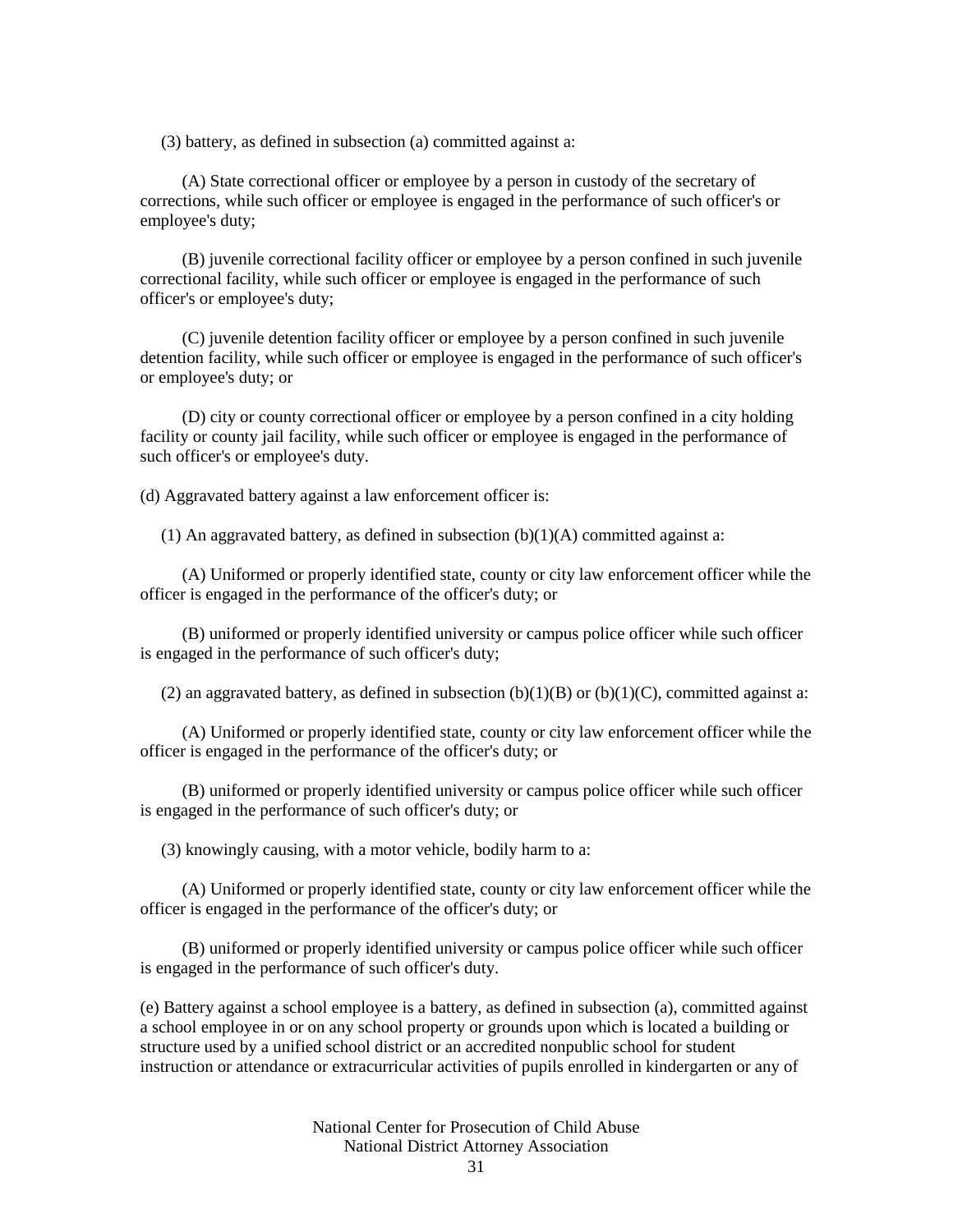(3) battery, as defined in subsection (a) committed against a:

(A) State correctional officer or employee by a person in custody of the secretary of corrections, while such officer or employee is engaged in the performance of such officer's or employee's duty;

(B) juvenile correctional facility officer or employee by a person confined in such juvenile correctional facility, while such officer or employee is engaged in the performance of such officer's or employee's duty;

(C) juvenile detention facility officer or employee by a person confined in such juvenile detention facility, while such officer or employee is engaged in the performance of such officer's or employee's duty; or

(D) city or county correctional officer or employee by a person confined in a city holding facility or county jail facility, while such officer or employee is engaged in the performance of such officer's or employee's duty.

(d) Aggravated battery against a law enforcement officer is:

(1) An aggravated battery, as defined in subsection (b)(1)(A) committed against a:

(A) Uniformed or properly identified state, county or city law enforcement officer while the officer is engaged in the performance of the officer's duty; or

(B) uniformed or properly identified university or campus police officer while such officer is engaged in the performance of such officer's duty;

(2) an aggravated battery, as defined in subsection (b)(1)(B) or (b)(1)(C), committed against a:

(A) Uniformed or properly identified state, county or city law enforcement officer while the officer is engaged in the performance of the officer's duty; or

(B) uniformed or properly identified university or campus police officer while such officer is engaged in the performance of such officer's duty; or

(3) knowingly causing, with a motor vehicle, bodily harm to a:

(A) Uniformed or properly identified state, county or city law enforcement officer while the officer is engaged in the performance of the officer's duty; or

(B) uniformed or properly identified university or campus police officer while such officer is engaged in the performance of such officer's duty.

(e) Battery against a school employee is a battery, as defined in subsection (a), committed against a school employee in or on any school property or grounds upon which is located a building or structure used by a unified school district or an accredited nonpublic school for student instruction or attendance or extracurricular activities of pupils enrolled in kindergarten or any of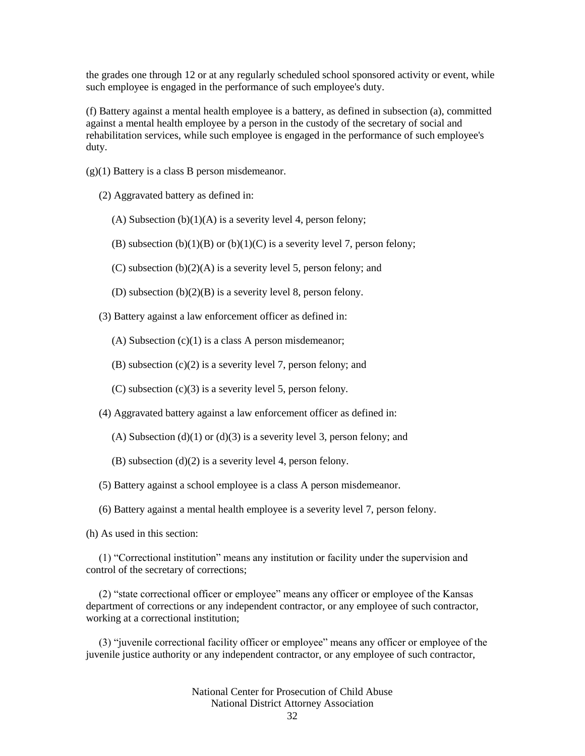the grades one through 12 or at any regularly scheduled school sponsored activity or event, while such employee is engaged in the performance of such employee's duty.

(f) Battery against a mental health employee is a battery, as defined in subsection (a), committed against a mental health employee by a person in the custody of the secretary of social and rehabilitation services, while such employee is engaged in the performance of such employee's duty.

(g)(1) Battery is a class B person misdemeanor.

(2) Aggravated battery as defined in:

(A) Subsection (b)(1)(A) is a severity level 4, person felony;

(B) subsection (b)(1)(B) or (b)(1)(C) is a severity level 7, person felony;

(C) subsection (b)(2)(A) is a severity level 5, person felony; and

(D) subsection (b)(2)(B) is a severity level 8, person felony.

(3) Battery against a law enforcement officer as defined in:

(A) Subsection (c)(1) is a class A person misdemeanor;

(B) subsection (c)(2) is a severity level 7, person felony; and

(C) subsection (c)(3) is a severity level 5, person felony.

(4) Aggravated battery against a law enforcement officer as defined in:

(A) Subsection (d)(1) or (d)(3) is a severity level 3, person felony; and

(B) subsection (d)(2) is a severity level 4, person felony.

(5) Battery against a school employee is a class A person misdemeanor.

(6) Battery against a mental health employee is a severity level 7, person felony.

(h) As used in this section:

(1) “Correctional institution” means any institution or facility under the supervision and control of the secretary of corrections;

(2) “state correctional officer or employee” means any officer or employee of the Kansas department of corrections or any independent contractor, or any employee of such contractor, working at a correctional institution;

(3) “juvenile correctional facility officer or employee” means any officer or employee of the juvenile justice authority or any independent contractor, or any employee of such contractor,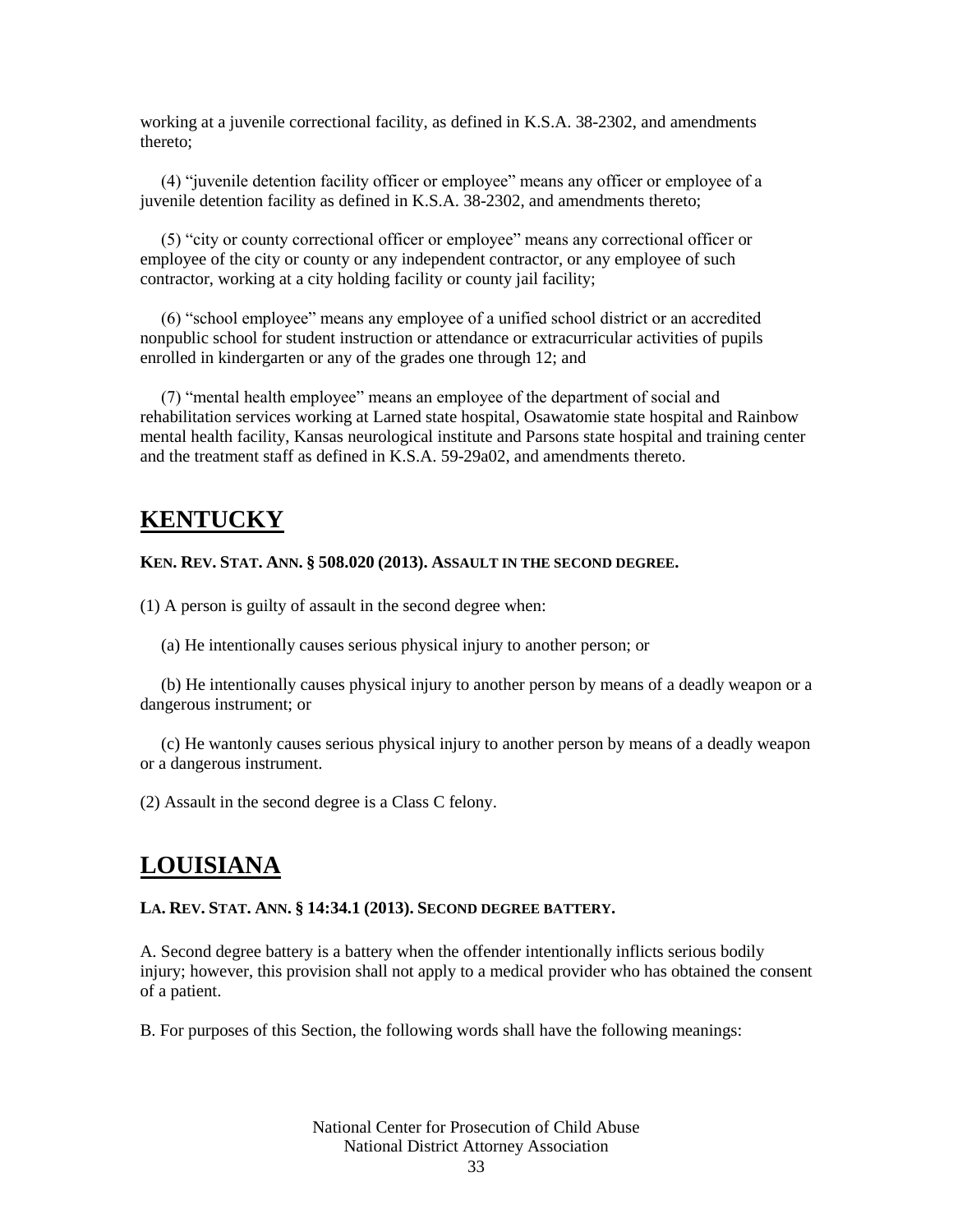working at a juvenile correctional facility, as defined in K.S.A. 38-2302, and amendments thereto;

(4) "juvenile detention facility officer or employee" means any officer or employee of a juvenile detention facility as defined in K.S.A. 38-2302, and amendments thereto;

(5) "city or county correctional officer or employee" means any correctional officer or employee of the city or county or any independent contractor, or any employee of such contractor, working at a city holding facility or county jail facility;

(6) "school employee" means any employee of a unified school district or an accredited nonpublic school for student instruction or attendance or extracurricular activities of pupils enrolled in kindergarten or any of the grades one through 12; and

(7) "mental health employee" means an employee of the department of social and rehabilitation services working at Larned state hospital, Osawatomie state hospital and Rainbow mental health facility, Kansas neurological institute and Parsons state hospital and training center and the treatment staff as defined in K.S.A. 59-29a02, and amendments thereto.

# KENTUCKY

**KEN. REV. STAT. ANN. § 508.020 (2013). ASSAULT IN THE SECOND DEGREE.**

(1) A person is guilty of assault in the second degree when:

(a) He intentionally causes serious physical injury to another person; or

(b) He intentionally causes physical injury to another person by means of a deadly weapon or a dangerous instrument; or

(c) He wantonly causes serious physical injury to another person by means of a deadly weapon or a dangerous instrument.

(2) Assault in the second degree is a Class C felony.

# LOUISIANA

**LA. REV. STAT. ANN. § 14:34.1 (2013). SECOND DEGREE BATTERY.**

A. Second degree battery is a battery when the offender intentionally inflicts serious bodily injury; however, this provision shall not apply to a medical provider who has obtained the consent of a patient.

B. For purposes of this Section, the following words shall have the following meanings: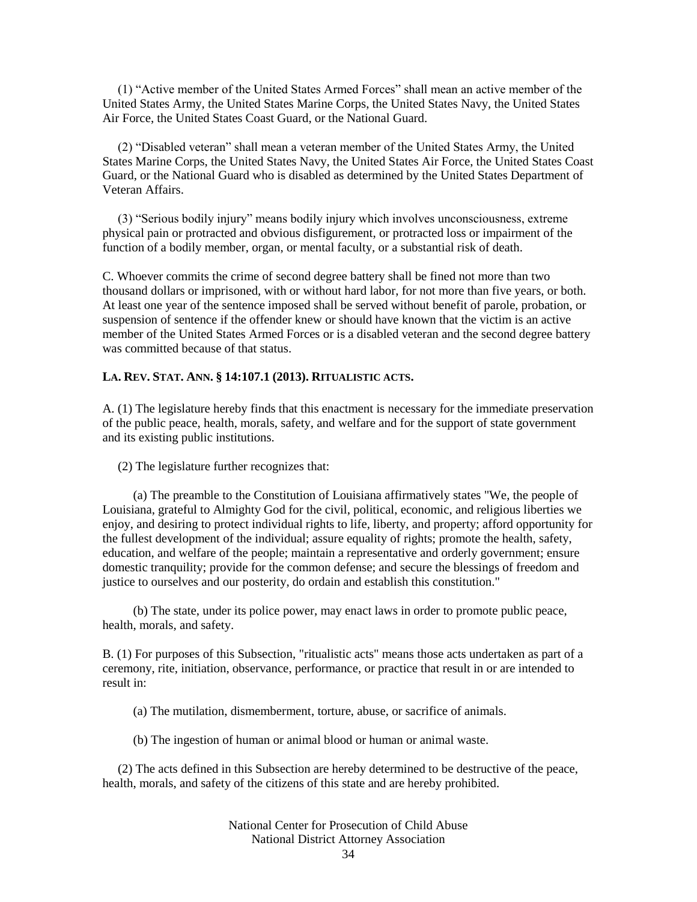(1) "Active member of the United States Armed Forces" shall mean an active member of the United States Army, the United States Marine Corps, the United States Navy, the United States Air Force, the United States Coast Guard, or the National Guard.

(2) "Disabled veteran" shall mean a veteran member of the United States Army, the United States Marine Corps, the United States Navy, the United States Air Force, the United States Coast Guard, or the National Guard who is disabled as determined by the United States Department of Veteran Affairs.

(3) "Serious bodily injury" means bodily injury which involves unconsciousness, extreme physical pain or protracted and obvious disfigurement, or protracted loss or impairment of the function of a bodily member, organ, or mental faculty, or a substantial risk of death.

C. Whoever commits the crime of second degree battery shall be fined not more than two thousand dollars or imprisoned, with or without hard labor, for not more than five years, or both. At least one year of the sentence imposed shall be served without benefit of parole, probation, or suspension of sentence if the offender knew or should have known that the victim is an active member of the United States Armed Forces or is a disabled veteran and the second degree battery was committed because of that status.

**LA. REV. STAT. ANN. § 14:107.1 (2013). RITUALISTIC ACTS.**

A. (1) The legislature hereby finds that this enactment is necessary for the immediate preservation of the public peace, health, morals, safety, and welfare and for the support of state government and its existing public institutions.

(2) The legislature further recognizes that:

(a) The preamble to the Constitution of Louisiana affirmatively states "We, the people of Louisiana, grateful to Almighty God for the civil, political, economic, and religious liberties we enjoy, and desiring to protect individual rights to life, liberty, and property; afford opportunity for the fullest development of the individual; assure equality of rights; promote the health, safety, education, and welfare of the people; maintain a representative and orderly government; ensure domestic tranquility; provide for the common defense; and secure the blessings of freedom and justice to ourselves and our posterity, do ordain and establish this constitution."

(b) The state, under its police power, may enact laws in order to promote public peace, health, morals, and safety.

B. (1) For purposes of this Subsection, "ritualistic acts" means those acts undertaken as part of a ceremony, rite, initiation, observance, performance, or practice that result in or are intended to result in:

(a) The mutilation, dismemberment, torture, abuse, or sacrifice of animals.

(b) The ingestion of human or animal blood or human or animal waste.

(2) The acts defined in this Subsection are hereby determined to be destructive of the peace, health, morals, and safety of the citizens of this state and are hereby prohibited.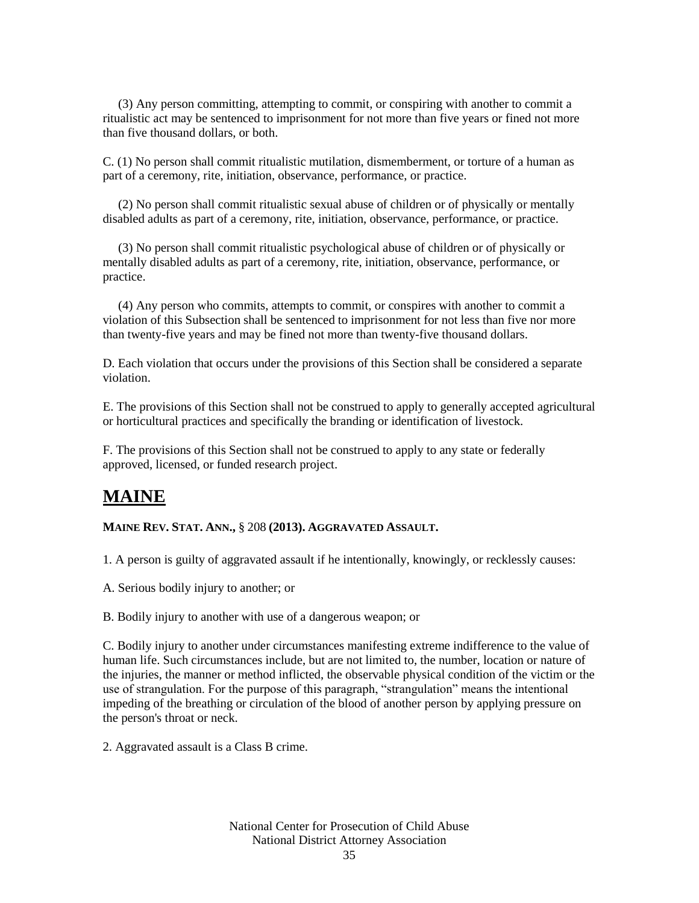(3) Any person committing, attempting to commit, or conspiring with another to commit a ritualistic act may be sentenced to imprisonment for not more than five years or fined not more than five thousand dollars, or both.

C. (1) No person shall commit ritualistic mutilation, dismemberment, or torture of a human as part of a ceremony, rite, initiation, observance, performance, or practice.

(2) No person shall commit ritualistic sexual abuse of children or of physically or mentally disabled adults as part of a ceremony, rite, initiation, observance, performance, or practice.

(3) No person shall commit ritualistic psychological abuse of children or of physically or mentally disabled adults as part of a ceremony, rite, initiation, observance, performance, or practice.

(4) Any person who commits, attempts to commit, or conspires with another to commit a violation of this Subsection shall be sentenced to imprisonment for not less than five nor more than twenty-five years and may be fined not more than twenty-five thousand dollars.

D. Each violation that occurs under the provisions of this Section shall be considered a separate violation.

E. The provisions of this Section shall not be construed to apply to generally accepted agricultural or horticultural practices and specifically the branding or identification of livestock.

F. The provisions of this Section shall not be construed to apply to any state or federally approved, licensed, or funded research project.

## MAINE

**MAINE REV. STAT. ANN., § 208 (2013). AGGRAVATED ASSAULT.**

1. A person is guilty of aggravated assault if he intentionally, knowingly, or recklessly causes:

A. Serious bodily injury to another; or

B. Bodily injury to another with use of a dangerous weapon; or

C. Bodily injury to another under circumstances manifesting extreme indifference to the value of human life. Such circumstances include, but are not limited to, the number, location or nature of the injuries, the manner or method inflicted, the observable physical condition of the victim or the use of strangulation. For the purpose of this paragraph, "strangulation" means the intentional impeding of the breathing or circulation of the blood of another person by applying pressure on the person's throat or neck.

2. Aggravated assault is a Class B crime.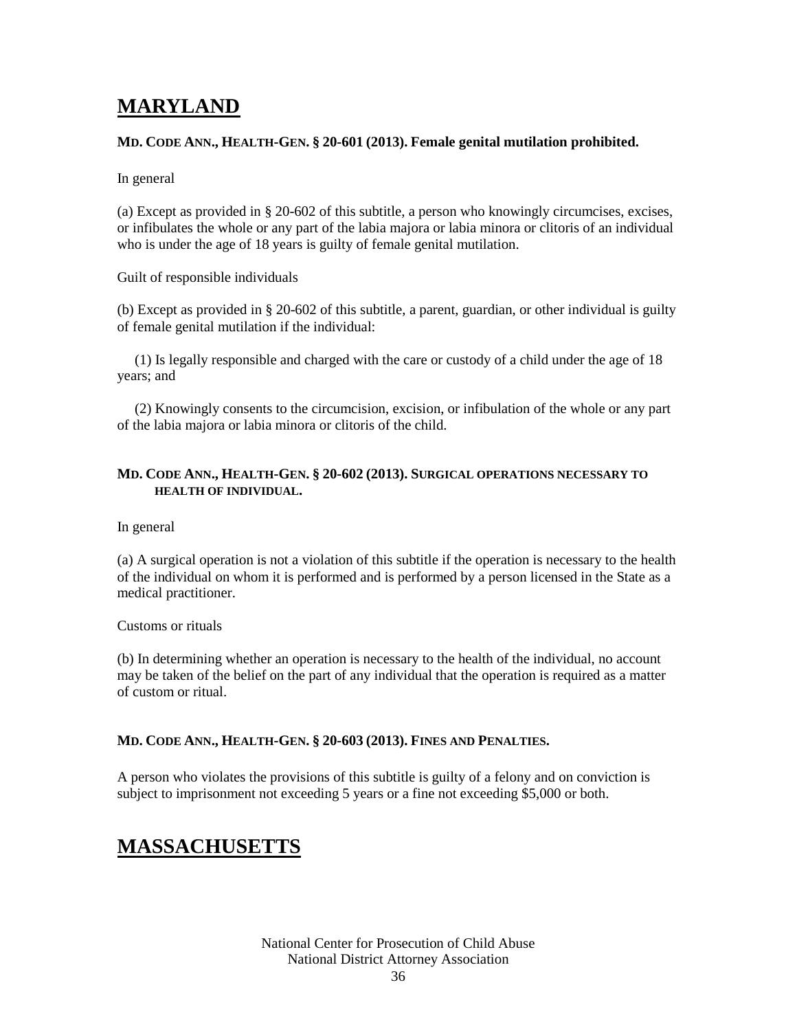# MARYLAND

**MD. CODE ANN., HEALTH-GEN. § 20-601 (2013). Female genital mutilation prohibited.**

In general

(a) Except as provided in § 20-602 of this subtitle, a person who knowingly circumcises, excises, or infibulates the whole or any part of the labia majora or labia minora or clitoris of an individual who is under the age of 18 years is guilty of female genital mutilation.

Guilt of responsible individuals

(b) Except as provided in § 20-602 of this subtitle, a parent, guardian, or other individual is guilty of female genital mutilation if the individual:

(1) Is legally responsible and charged with the care or custody of a child under the age of 18 years; and

(2) Knowingly consents to the circumcision, excision, or infibulation of the whole or any part of the labia majora or labia minora or clitoris of the child.

**MD. CODE ANN., HEALTH-GEN. § 20-602 (2013). SURGICAL OPERATIONS NECESSARY TO HEALTH OF INDIVIDUAL.**

In general

(a) A surgical operation is not a violation of this subtitle if the operation is necessary to the health of the individual on whom it is performed and is performed by a person licensed in the State as a medical practitioner.

Customs or rituals

(b) In determining whether an operation is necessary to the health of the individual, no account may be taken of the belief on the part of any individual that the operation is required as a matter of custom or ritual.

**MD. CODE ANN., HEALTH-GEN. § 20-603 (2013). FINES AND PENALTIES.**

A person who violates the provisions of this subtitle is guilty of a felony and on conviction is subject to imprisonment not exceeding 5 years or a fine not exceeding $5,000 or both.

# MASSACHUSETTS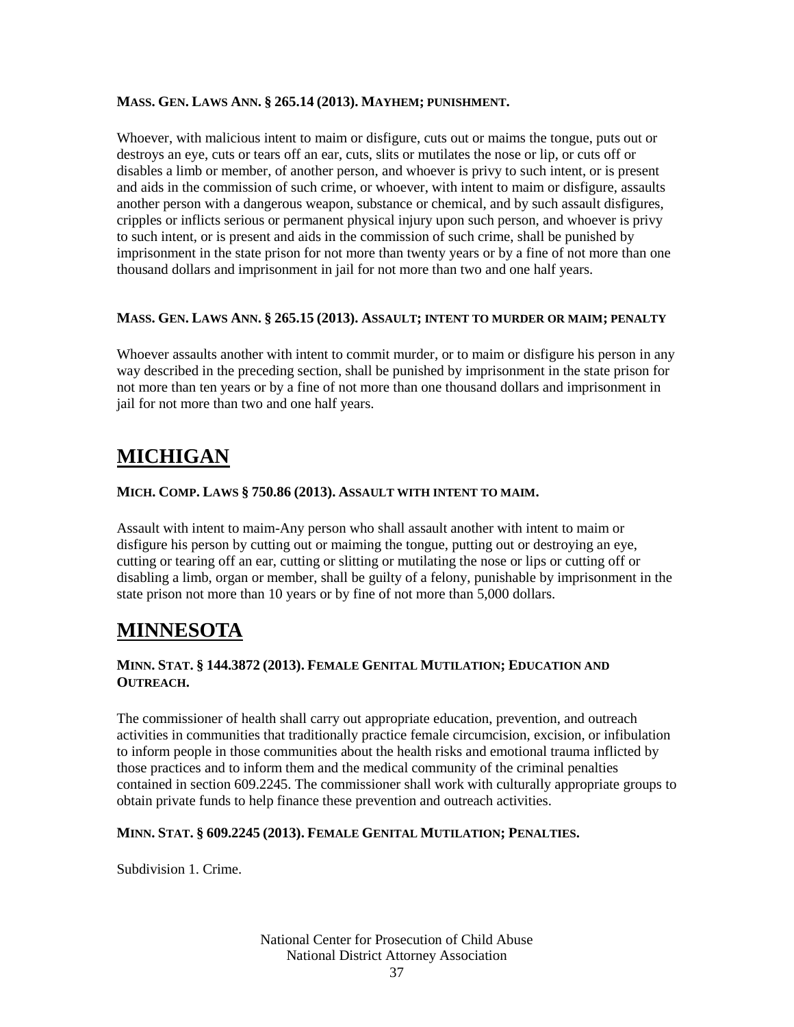**MASS. GEN. LAWS ANN. § 265.14 (2013). MAYHEM; PUNISHMENT.**

Whoever, with malicious intent to maim or disfigure, cuts out or maims the tongue, puts out or destroys an eye, cuts or tears off an ear, cuts, slits or mutilates the nose or lip, or cuts off or disables a limb or member, of another person, and whoever is privy to such intent, or is present and aids in the commission of such crime, or whoever, with intent to maim or disfigure, assaults another person with a dangerous weapon, substance or chemical, and by such assault disfigures, cripples or inflicts serious or permanent physical injury upon such person, and whoever is privy to such intent, or is present and aids in the commission of such crime, shall be punished by imprisonment in the state prison for not more than twenty years or by a fine of not more than one thousand dollars and imprisonment in jail for not more than two and one half years.

**MASS. GEN. LAWS ANN. § 265.15 (2013). ASSAULT; INTENT TO MURDER OR MAIM; PENALTY**

Whoever assaults another with intent to commit murder, or to maim or disfigure his person in any way described in the preceding section, shall be punished by imprisonment in the state prison for not more than ten years or by a fine of not more than one thousand dollars and imprisonment in jail for not more than two and one half years.

# MICHIGAN

**MICH. COMP. LAWS § 750.86 (2013). ASSAULT WITH INTENT TO MAIM.**

Assault with intent to maim-Any person who shall assault another with intent to maim or disfigure his person by cutting out or maiming the tongue, putting out or destroying an eye, cutting or tearing off an ear, cutting or slitting or mutilating the nose or lips or cutting off or disabling a limb, organ or member, shall be guilty of a felony, punishable by imprisonment in the state prison not more than 10 years or by fine of not more than 5,000 dollars.

# MINNESOTA

**MINN. STAT. § 144.3872 (2013). FEMALE GENITAL MUTILATION; EDUCATION AND OUTREACH.**

The commissioner of health shall carry out appropriate education, prevention, and outreach activities in communities that traditionally practice female circumcision, excision, or infibulation to inform people in those communities about the health risks and emotional trauma inflicted by those practices and to inform them and the medical community of the criminal penalties contained in section 609.2245. The commissioner shall work with culturally appropriate groups to obtain private funds to help finance these prevention and outreach activities.

**MINN. STAT. § 609.2245 (2013). FEMALE GENITAL MUTILATION; PENALTIES.**

Subdivision 1. Crime.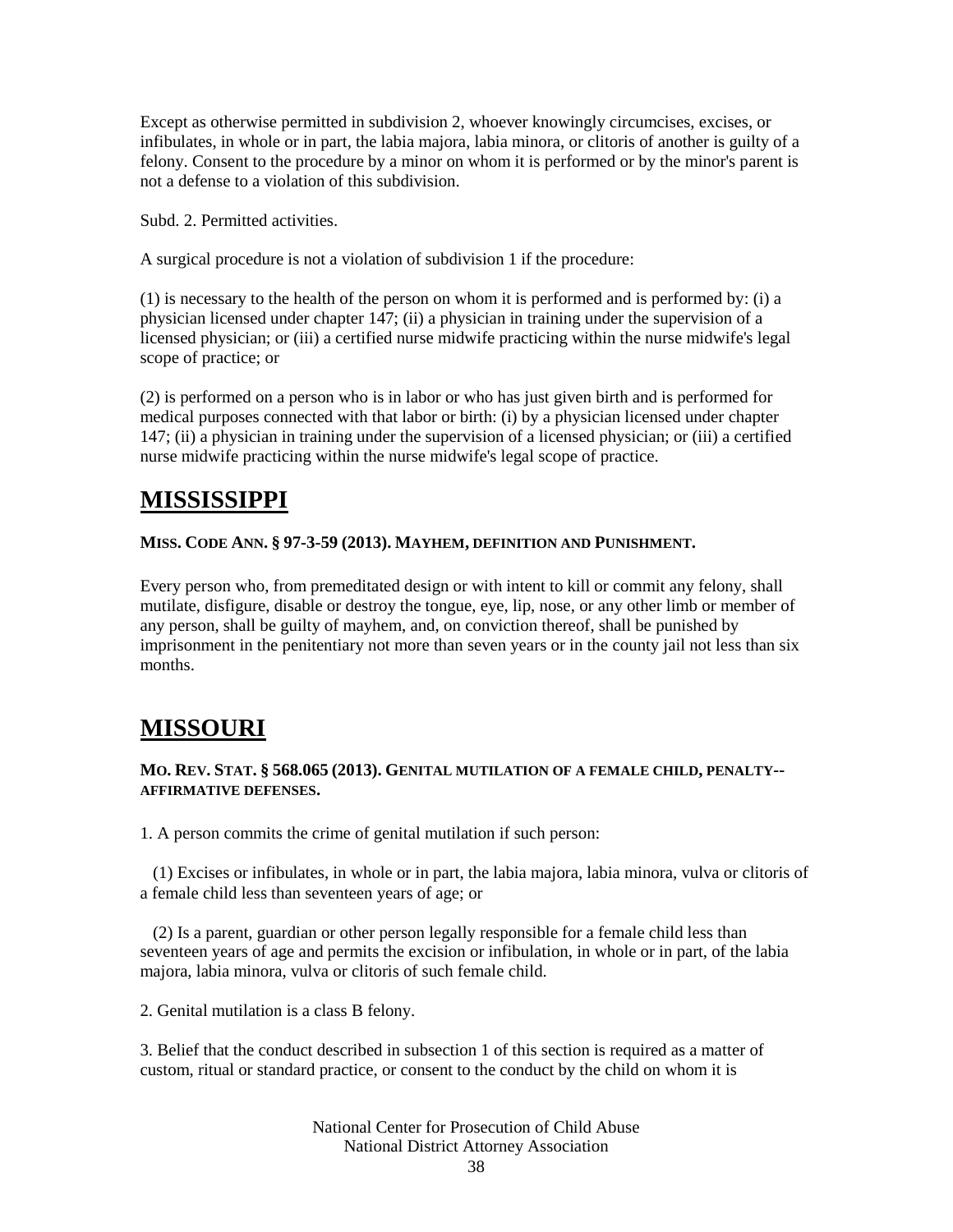Except as otherwise permitted in subdivision 2, whoever knowingly circumcises, excises, or infibulates, in whole or in part, the labia majora, labia minora, or clitoris of another is guilty of a felony. Consent to the procedure by a minor on whom it is performed or by the minor's parent is not a defense to a violation of this subdivision.

Subd. 2. Permitted activities.

A surgical procedure is not a violation of subdivision 1 if the procedure:

(1) is necessary to the health of the person on whom it is performed and is performed by: (i) a physician licensed under chapter 147; (ii) a physician in training under the supervision of a licensed physician; or (iii) a certified nurse midwife practicing within the nurse midwife's legal scope of practice; or

(2) is performed on a person who is in labor or who has just given birth and is performed for medical purposes connected with that labor or birth: (i) by a physician licensed under chapter 147; (ii) a physician in training under the supervision of a licensed physician; or (iii) a certified nurse midwife practicing within the nurse midwife's legal scope of practice.

# MISSISSIPPI

**MISS. CODE ANN. § 97-3-59 (2013). MAYHEM, DEFINITION AND PUNISHMENT.**

Every person who, from premeditated design or with intent to kill or commit any felony, shall mutilate, disfigure, disable or destroy the tongue, eye, lip, nose, or any other limb or member of any person, shall be guilty of mayhem, and, on conviction thereof, shall be punished by imprisonment in the penitentiary not more than seven years or in the county jail not less than six months.

# MISSOURI

**MO. REV. STAT. § 568.065 (2013). GENITAL MUTILATION OF A FEMALE CHILD, PENALTY--AFFIRMATIVE DEFENSES.**

1. A person commits the crime of genital mutilation if such person:

(1) Excises or infibulates, in whole or in part, the labia majora, labia minora, vulva or clitoris of a female child less than seventeen years of age; or

(2) Is a parent, guardian or other person legally responsible for a female child less than seventeen years of age and permits the excision or infibulation, in whole or in part, of the labia majora, labia minora, vulva or clitoris of such female child.

2. Genital mutilation is a class B felony.

3. Belief that the conduct described in subsection 1 of this section is required as a matter of custom, ritual or standard practice, or consent to the conduct by the child on whom it is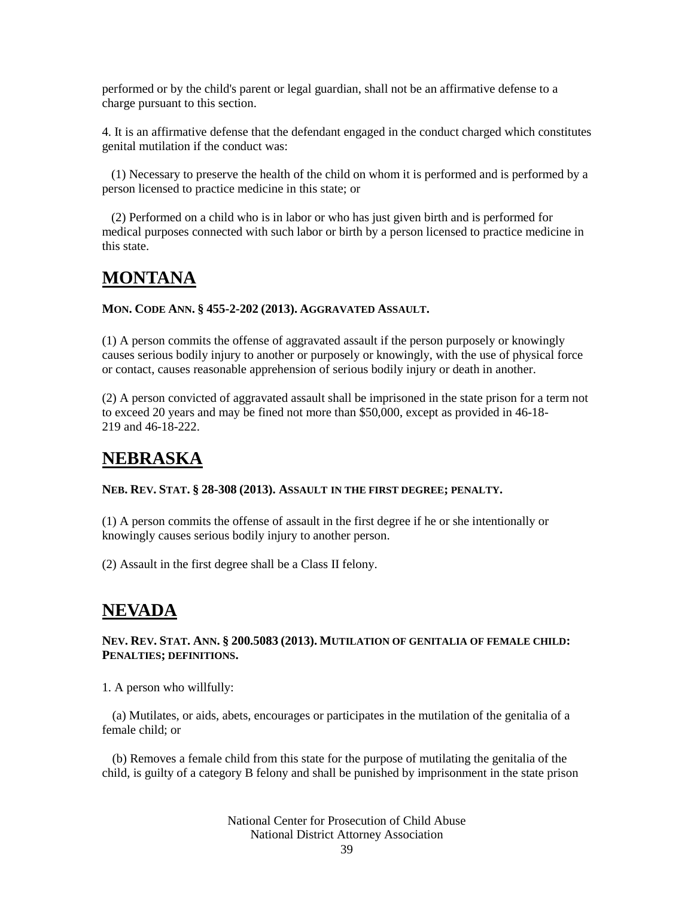performed or by the child's parent or legal guardian, shall not be an affirmative defense to a charge pursuant to this section.

4. It is an affirmative defense that the defendant engaged in the conduct charged which constitutes genital mutilation if the conduct was:

(1) Necessary to preserve the health of the child on whom it is performed and is performed by a person licensed to practice medicine in this state; or

(2) Performed on a child who is in labor or who has just given birth and is performed for medical purposes connected with such labor or birth by a person licensed to practice medicine in this state.

# MONTANA

**MON. CODE ANN. § 455-2-202 (2013). AGGRAVATED ASSAULT.**

(1) A person commits the offense of aggravated assault if the person purposely or knowingly causes serious bodily injury to another or purposely or knowingly, with the use of physical force or contact, causes reasonable apprehension of serious bodily injury or death in another.

(2) A person convicted of aggravated assault shall be imprisoned in the state prison for a term not to exceed 20 years and may be fined not more than $50,000, except as provided in 46-18-219 and 46-18-222.

# NEBRASKA

**NEB. REV. STAT. § 28-308 (2013). ASSAULT IN THE FIRST DEGREE; PENALTY.**

(1) A person commits the offense of assault in the first degree if he or she intentionally or knowingly causes serious bodily injury to another person.

(2) Assault in the first degree shall be a Class II felony.

# NEVADA

**NEV. REV. STAT. ANN. § 200.5083 (2013). MUTILATION OF GENITALIA OF FEMALE CHILD: PENALTIES; DEFINITIONS.**

1. A person who willfully:

(a) Mutilates, or aids, abets, encourages or participates in the mutilation of the genitalia of a female child; or

(b) Removes a female child from this state for the purpose of mutilating the genitalia of the child, is guilty of a category B felony and shall be punished by imprisonment in the state prison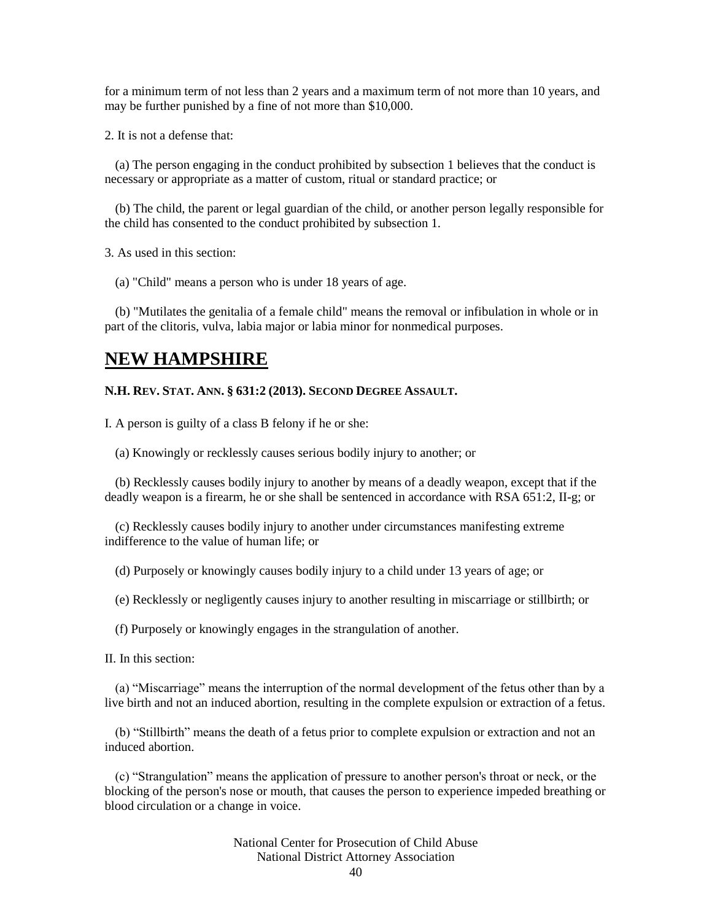for a minimum term of not less than 2 years and a maximum term of not more than 10 years, and may be further punished by a fine of not more than $10,000.

2. It is not a defense that:

(a) The person engaging in the conduct prohibited by subsection 1 believes that the conduct is necessary or appropriate as a matter of custom, ritual or standard practice; or

(b) The child, the parent or legal guardian of the child, or another person legally responsible for the child has consented to the conduct prohibited by subsection 1.

3. As used in this section:

(a) "Child" means a person who is under 18 years of age.

(b) "Mutilates the genitalia of a female child" means the removal or infibulation in whole or in part of the clitoris, vulva, labia major or labia minor for nonmedical purposes.

## NEW HAMPSHIRE

**N.H. REV. STAT. ANN. § 631:2 (2013). SECOND DEGREE ASSAULT.**

I. A person is guilty of a class B felony if he or she:

(a) Knowingly or recklessly causes serious bodily injury to another; or

(b) Recklessly causes bodily injury to another by means of a deadly weapon, except that if the deadly weapon is a firearm, he or she shall be sentenced in accordance with RSA 651:2, II-g; or

(c) Recklessly causes bodily injury to another under circumstances manifesting extreme indifference to the value of human life; or

(d) Purposely or knowingly causes bodily injury to a child under 13 years of age; or

(e) Recklessly or negligently causes injury to another resulting in miscarriage or stillbirth; or

(f) Purposely or knowingly engages in the strangulation of another.

II. In this section:

(a) “Miscarriage” means the interruption of the normal development of the fetus other than by a live birth and not an induced abortion, resulting in the complete expulsion or extraction of a fetus.

(b) “Stillbirth” means the death of a fetus prior to complete expulsion or extraction and not an induced abortion.

(c) “Strangulation” means the application of pressure to another person's throat or neck, or the blocking of the person's nose or mouth, that causes the person to experience impeded breathing or blood circulation or a change in voice.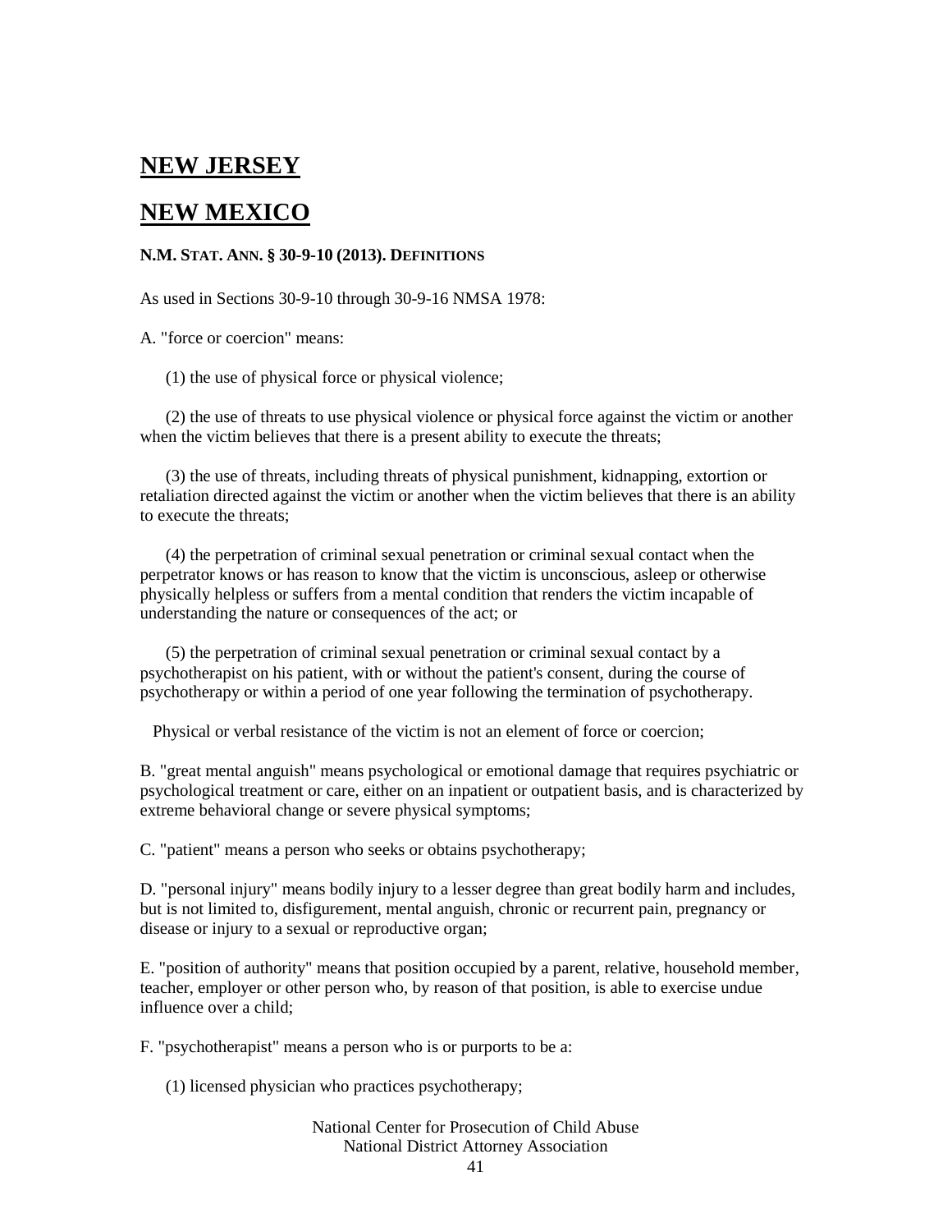## NEW JERSEY

## NEW MEXICO

**N.M. STAT. ANN. § 30-9-10 (2013). DEFINITIONS**

As used in Sections 30-9-10 through 30-9-16 NMSA 1978:

A. "force or coercion" means:

(1) the use of physical force or physical violence;

(2) the use of threats to use physical violence or physical force against the victim or another when the victim believes that there is a present ability to execute the threats;

(3) the use of threats, including threats of physical punishment, kidnapping, extortion or retaliation directed against the victim or another when the victim believes that there is an ability to execute the threats;

(4) the perpetration of criminal sexual penetration or criminal sexual contact when the perpetrator knows or has reason to know that the victim is unconscious, asleep or otherwise physically helpless or suffers from a mental condition that renders the victim incapable of understanding the nature or consequences of the act; or

(5) the perpetration of criminal sexual penetration or criminal sexual contact by a psychotherapist on his patient, with or without the patient's consent, during the course of psychotherapy or within a period of one year following the termination of psychotherapy.

Physical or verbal resistance of the victim is not an element of force or coercion;

B. "great mental anguish" means psychological or emotional damage that requires psychiatric or psychological treatment or care, either on an inpatient or outpatient basis, and is characterized by extreme behavioral change or severe physical symptoms;

C. "patient" means a person who seeks or obtains psychotherapy;

D. "personal injury" means bodily injury to a lesser degree than great bodily harm and includes, but is not limited to, disfigurement, mental anguish, chronic or recurrent pain, pregnancy or disease or injury to a sexual or reproductive organ;

E. "position of authority" means that position occupied by a parent, relative, household member, teacher, employer or other person who, by reason of that position, is able to exercise undue influence over a child;

F. "psychotherapist" means a person who is or purports to be a:

(1) licensed physician who practices psychotherapy;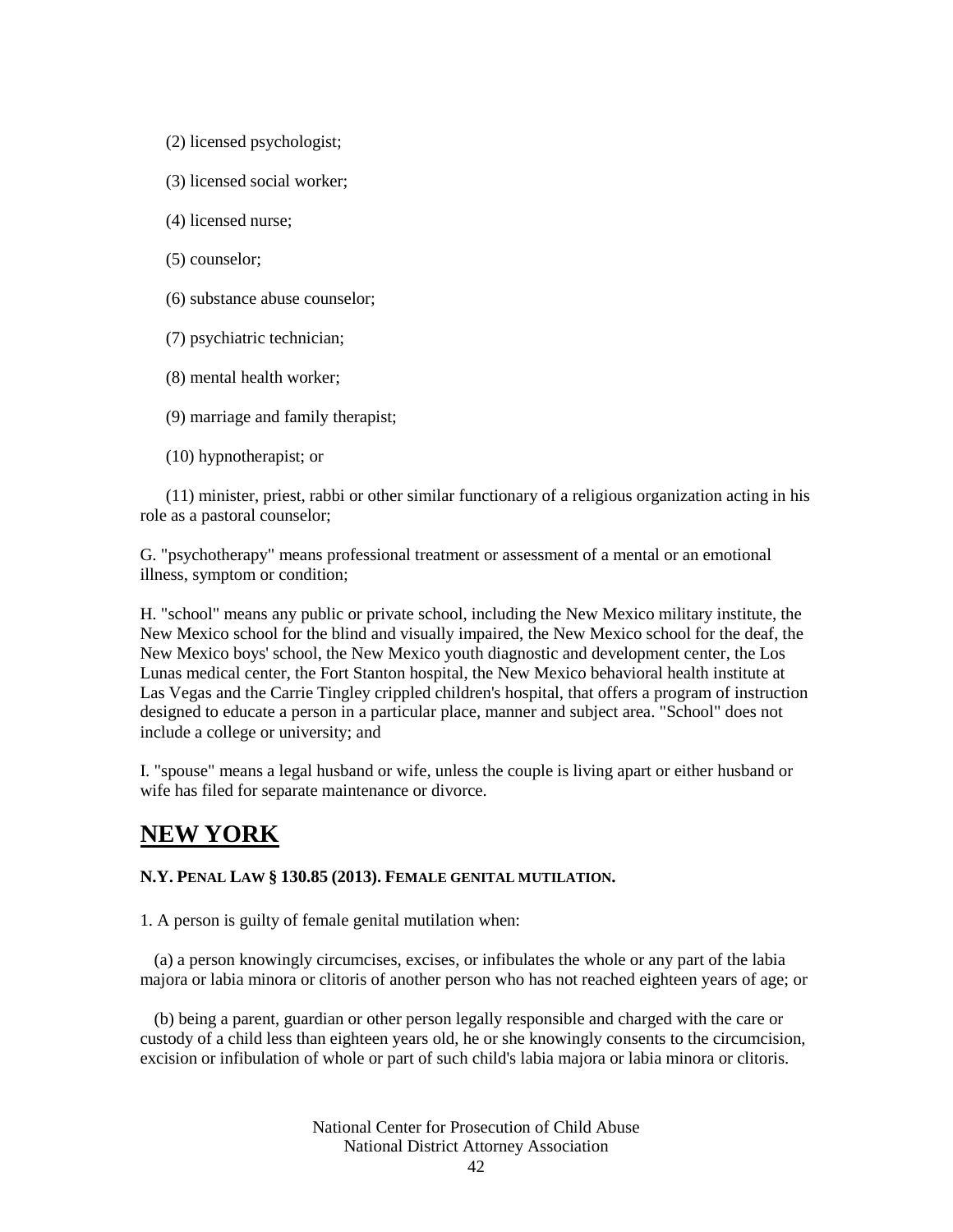(2) licensed psychologist;

(3) licensed social worker;

(4) licensed nurse;

(5) counselor;

(6) substance abuse counselor;

(7) psychiatric technician;

(8) mental health worker;

(9) marriage and family therapist;

(10) hypnotherapist; or

(11) minister, priest, rabbi or other similar functionary of a religious organization acting in his role as a pastoral counselor;

G. "psychotherapy" means professional treatment or assessment of a mental or an emotional illness, symptom or condition;

H. "school" means any public or private school, including the New Mexico military institute, the New Mexico school for the blind and visually impaired, the New Mexico school for the deaf, the New Mexico boys' school, the New Mexico youth diagnostic and development center, the Los Lunas medical center, the Fort Stanton hospital, the New Mexico behavioral health institute at Las Vegas and the Carrie Tingley crippled children's hospital, that offers a program of instruction designed to educate a person in a particular place, manner and subject area. "School" does not include a college or university; and

I. "spouse" means a legal husband or wife, unless the couple is living apart or either husband or wife has filed for separate maintenance or divorce.

## NEW YORK

**N.Y. PENAL LAW § 130.85 (2013). FEMALE GENITAL MUTILATION.**

1. A person is guilty of female genital mutilation when:

(a) a person knowingly circumcises, excises, or infibulates the whole or any part of the labia majora or labia minora or clitoris of another person who has not reached eighteen years of age; or

(b) being a parent, guardian or other person legally responsible and charged with the care or custody of a child less than eighteen years old, he or she knowingly consents to the circumcision, excision or infibulation of whole or part of such child's labia majora or labia minora or clitoris.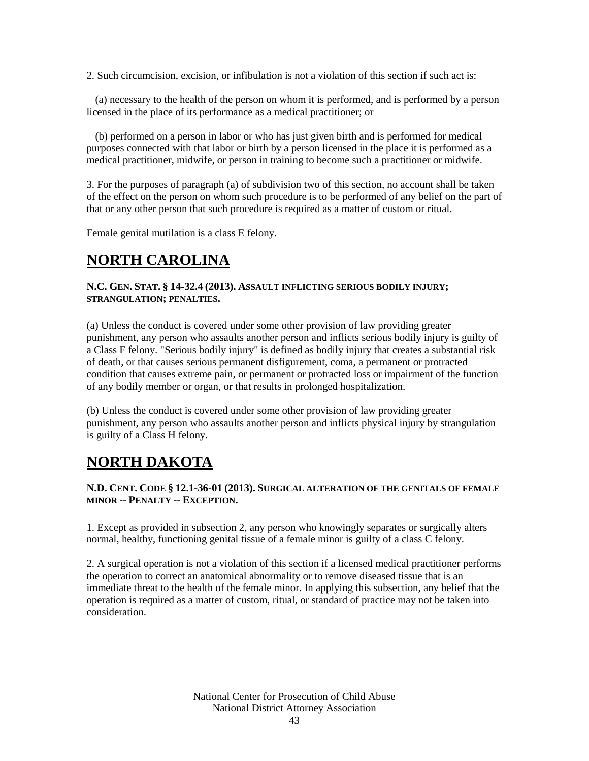2. Such circumcision, excision, or infibulation is not a violation of this section if such act is:

(a) necessary to the health of the person on whom it is performed, and is performed by a person licensed in the place of its performance as a medical practitioner; or

(b) performed on a person in labor or who has just given birth and is performed for medical purposes connected with that labor or birth by a person licensed in the place it is performed as a medical practitioner, midwife, or person in training to become such a practitioner or midwife.

3. For the purposes of paragraph (a) of subdivision two of this section, no account shall be taken of the effect on the person on whom such procedure is to be performed of any belief on the part of that or any other person that such procedure is required as a matter of custom or ritual.

Female genital mutilation is a class E felony.

# NORTH CAROLINA

**N.C. GEN. STAT. § 14-32.4 (2013). ASSAULT INFLICTING SERIOUS BODILY INJURY; STRANGULATION; PENALTIES.**

(a) Unless the conduct is covered under some other provision of law providing greater punishment, any person who assaults another person and inflicts serious bodily injury is guilty of a Class F felony. "Serious bodily injury" is defined as bodily injury that creates a substantial risk of death, or that causes serious permanent disfigurement, coma, a permanent or protracted condition that causes extreme pain, or permanent or protracted loss or impairment of the function of any bodily member or organ, or that results in prolonged hospitalization.

(b) Unless the conduct is covered under some other provision of law providing greater punishment, any person who assaults another person and inflicts physical injury by strangulation is guilty of a Class H felony.

# NORTH DAKOTA

**N.D. CENT. CODE § 12.1-36-01 (2013). SURGICAL ALTERATION OF THE GENITALS OF FEMALE MINOR -- PENALTY -- EXCEPTION.**

1. Except as provided in subsection 2, any person who knowingly separates or surgically alters normal, healthy, functioning genital tissue of a female minor is guilty of a class C felony.

2. A surgical operation is not a violation of this section if a licensed medical practitioner performs the operation to correct an anatomical abnormality or to remove diseased tissue that is an immediate threat to the health of the female minor. In applying this subsection, any belief that the operation is required as a matter of custom, ritual, or standard of practice may not be taken into consideration.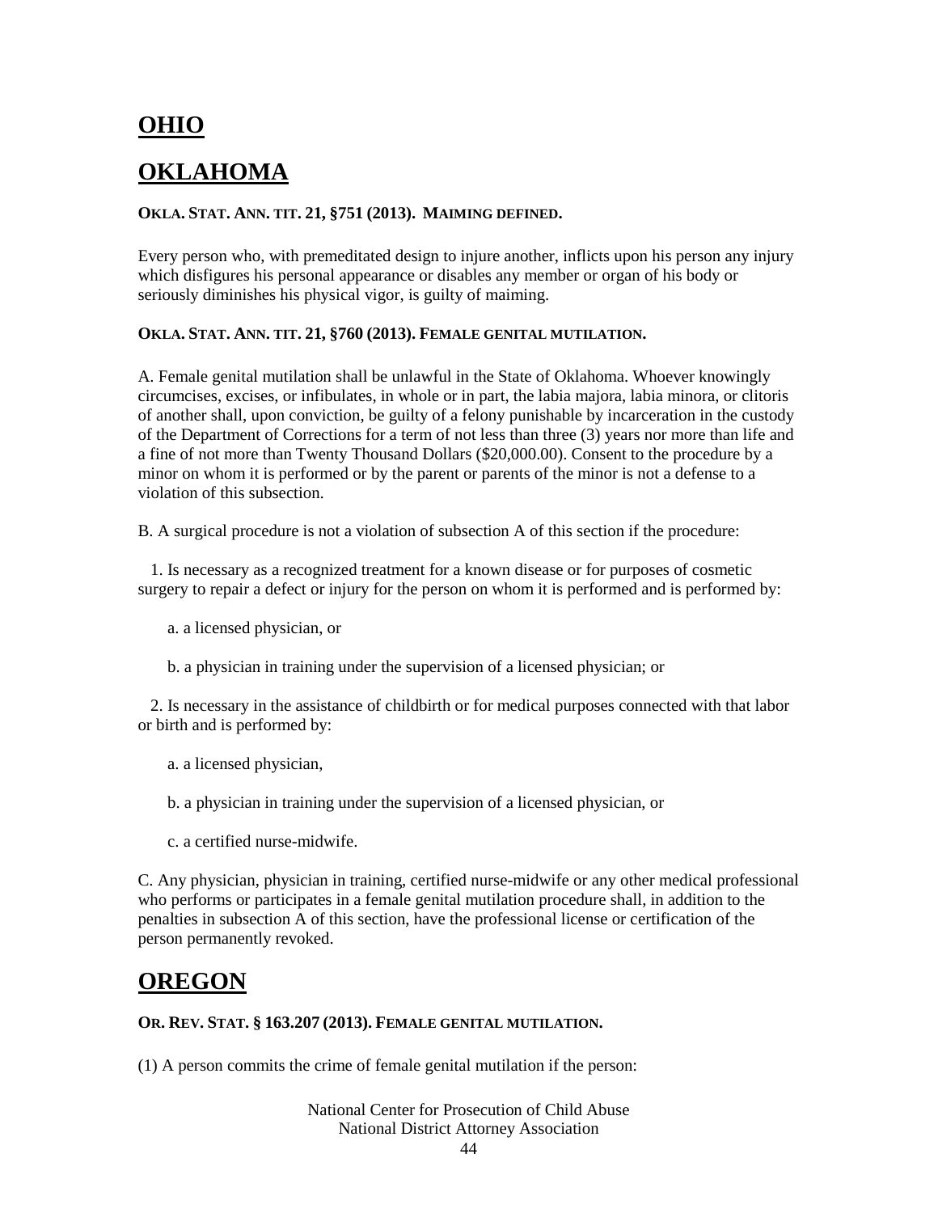# OHIO

# OKLAHOMA

**OKLA. STAT. ANN. TIT. 21, §751 (2013). MAIMING DEFINED.**

Every person who, with premeditated design to injure another, inflicts upon his person any injury which disfigures his personal appearance or disables any member or organ of his body or seriously diminishes his physical vigor, is guilty of maiming.

**OKLA. STAT. ANN. TIT. 21, §760 (2013). FEMALE GENITAL MUTILATION.**

A. Female genital mutilation shall be unlawful in the State of Oklahoma. Whoever knowingly circumcises, excises, or infibulates, in whole or in part, the labia majora, labia minora, or clitoris of another shall, upon conviction, be guilty of a felony punishable by incarceration in the custody of the Department of Corrections for a term of not less than three (3) years nor more than life and a fine of not more than Twenty Thousand Dollars ($20,000.00). Consent to the procedure by a minor on whom it is performed or by the parent or parents of the minor is not a defense to a violation of this subsection.

B. A surgical procedure is not a violation of subsection A of this section if the procedure:

1. Is necessary as a recognized treatment for a known disease or for purposes of cosmetic surgery to repair a defect or injury for the person on whom it is performed and is performed by:

   a. a licensed physician, or

   b. a physician in training under the supervision of a licensed physician; or

2. Is necessary in the assistance of childbirth or for medical purposes connected with that labor or birth and is performed by:

   a. a licensed physician,

   b. a physician in training under the supervision of a licensed physician, or

   c. a certified nurse-midwife.

C. Any physician, physician in training, certified nurse-midwife or any other medical professional who performs or participates in a female genital mutilation procedure shall, in addition to the penalties in subsection A of this section, have the professional license or certification of the person permanently revoked.

# OREGON

**OR. REV. STAT. § 163.207 (2013). FEMALE GENITAL MUTILATION.**

(1) A person commits the crime of female genital mutilation if the person: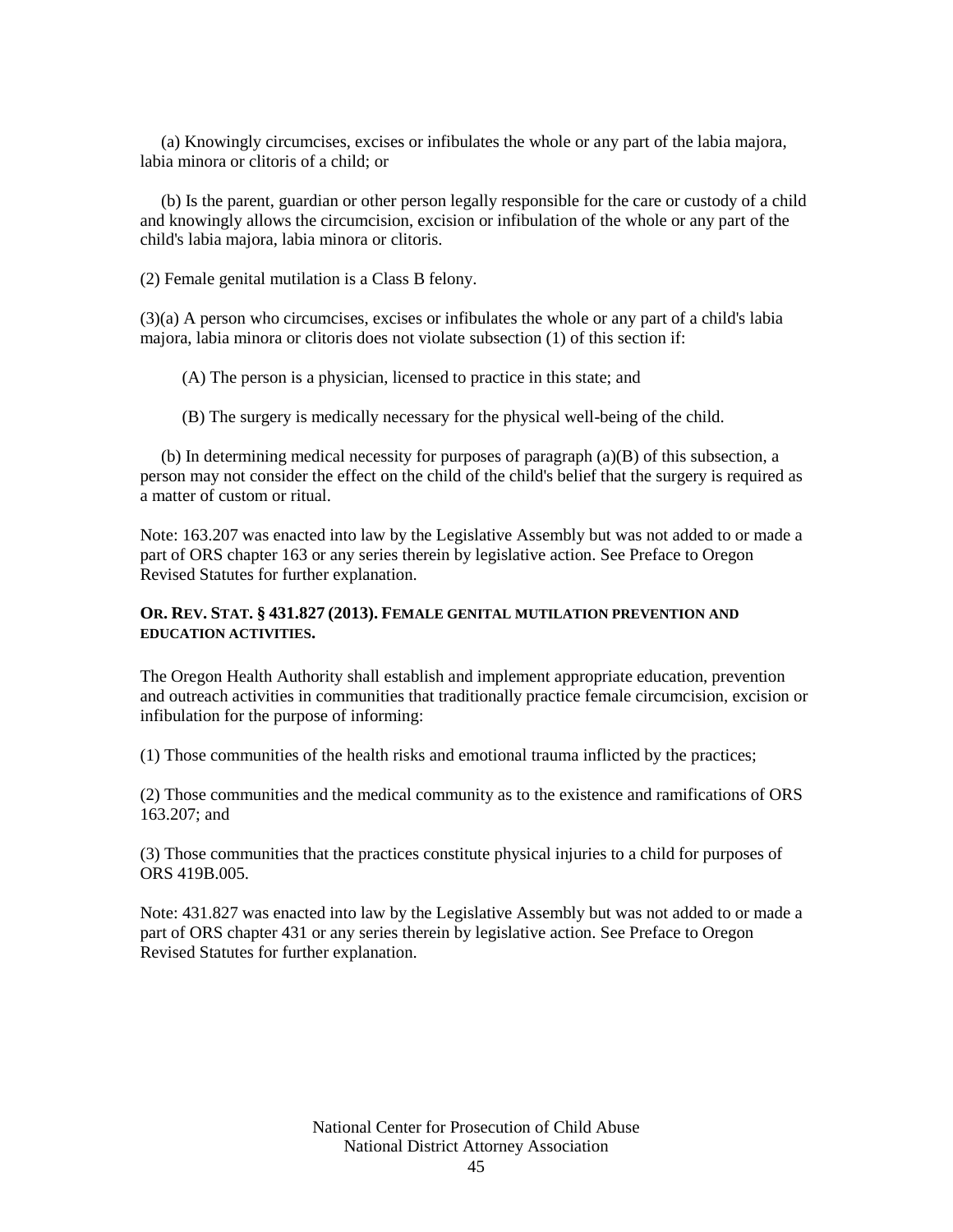(a) Knowingly circumcises, excises or infibulates the whole or any part of the labia majora, labia minora or clitoris of a child; or

(b) Is the parent, guardian or other person legally responsible for the care or custody of a child and knowingly allows the circumcision, excision or infibulation of the whole or any part of the child's labia majora, labia minora or clitoris.

(2) Female genital mutilation is a Class B felony.

(3)(a) A person who circumcises, excises or infibulates the whole or any part of a child's labia majora, labia minora or clitoris does not violate subsection (1) of this section if:

(A) The person is a physician, licensed to practice in this state; and

(B) The surgery is medically necessary for the physical well-being of the child.

(b) In determining medical necessity for purposes of paragraph (a)(B) of this subsection, a person may not consider the effect on the child of the child's belief that the surgery is required as a matter of custom or ritual.

Note: 163.207 was enacted into law by the Legislative Assembly but was not added to or made a part of ORS chapter 163 or any series therein by legislative action. See Preface to Oregon Revised Statutes for further explanation.

**OR. REV. STAT. § 431.827 (2013). FEMALE GENITAL MUTILATION PREVENTION AND EDUCATION ACTIVITIES.**

The Oregon Health Authority shall establish and implement appropriate education, prevention and outreach activities in communities that traditionally practice female circumcision, excision or infibulation for the purpose of informing:

(1) Those communities of the health risks and emotional trauma inflicted by the practices;

(2) Those communities and the medical community as to the existence and ramifications of ORS 163.207; and

(3) Those communities that the practices constitute physical injuries to a child for purposes of ORS 419B.005.

Note: 431.827 was enacted into law by the Legislative Assembly but was not added to or made a part of ORS chapter 431 or any series therein by legislative action. See Preface to Oregon Revised Statutes for further explanation.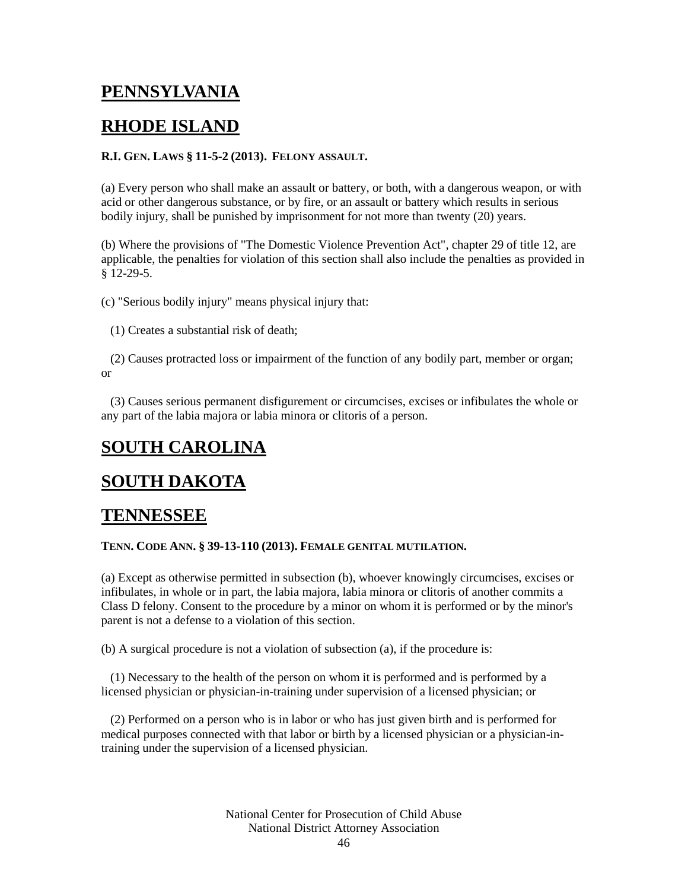## PENNSYLVANIA

## RHODE ISLAND

**R.I. GEN. LAWS § 11-5-2 (2013). FELONY ASSAULT.**

(a) Every person who shall make an assault or battery, or both, with a dangerous weapon, or with acid or other dangerous substance, or by fire, or an assault or battery which results in serious bodily injury, shall be punished by imprisonment for not more than twenty (20) years.

(b) Where the provisions of "The Domestic Violence Prevention Act", chapter 29 of title 12, are applicable, the penalties for violation of this section shall also include the penalties as provided in § 12-29-5.

(c) "Serious bodily injury" means physical injury that:

(1) Creates a substantial risk of death;

(2) Causes protracted loss or impairment of the function of any bodily part, member or organ; or

(3) Causes serious permanent disfigurement or circumcises, excises or infibulates the whole or any part of the labia majora or labia minora or clitoris of a person.

## SOUTH CAROLINA

## SOUTH DAKOTA

## TENNESSEE

**TENN. CODE ANN. § 39-13-110 (2013). FEMALE GENITAL MUTILATION.**

(a) Except as otherwise permitted in subsection (b), whoever knowingly circumcises, excises or infibulates, in whole or in part, the labia majora, labia minora or clitoris of another commits a Class D felony. Consent to the procedure by a minor on whom it is performed or by the minor's parent is not a defense to a violation of this section.

(b) A surgical procedure is not a violation of subsection (a), if the procedure is:

(1) Necessary to the health of the person on whom it is performed and is performed by a licensed physician or physician-in-training under supervision of a licensed physician; or

(2) Performed on a person who is in labor or who has just given birth and is performed for medical purposes connected with that labor or birth by a licensed physician or a physician-in-training under the supervision of a licensed physician.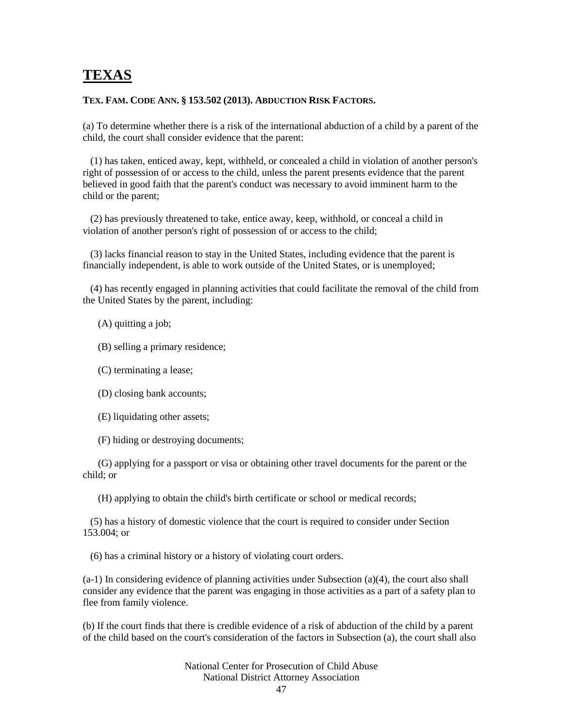# TEXAS

**TEX. FAM. CODE ANN. § 153.502 (2013). ABDUCTION RISK FACTORS.**

(a) To determine whether there is a risk of the international abduction of a child by a parent of the child, the court shall consider evidence that the parent:

(1) has taken, enticed away, kept, withheld, or concealed a child in violation of another person's right of possession of or access to the child, unless the parent presents evidence that the parent believed in good faith that the parent's conduct was necessary to avoid imminent harm to the child or the parent;

(2) has previously threatened to take, entice away, keep, withhold, or conceal a child in violation of another person's right of possession of or access to the child;

(3) lacks financial reason to stay in the United States, including evidence that the parent is financially independent, is able to work outside of the United States, or is unemployed;

(4) has recently engaged in planning activities that could facilitate the removal of the child from the United States by the parent, including:

(A) quitting a job;

(B) selling a primary residence;

(C) terminating a lease;

(D) closing bank accounts;

(E) liquidating other assets;

(F) hiding or destroying documents;

(G) applying for a passport or visa or obtaining other travel documents for the parent or the child; or

(H) applying to obtain the child's birth certificate or school or medical records;

(5) has a history of domestic violence that the court is required to consider under Section 153.004; or

(6) has a criminal history or a history of violating court orders.

(a-1) In considering evidence of planning activities under Subsection (a)(4), the court also shall consider any evidence that the parent was engaging in those activities as a part of a safety plan to flee from family violence.

(b) If the court finds that there is credible evidence of a risk of abduction of the child by a parent of the child based on the court's consideration of the factors in Subsection (a), the court shall also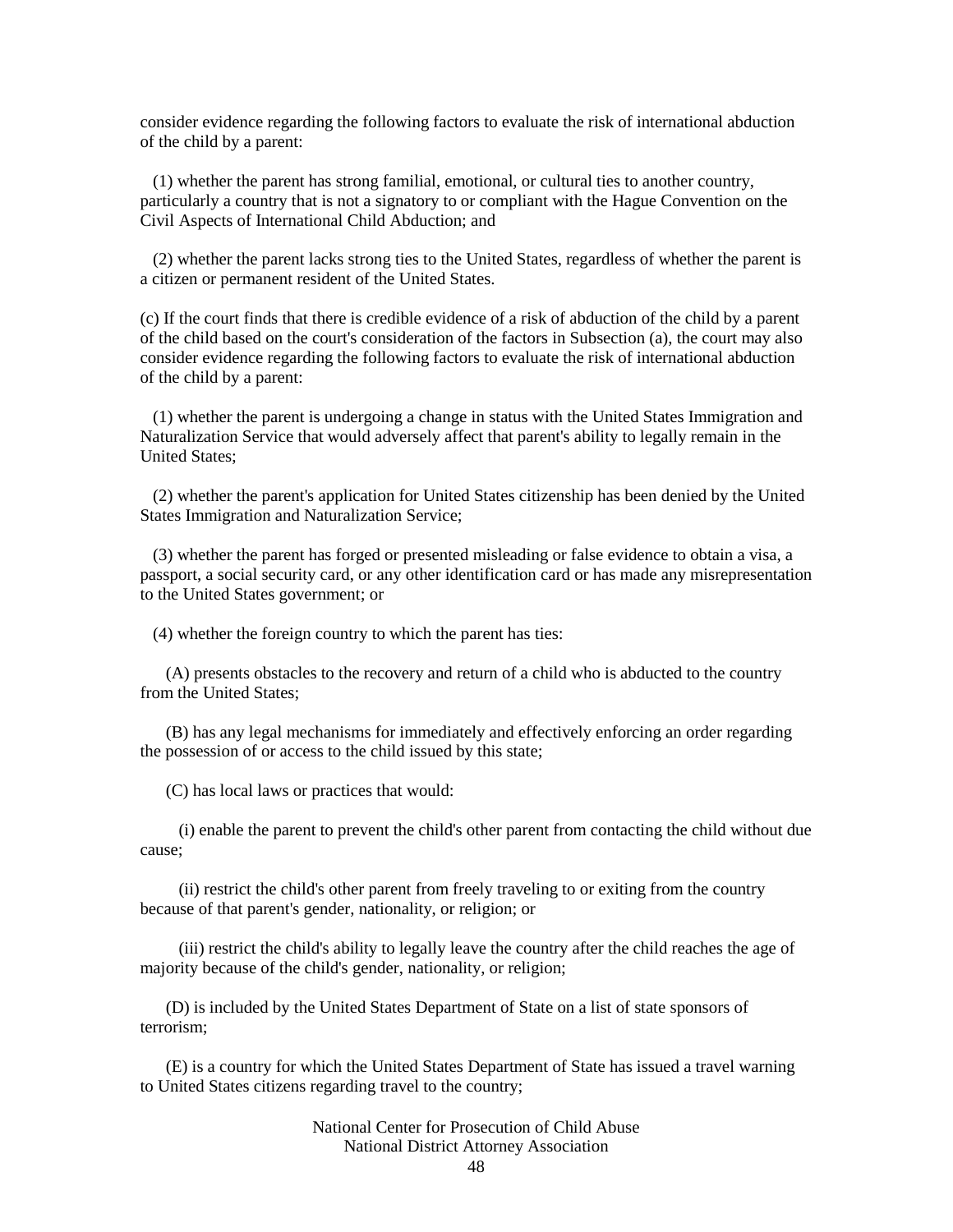consider evidence regarding the following factors to evaluate the risk of international abduction of the child by a parent:

(1) whether the parent has strong familial, emotional, or cultural ties to another country, particularly a country that is not a signatory to or compliant with the Hague Convention on the Civil Aspects of International Child Abduction; and

(2) whether the parent lacks strong ties to the United States, regardless of whether the parent is a citizen or permanent resident of the United States.

(c) If the court finds that there is credible evidence of a risk of abduction of the child by a parent of the child based on the court's consideration of the factors in Subsection (a), the court may also consider evidence regarding the following factors to evaluate the risk of international abduction of the child by a parent:

(1) whether the parent is undergoing a change in status with the United States Immigration and Naturalization Service that would adversely affect that parent's ability to legally remain in the United States;

(2) whether the parent's application for United States citizenship has been denied by the United States Immigration and Naturalization Service;

(3) whether the parent has forged or presented misleading or false evidence to obtain a visa, a passport, a social security card, or any other identification card or has made any misrepresentation to the United States government; or

(4) whether the foreign country to which the parent has ties:

(A) presents obstacles to the recovery and return of a child who is abducted to the country from the United States;

(B) has any legal mechanisms for immediately and effectively enforcing an order regarding the possession of or access to the child issued by this state;

(C) has local laws or practices that would:

(i) enable the parent to prevent the child's other parent from contacting the child without due cause;

(ii) restrict the child's other parent from freely traveling to or exiting from the country because of that parent's gender, nationality, or religion; or

(iii) restrict the child's ability to legally leave the country after the child reaches the age of majority because of the child's gender, nationality, or religion;

(D) is included by the United States Department of State on a list of state sponsors of terrorism;

(E) is a country for which the United States Department of State has issued a travel warning to United States citizens regarding travel to the country;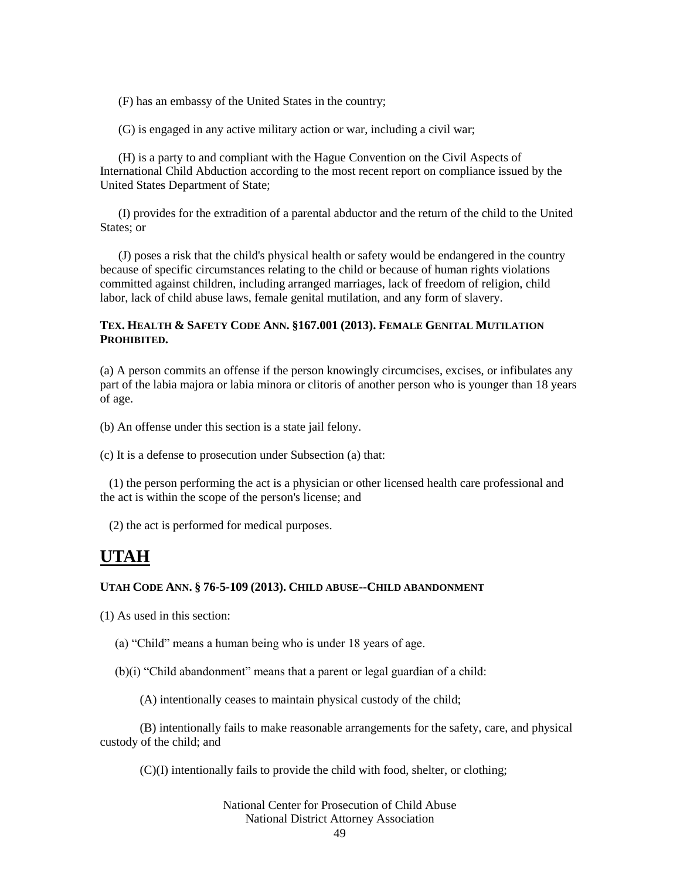(F) has an embassy of the United States in the country;

(G) is engaged in any active military action or war, including a civil war;

(H) is a party to and compliant with the Hague Convention on the Civil Aspects of International Child Abduction according to the most recent report on compliance issued by the United States Department of State;

(I) provides for the extradition of a parental abductor and the return of the child to the United States; or

(J) poses a risk that the child's physical health or safety would be endangered in the country because of specific circumstances relating to the child or because of human rights violations committed against children, including arranged marriages, lack of freedom of religion, child labor, lack of child abuse laws, female genital mutilation, and any form of slavery.

**TEX. HEALTH & SAFETY CODE ANN. §167.001 (2013). FEMALE GENITAL MUTILATION PROHIBITED.**

(a) A person commits an offense if the person knowingly circumcises, excises, or infibulates any part of the labia majora or labia minora or clitoris of another person who is younger than 18 years of age.

(b) An offense under this section is a state jail felony.

(c) It is a defense to prosecution under Subsection (a) that:

(1) the person performing the act is a physician or other licensed health care professional and the act is within the scope of the person's license; and

(2) the act is performed for medical purposes.

# UTAH

**UTAH CODE ANN. § 76-5-109 (2013). CHILD ABUSE--CHILD ABANDONMENT**

(1) As used in this section:

(a) "Child" means a human being who is under 18 years of age.

(b)(i) "Child abandonment" means that a parent or legal guardian of a child:

(A) intentionally ceases to maintain physical custody of the child;

(B) intentionally fails to make reasonable arrangements for the safety, care, and physical custody of the child; and

(C)(I) intentionally fails to provide the child with food, shelter, or clothing;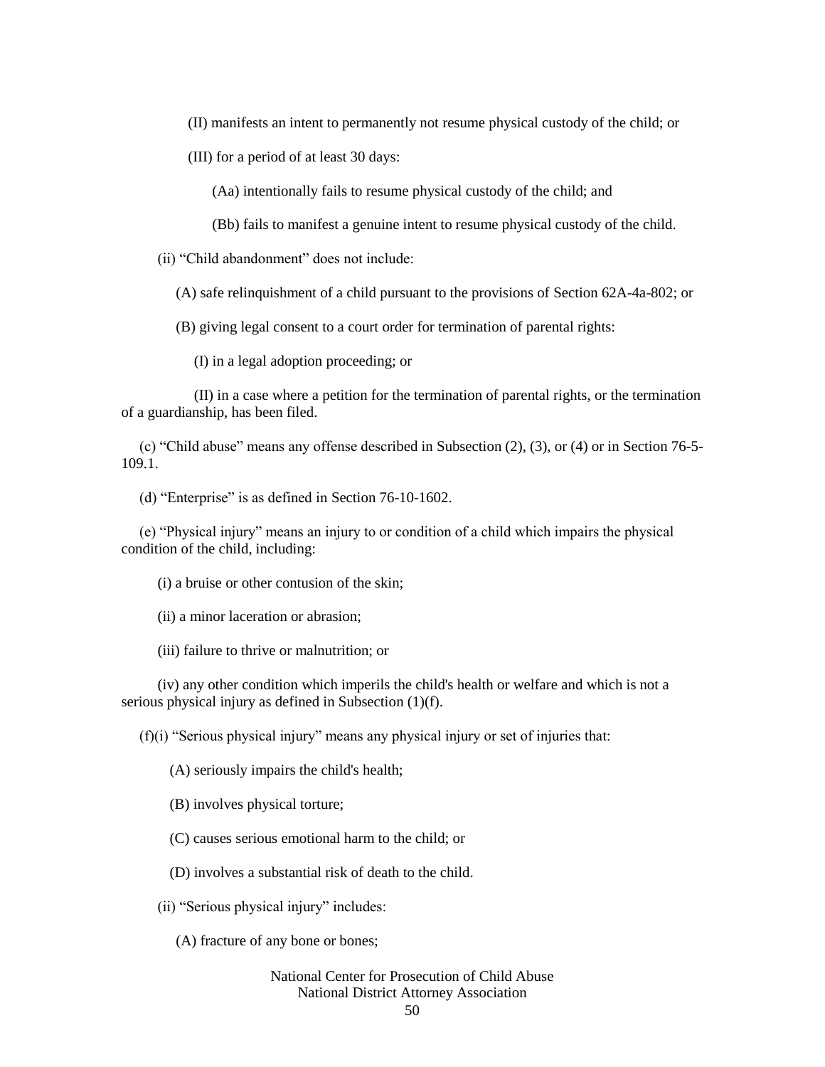(II) manifests an intent to permanently not resume physical custody of the child; or

(III) for a period of at least 30 days:

(Aa) intentionally fails to resume physical custody of the child; and

(Bb) fails to manifest a genuine intent to resume physical custody of the child.

(ii) "Child abandonment" does not include:

(A) safe relinquishment of a child pursuant to the provisions of Section 62A-4a-802; or

(B) giving legal consent to a court order for termination of parental rights:

(I) in a legal adoption proceeding; or

(II) in a case where a petition for the termination of parental rights, or the termination of a guardianship, has been filed.

(c) "Child abuse" means any offense described in Subsection (2), (3), or (4) or in Section 76-5-109.1.

(d) "Enterprise" is as defined in Section 76-10-1602.

(e) "Physical injury" means an injury to or condition of a child which impairs the physical condition of the child, including:

(i) a bruise or other contusion of the skin;

(ii) a minor laceration or abrasion;

(iii) failure to thrive or malnutrition; or

(iv) any other condition which imperils the child's health or welfare and which is not a serious physical injury as defined in Subsection (1)(f).

(f)(i) "Serious physical injury" means any physical injury or set of injuries that:

(A) seriously impairs the child's health;

(B) involves physical torture;

(C) causes serious emotional harm to the child; or

(D) involves a substantial risk of death to the child.

(ii) "Serious physical injury" includes:

(A) fracture of any bone or bones;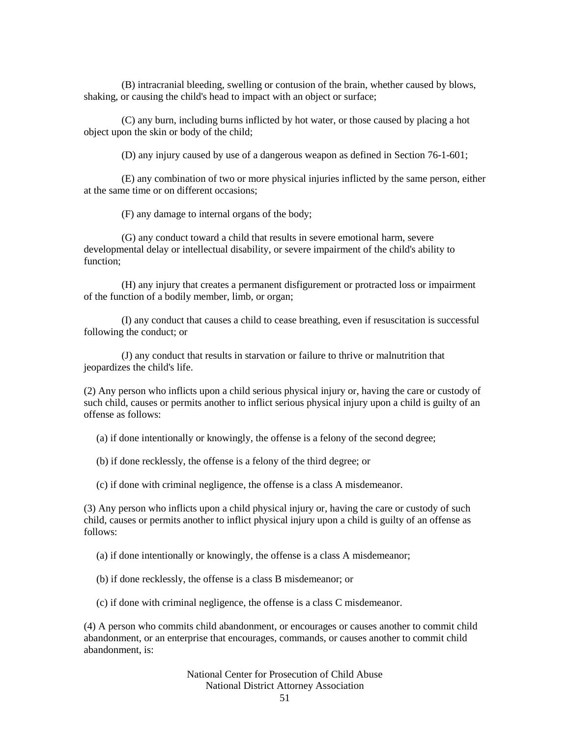(B) intracranial bleeding, swelling or contusion of the brain, whether caused by blows, shaking, or causing the child's head to impact with an object or surface;

(C) any burn, including burns inflicted by hot water, or those caused by placing a hot object upon the skin or body of the child;

(D) any injury caused by use of a dangerous weapon as defined in Section 76-1-601;

(E) any combination of two or more physical injuries inflicted by the same person, either at the same time or on different occasions;

(F) any damage to internal organs of the body;

(G) any conduct toward a child that results in severe emotional harm, severe developmental delay or intellectual disability, or severe impairment of the child's ability to function;

(H) any injury that creates a permanent disfigurement or protracted loss or impairment of the function of a bodily member, limb, or organ;

(I) any conduct that causes a child to cease breathing, even if resuscitation is successful following the conduct; or

(J) any conduct that results in starvation or failure to thrive or malnutrition that jeopardizes the child's life.

(2) Any person who inflicts upon a child serious physical injury or, having the care or custody of such child, causes or permits another to inflict serious physical injury upon a child is guilty of an offense as follows:

(a) if done intentionally or knowingly, the offense is a felony of the second degree;

(b) if done recklessly, the offense is a felony of the third degree; or

(c) if done with criminal negligence, the offense is a class A misdemeanor.

(3) Any person who inflicts upon a child physical injury or, having the care or custody of such child, causes or permits another to inflict physical injury upon a child is guilty of an offense as follows:

(a) if done intentionally or knowingly, the offense is a class A misdemeanor;

(b) if done recklessly, the offense is a class B misdemeanor; or

(c) if done with criminal negligence, the offense is a class C misdemeanor.

(4) A person who commits child abandonment, or encourages or causes another to commit child abandonment, or an enterprise that encourages, commands, or causes another to commit child abandonment, is: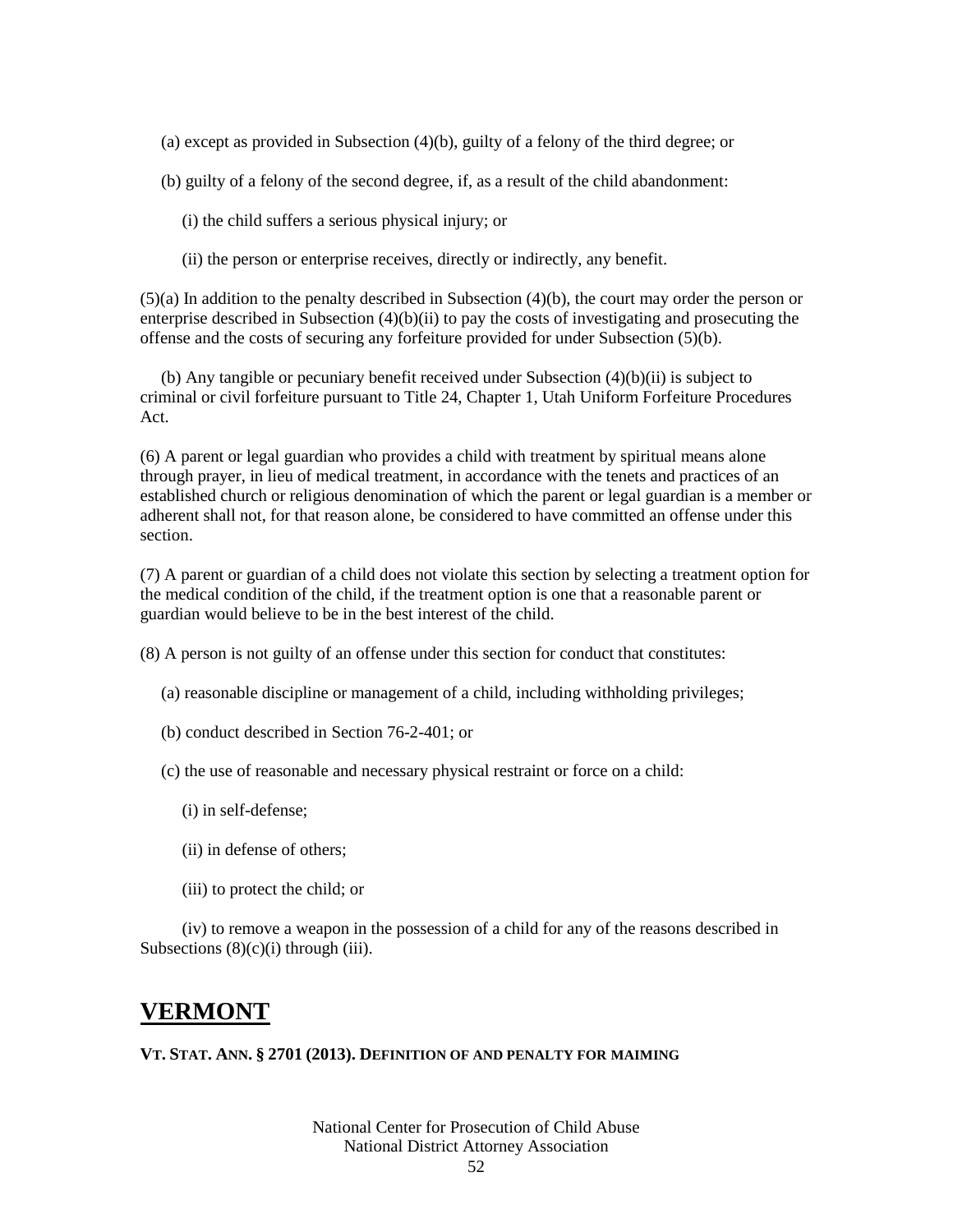(a) except as provided in Subsection (4)(b), guilty of a felony of the third degree; or

(b) guilty of a felony of the second degree, if, as a result of the child abandonment:

(i) the child suffers a serious physical injury; or

(ii) the person or enterprise receives, directly or indirectly, any benefit.

(5)(a) In addition to the penalty described in Subsection (4)(b), the court may order the person or enterprise described in Subsection (4)(b)(ii) to pay the costs of investigating and prosecuting the offense and the costs of securing any forfeiture provided for under Subsection (5)(b).

(b) Any tangible or pecuniary benefit received under Subsection (4)(b)(ii) is subject to criminal or civil forfeiture pursuant to Title 24, Chapter 1, Utah Uniform Forfeiture Procedures Act.

(6) A parent or legal guardian who provides a child with treatment by spiritual means alone through prayer, in lieu of medical treatment, in accordance with the tenets and practices of an established church or religious denomination of which the parent or legal guardian is a member or adherent shall not, for that reason alone, be considered to have committed an offense under this section.

(7) A parent or guardian of a child does not violate this section by selecting a treatment option for the medical condition of the child, if the treatment option is one that a reasonable parent or guardian would believe to be in the best interest of the child.

(8) A person is not guilty of an offense under this section for conduct that constitutes:

(a) reasonable discipline or management of a child, including withholding privileges;

(b) conduct described in Section 76-2-401; or

(c) the use of reasonable and necessary physical restraint or force on a child:

(i) in self-defense;

(ii) in defense of others;

(iii) to protect the child; or

(iv) to remove a weapon in the possession of a child for any of the reasons described in Subsections (8)(c)(i) through (iii).

## VERMONT

**VT. STAT. ANN. § 2701 (2013). DEFINITION OF AND PENALTY FOR MAIMING**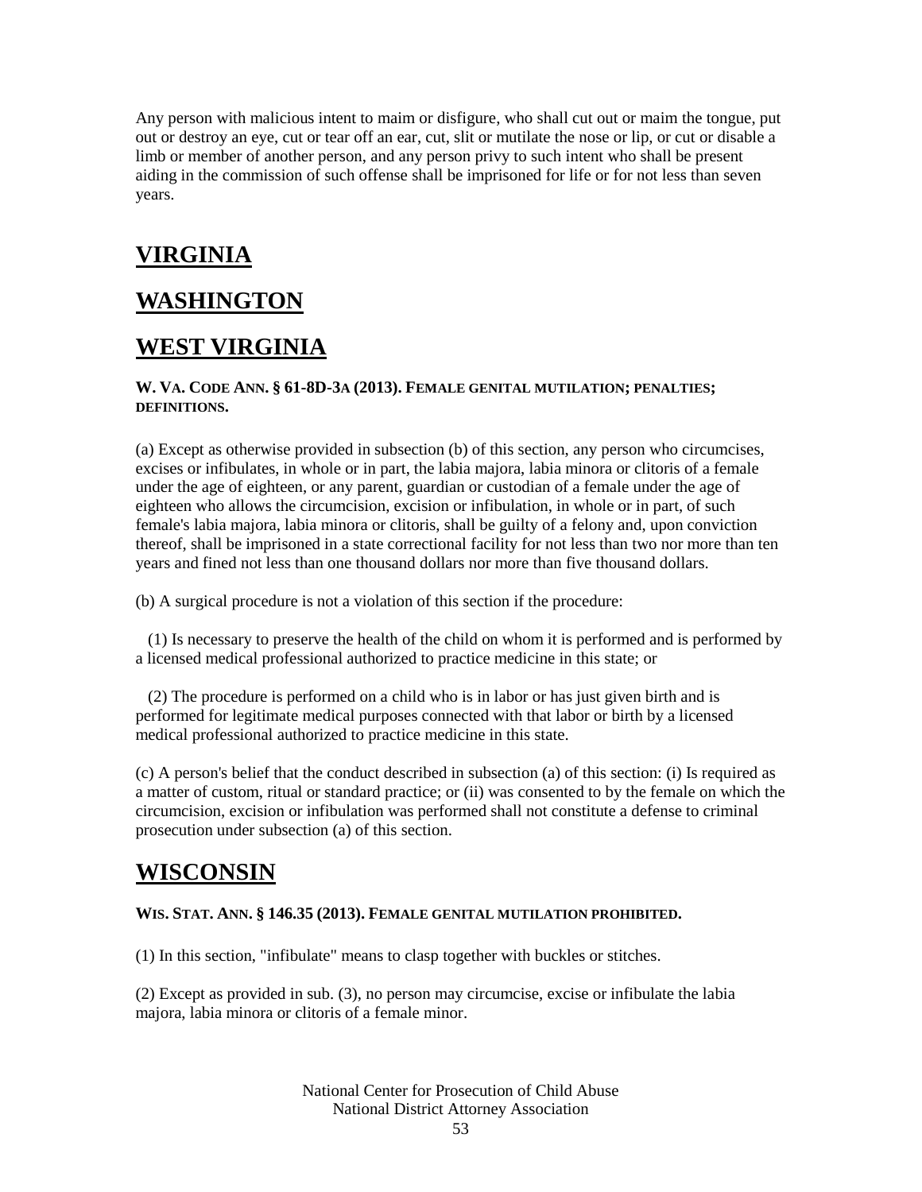Any person with malicious intent to maim or disfigure, who shall cut out or maim the tongue, put out or destroy an eye, cut or tear off an ear, cut, slit or mutilate the nose or lip, or cut or disable a limb or member of another person, and any person privy to such intent who shall be present aiding in the commission of such offense shall be imprisoned for life or for not less than seven years.

## VIRGINIA

## WASHINGTON

## WEST VIRGINIA

**W. VA. CODE ANN. § 61-8D-3A (2013). FEMALE GENITAL MUTILATION; PENALTIES; DEFINITIONS.**

(a) Except as otherwise provided in subsection (b) of this section, any person who circumcises, excises or infibulates, in whole or in part, the labia majora, labia minora or clitoris of a female under the age of eighteen, or any parent, guardian or custodian of a female under the age of eighteen who allows the circumcision, excision or infibulation, in whole or in part, of such female's labia majora, labia minora or clitoris, shall be guilty of a felony and, upon conviction thereof, shall be imprisoned in a state correctional facility for not less than two nor more than ten years and fined not less than one thousand dollars nor more than five thousand dollars.

(b) A surgical procedure is not a violation of this section if the procedure:

(1) Is necessary to preserve the health of the child on whom it is performed and is performed by a licensed medical professional authorized to practice medicine in this state; or

(2) The procedure is performed on a child who is in labor or has just given birth and is performed for legitimate medical purposes connected with that labor or birth by a licensed medical professional authorized to practice medicine in this state.

(c) A person's belief that the conduct described in subsection (a) of this section: (i) Is required as a matter of custom, ritual or standard practice; or (ii) was consented to by the female on which the circumcision, excision or infibulation was performed shall not constitute a defense to criminal prosecution under subsection (a) of this section.

## WISCONSIN

**WIS. STAT. ANN. § 146.35 (2013). FEMALE GENITAL MUTILATION PROHIBITED.**

(1) In this section, "infibulate" means to clasp together with buckles or stitches.

(2) Except as provided in sub. (3), no person may circumcise, excise or infibulate the labia majora, labia minora or clitoris of a female minor.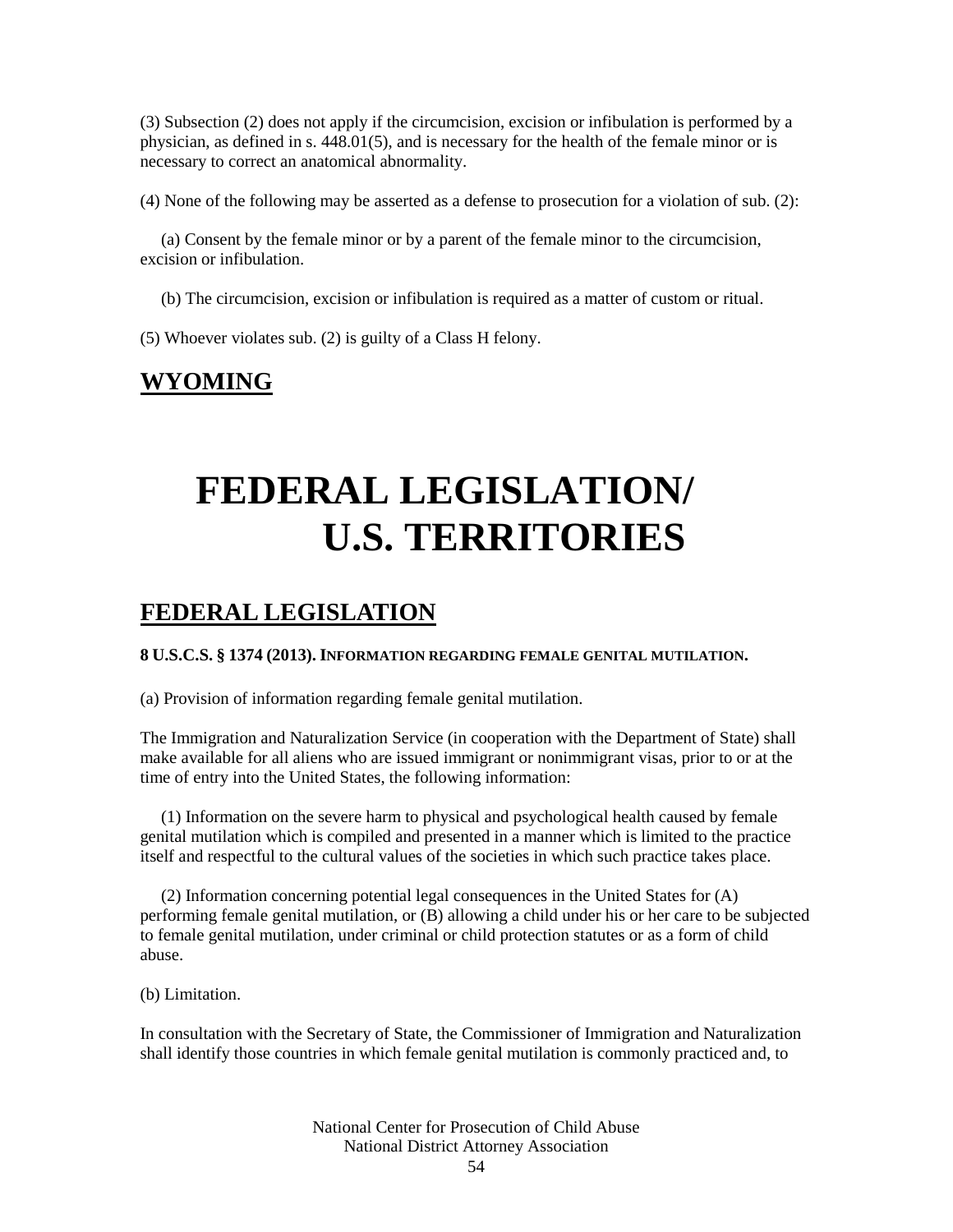(3) Subsection (2) does not apply if the circumcision, excision or infibulation is performed by a physician, as defined in s. 448.01(5), and is necessary for the health of the female minor or is necessary to correct an anatomical abnormality.

(4) None of the following may be asserted as a defense to prosecution for a violation of sub. (2):

(a) Consent by the female minor or by a parent of the female minor to the circumcision, excision or infibulation.

(b) The circumcision, excision or infibulation is required as a matter of custom or ritual.

(5) Whoever violates sub. (2) is guilty of a Class H felony.

## WYOMING

# FEDERAL LEGISLATION/ U.S. TERRITORIES

## FEDERAL LEGISLATION

**8 U.S.C.S. § 1374 (2013). INFORMATION REGARDING FEMALE GENITAL MUTILATION.**

(a) Provision of information regarding female genital mutilation.

The Immigration and Naturalization Service (in cooperation with the Department of State) shall make available for all aliens who are issued immigrant or nonimmigrant visas, prior to or at the time of entry into the United States, the following information:

(1) Information on the severe harm to physical and psychological health caused by female genital mutilation which is compiled and presented in a manner which is limited to the practice itself and respectful to the cultural values of the societies in which such practice takes place.

(2) Information concerning potential legal consequences in the United States for (A) performing female genital mutilation, or (B) allowing a child under his or her care to be subjected to female genital mutilation, under criminal or child protection statutes or as a form of child abuse.

(b) Limitation.

In consultation with the Secretary of State, the Commissioner of Immigration and Naturalization shall identify those countries in which female genital mutilation is commonly practiced and, to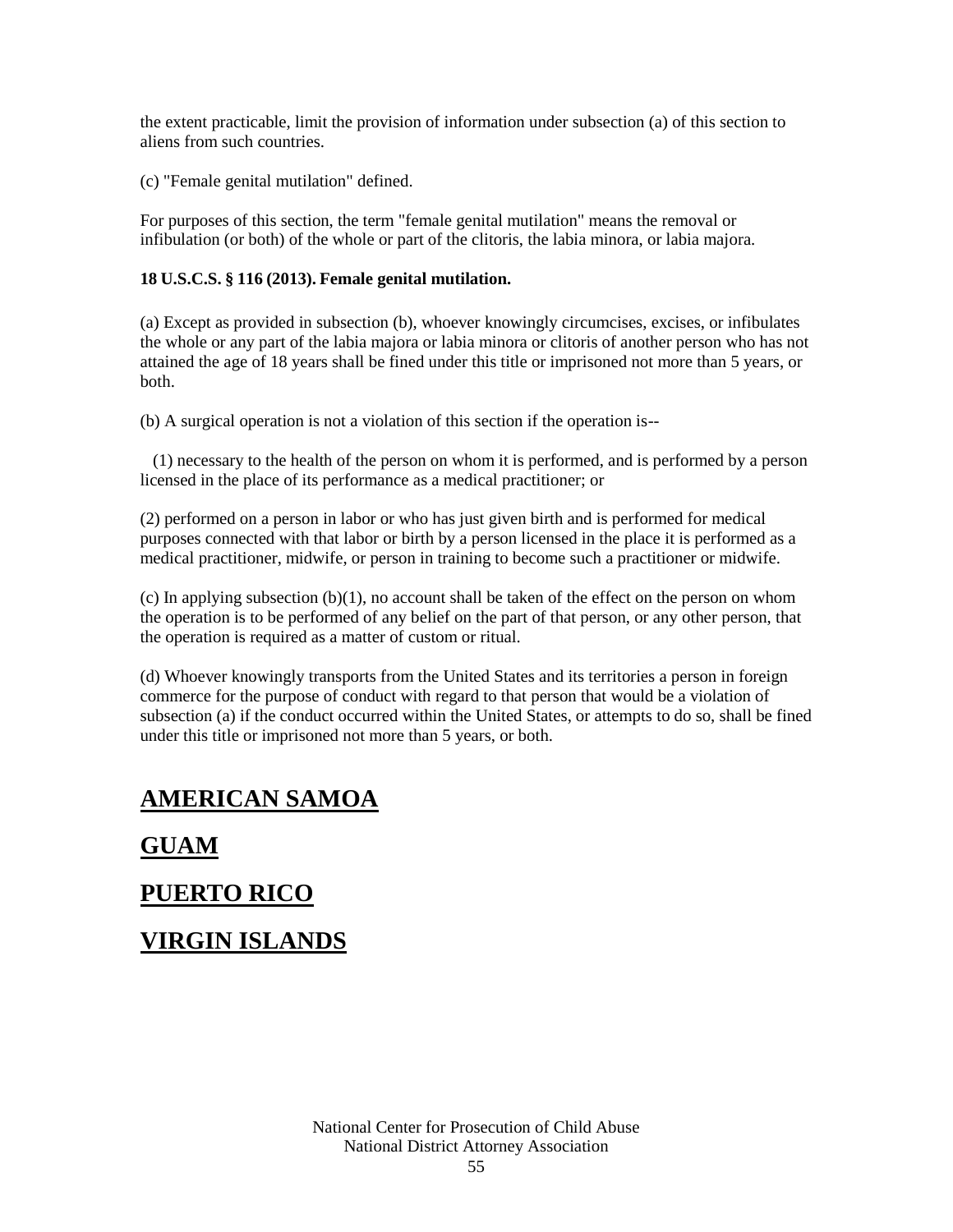the extent practicable, limit the provision of information under subsection (a) of this section to aliens from such countries.

(c) "Female genital mutilation" defined.

For purposes of this section, the term "female genital mutilation" means the removal or infibulation (or both) of the whole or part of the clitoris, the labia minora, or labia majora.

**18 U.S.C.S. § 116 (2013). Female genital mutilation.**

(a) Except as provided in subsection (b), whoever knowingly circumcises, excises, or infibulates the whole or any part of the labia majora or labia minora or clitoris of another person who has not attained the age of 18 years shall be fined under this title or imprisoned not more than 5 years, or both.

(b) A surgical operation is not a violation of this section if the operation is--

(1) necessary to the health of the person on whom it is performed, and is performed by a person licensed in the place of its performance as a medical practitioner; or

(2) performed on a person in labor or who has just given birth and is performed for medical purposes connected with that labor or birth by a person licensed in the place it is performed as a medical practitioner, midwife, or person in training to become such a practitioner or midwife.

(c) In applying subsection (b)(1), no account shall be taken of the effect on the person on whom the operation is to be performed of any belief on the part of that person, or any other person, that the operation is required as a matter of custom or ritual.

(d) Whoever knowingly transports from the United States and its territories a person in foreign commerce for the purpose of conduct with regard to that person that would be a violation of subsection (a) if the conduct occurred within the United States, or attempts to do so, shall be fined under this title or imprisoned not more than 5 years, or both.

# AMERICAN SAMOA

# GUAM

# PUERTO RICO

# VIRGIN ISLANDS